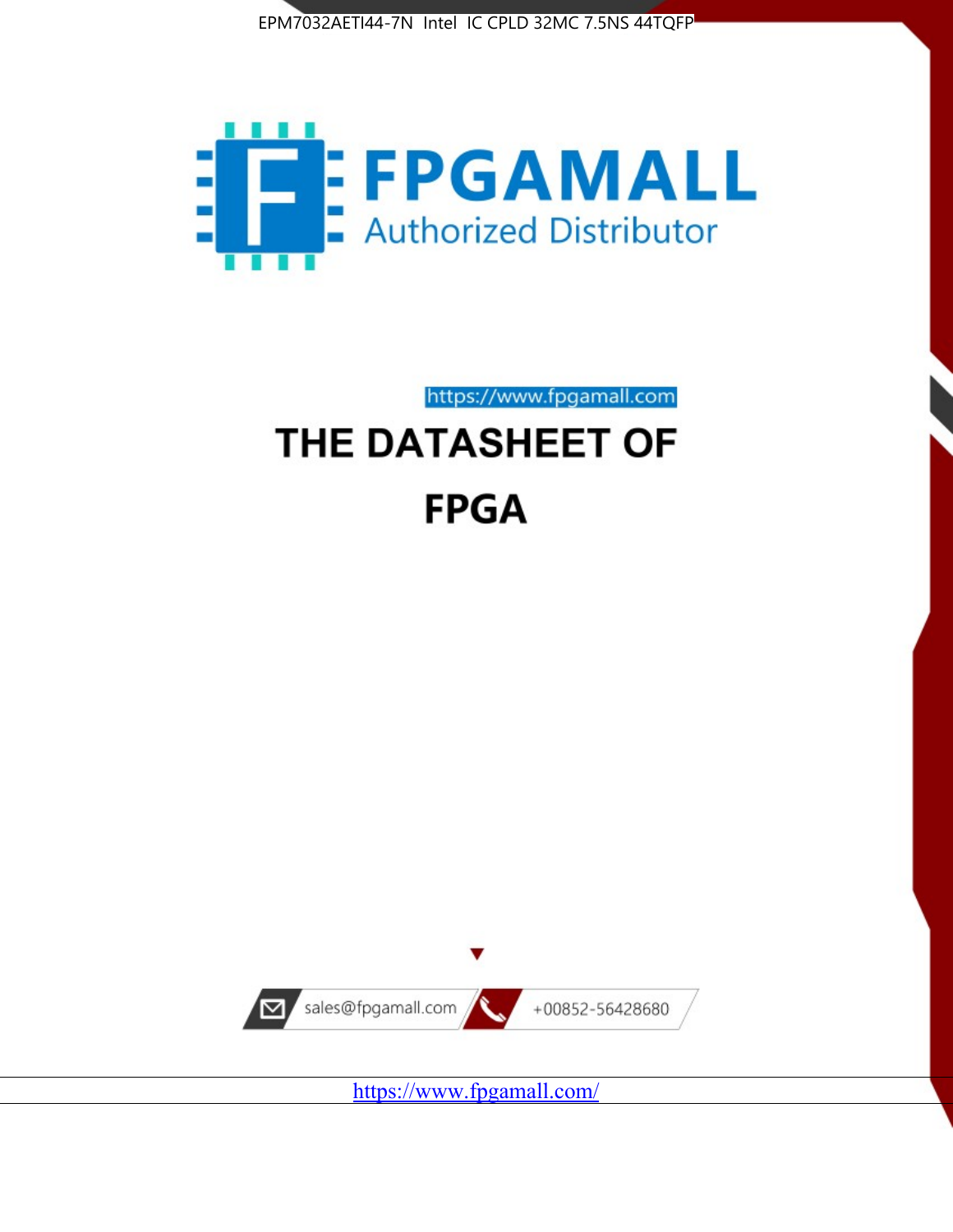EPM7032AETI44-7N Intel IC CPLD 32MC 7.5NS 44TQFP

FPGAMALL

Authorized Distributor

https://www.fpgamall.com

# THE DATASHEET OF FPGA

sales@fpgamall.com

+00852-56428680

https://www.fpgamall.com/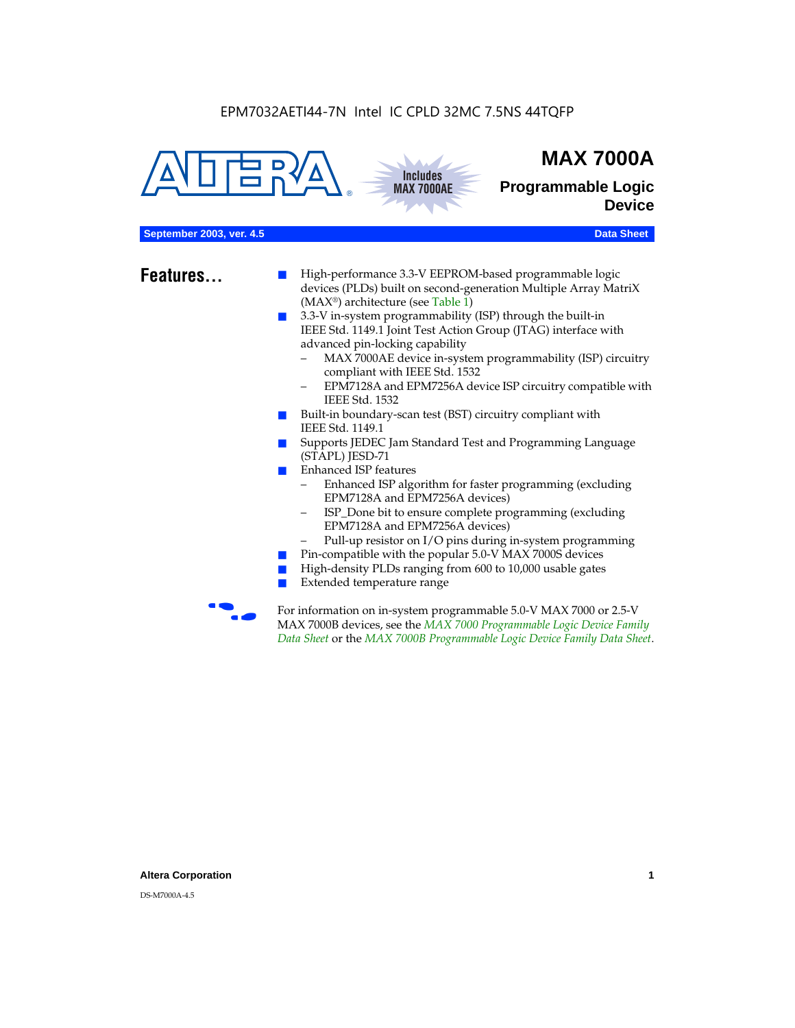EPM7032AETI44-7N Intel IC CPLD 32MC 7.5NS 44TQFP

# MAX 7000A

## Programmable Logic Device

**September 2003, ver. 4.5** **Data Sheet**

## Features...

- High-performance 3.3-V EEPROM-based programmable logic devices (PLDs) built on second-generation Multiple Array MatriX (MAX®) architecture (see Table 1)
- 3.3-V in-system programmability (ISP) through the built-in IEEE Std. 1149.1 Joint Test Action Group (JTAG) interface with advanced pin-locking capability
  - MAX 7000AE device in-system programmability (ISP) circuitry compliant with IEEE Std. 1532
  - EPM7128A and EPM7256A device ISP circuitry compatible with IEEE Std. 1532
- Built-in boundary-scan test (BST) circuitry compliant with IEEE Std. 1149.1
- Supports JEDEC Jam Standard Test and Programming Language (STAPL) JESD-71
- Enhanced ISP features
  - Enhanced ISP algorithm for faster programming (excluding EPM7128A and EPM7256A devices)
  - ISP_Done bit to ensure complete programming (excluding EPM7128A and EPM7256A devices)
  - Pull-up resistor on I/O pins during in-system programming
- Pin-compatible with the popular 5.0-V MAX 7000S devices
- High-density PLDs ranging from 600 to 10,000 usable gates
- Extended temperature range

For information on in-system programmable 5.0-V MAX 7000 or 2.5-V MAX 7000B devices, see the *MAX 7000 Programmable Logic Device Family Data Sheet* or the *MAX 7000B Programmable Logic Device Family Data Sheet*.

DS-M7000A-4.5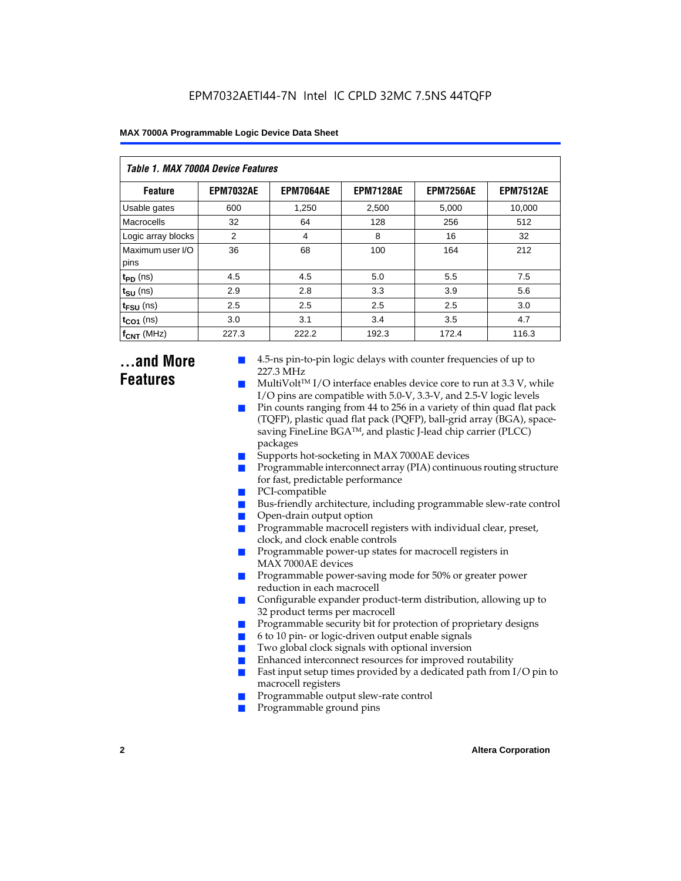*Table 1. MAX 7000A Device Features*

| Feature | EPM7032AE | EPM7064AE | EPM7128AE | EPM7256AE | EPM7512AE |
|---|---|---|---|---|---|
| Usable gates | 600 | 1,250 | 2,500 | 5,000 | 10,000 |
| Macrocells | 32 | 64 | 128 | 256 | 512 |
| Logic array blocks | 2 | 4 | 8 | 16 | 32 |
| Maximum user I/O pins | 36 | 68 | 100 | 164 | 212 |
| $t_{PD}$ (ns) | 4.5 | 4.5 | 5.0 | 5.5 | 7.5 |
| $t_{SU}$ (ns) | 2.9 | 2.8 | 3.3 | 3.9 | 5.6 |
| $t_{FSU}$ (ns) | 2.5 | 2.5 | 2.5 | 2.5 | 3.0 |
| $t_{CO1}$ (ns) | 3.0 | 3.1 | 3.4 | 3.5 | 4.7 |
| $f_{CNT}$ (MHz) | 227.3 | 222.2 | 192.3 | 172.4 | 116.3 |

## ...and More Features

- 4.5-ns pin-to-pin logic delays with counter frequencies of up to 227.3 MHz
- MultiVolt™ I/O interface enables device core to run at 3.3 V, while I/O pins are compatible with 5.0-V, 3.3-V, and 2.5-V logic levels
- Pin counts ranging from 44 to 256 in a variety of thin quad flat pack (TQFP), plastic quad flat pack (PQFP), ball-grid array (BGA), space-saving FineLine BGA™, and plastic J-lead chip carrier (PLCC) packages
- Supports hot-socketing in MAX 7000AE devices
- Programmable interconnect array (PIA) continuous routing structure for fast, predictable performance
- PCI-compatible
- Bus-friendly architecture, including programmable slew-rate control
- Open-drain output option
- Programmable macrocell registers with individual clear, preset, clock, and clock enable controls
- Programmable power-up states for macrocell registers in MAX 7000AE devices
- Programmable power-saving mode for 50% or greater power reduction in each macrocell
- Configurable expander product-term distribution, allowing up to 32 product terms per macrocell
- Programmable security bit for protection of proprietary designs
- 6 to 10 pin- or logic-driven output enable signals
- Two global clock signals with optional inversion
- Enhanced interconnect resources for improved routability
- Fast input setup times provided by a dedicated path from I/O pin to macrocell registers
- Programmable output slew-rate control
- Programmable ground pins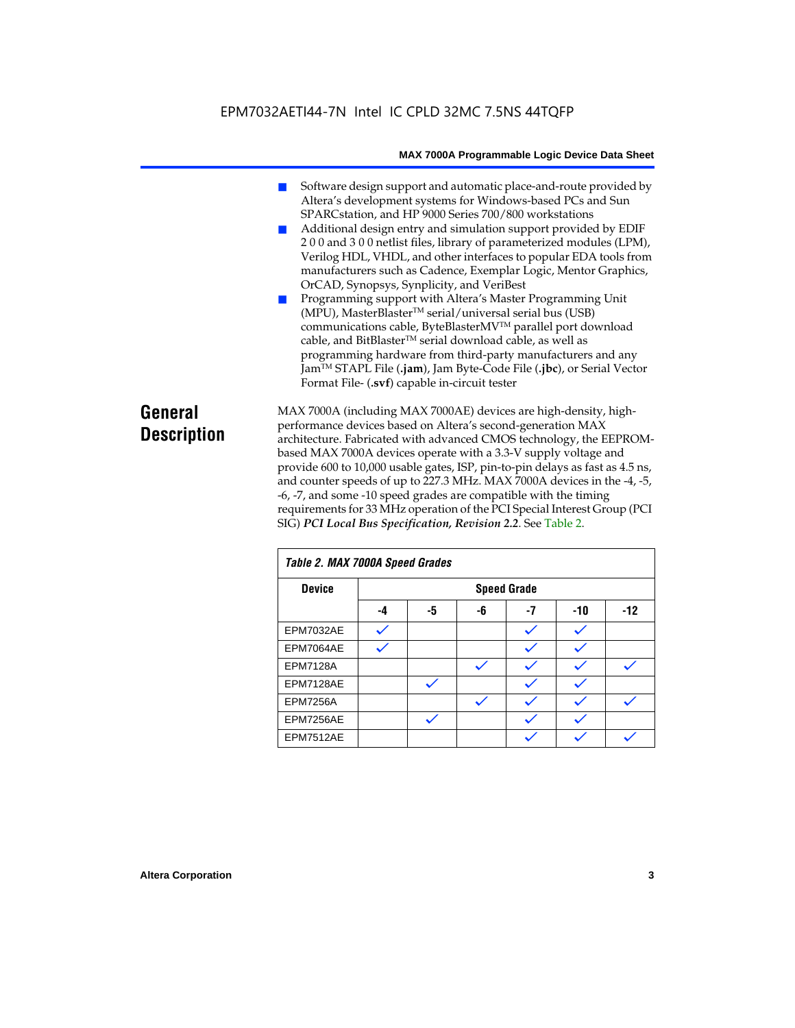- Software design support and automatic place-and-route provided by Altera's development systems for Windows-based PCs and Sun SPARCstation, and HP 9000 Series 700/800 workstations
- Additional design entry and simulation support provided by EDIF 2 0 0 and 3 0 0 netlist files, library of parameterized modules (LPM), Verilog HDL, VHDL, and other interfaces to popular EDA tools from manufacturers such as Cadence, Exemplar Logic, Mentor Graphics, OrCAD, Synopsys, Synplicity, and VeriBest
- Programming support with Altera's Master Programming Unit (MPU), MasterBlaster™ serial/universal serial bus (USB) communications cable, ByteBlasterMV™ parallel port download cable, and BitBlaster™ serial download cable, as well as programming hardware from third-party manufacturers and any Jam™ STAPL File (**.jam**), Jam Byte-Code File (**.jbc**), or Serial Vector Format File- (**.svf**) capable in-circuit tester

## General Description

MAX 7000A (including MAX 7000AE) devices are high-density, high-performance devices based on Altera's second-generation MAX architecture. Fabricated with advanced CMOS technology, the EEPROM-based MAX 7000A devices operate with a 3.3-V supply voltage and provide 600 to 10,000 usable gates, ISP, pin-to-pin delays as fast as 4.5 ns, and counter speeds of up to 227.3 MHz. MAX 7000A devices in the -4, -5, -6, -7, and some -10 speed grades are compatible with the timing requirements for 33 MHz operation of the PCI Special Interest Group (PCI SIG) ***PCI Local Bus Specification, Revision 2.2***. See Table 2.

*Table 2. MAX 7000A Speed Grades*

| Device | Speed Grade | | | | | |
|---|---|---|---|---|---|---|
| | -4 | -5 | -6 | -7 | -10 | -12 |
| EPM7032AE | ✓ | | | ✓ | ✓ | |
| EPM7064AE | ✓ | | | ✓ | ✓ | |
| EPM7128A | | | ✓ | ✓ | ✓ | ✓ |
| EPM7128AE | | ✓ | | ✓ | ✓ | |
| EPM7256A | | | ✓ | ✓ | ✓ | ✓ |
| EPM7256AE | | ✓ | | ✓ | ✓ | |
| EPM7512AE | | | | ✓ | ✓ | ✓ |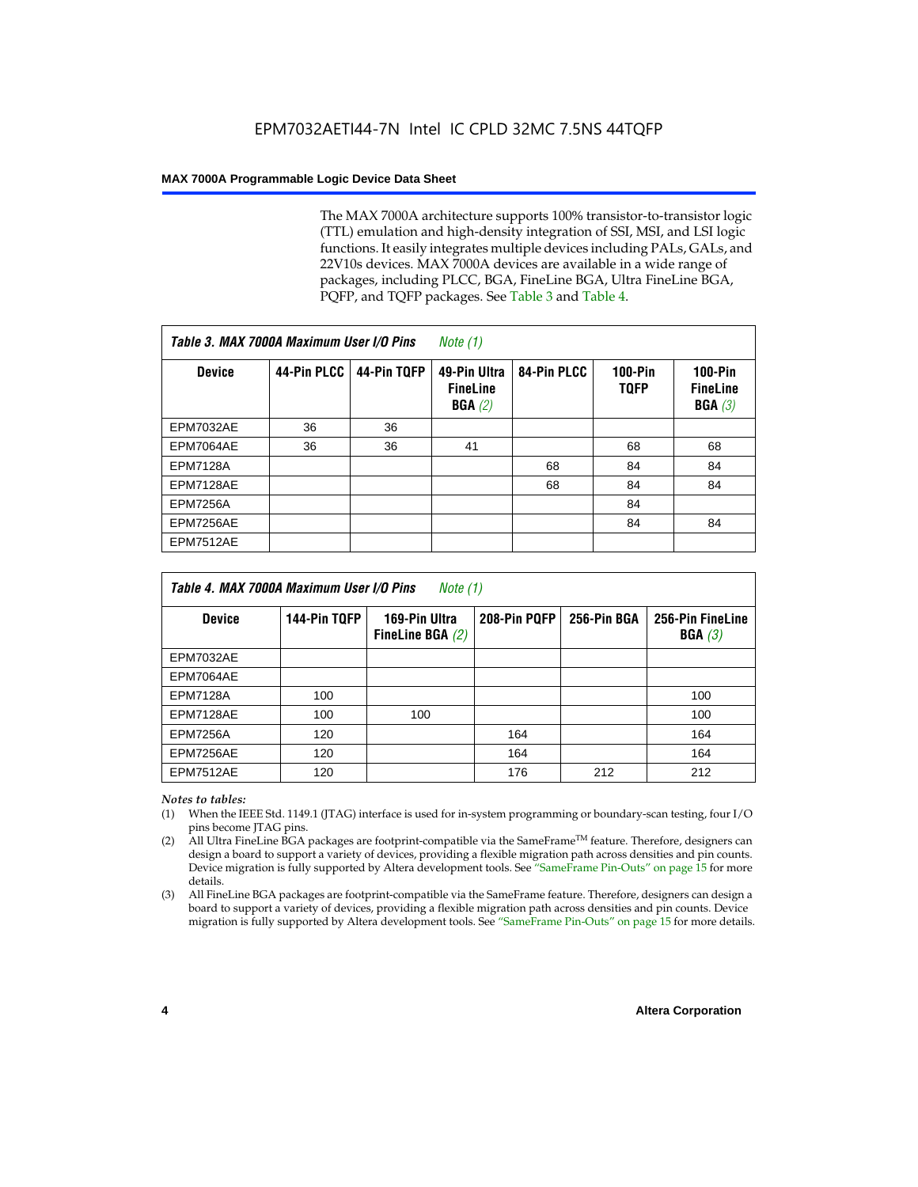The MAX 7000A architecture supports 100% transistor-to-transistor logic (TTL) emulation and high-density integration of SSI, MSI, and LSI logic functions. It easily integrates multiple devices including PALs, GALs, and 22V10s devices. MAX 7000A devices are available in a wide range of packages, including PLCC, BGA, FineLine BGA, Ultra FineLine BGA, PQFP, and TQFP packages. See Table 3 and Table 4.

**Table 3. MAX 7000A Maximum User I/O Pins** *Note (1)*

| Device | 44-Pin PLCC | 44-Pin TQFP | 49-Pin Ultra FineLine BGA *(2)* | 84-Pin PLCC | 100-Pin TQFP | 100-Pin FineLine BGA *(3)* |
|---|---|---|---|---|---|---|
| EPM7032AE | 36 | 36 | | | | |
| EPM7064AE | 36 | 36 | 41 | | 68 | 68 |
| EPM7128A | | | | 68 | 84 | 84 |
| EPM7128AE | | | | 68 | 84 | 84 |
| EPM7256A | | | | | 84 | |
| EPM7256AE | | | | | 84 | 84 |
| EPM7512AE | | | | | | |

**Table 4. MAX 7000A Maximum User I/O Pins** *Note (1)*

| Device | 144-Pin TQFP | 169-Pin Ultra FineLine BGA *(2)* | 208-Pin PQFP | 256-Pin BGA | 256-Pin FineLine BGA *(3)* |
|---|---|---|---|---|---|
| EPM7032AE | | | | | |
| EPM7064AE | | | | | |
| EPM7128A | 100 | | | | 100 |
| EPM7128AE | 100 | 100 | | | 100 |
| EPM7256A | 120 | | 164 | | 164 |
| EPM7256AE | 120 | | 164 | | 164 |
| EPM7512AE | 120 | | 176 | 212 | 212 |

*Notes to tables:*

(1) When the IEEE Std. 1149.1 (JTAG) interface is used for in-system programming or boundary-scan testing, four I/O pins become JTAG pins.

(2) All Ultra FineLine BGA packages are footprint-compatible via the SameFrame™ feature. Therefore, designers can design a board to support a variety of devices, providing a flexible migration path across densities and pin counts. Device migration is fully supported by Altera development tools. See "SameFrame Pin-Outs" on page 15 for more details.

(3) All FineLine BGA packages are footprint-compatible via the SameFrame feature. Therefore, designers can design a board to support a variety of devices, providing a flexible migration path across densities and pin counts. Device migration is fully supported by Altera development tools. See "SameFrame Pin-Outs" on page 15 for more details.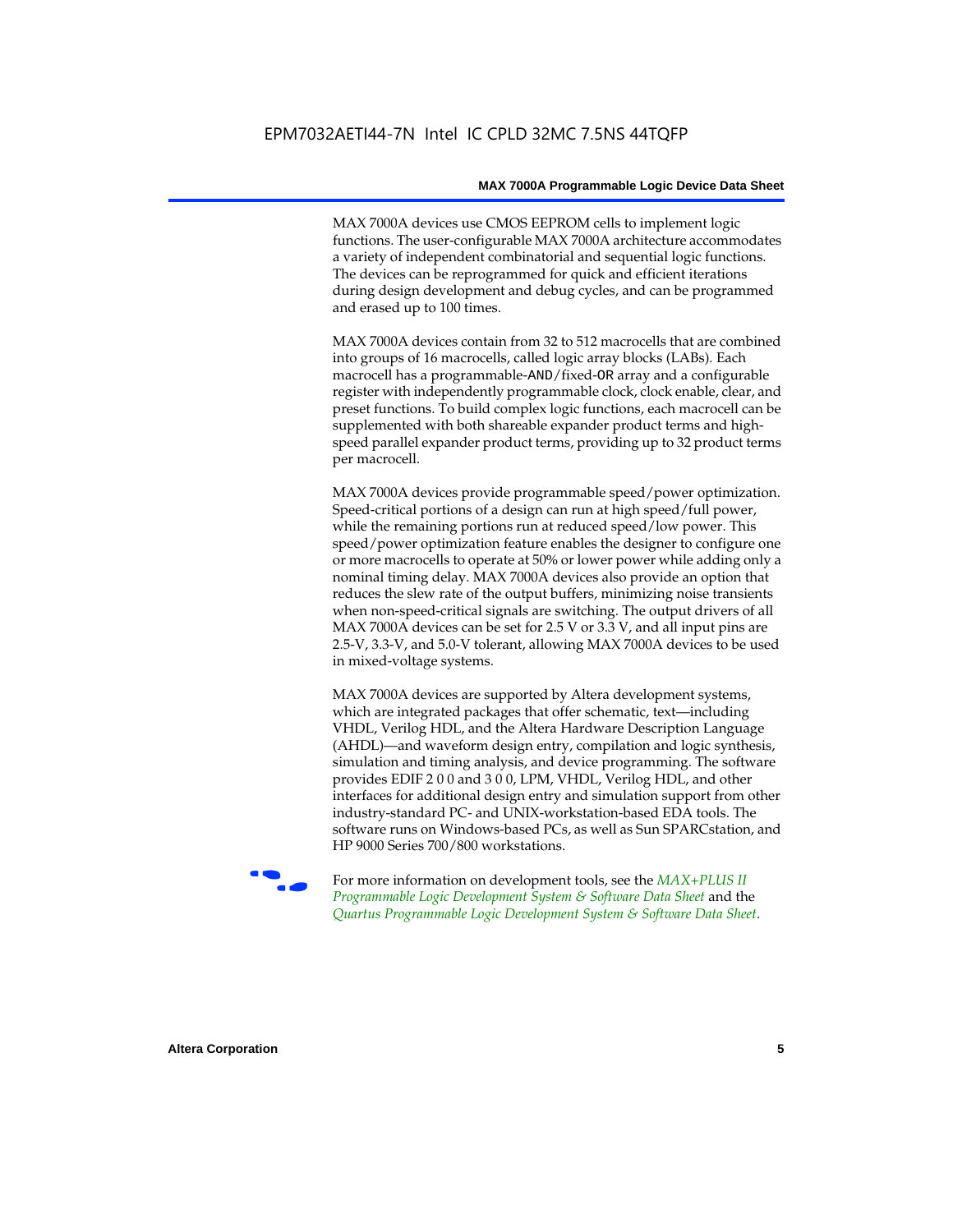MAX 7000A devices use CMOS EEPROM cells to implement logic functions. The user-configurable MAX 7000A architecture accommodates a variety of independent combinatorial and sequential logic functions. The devices can be reprogrammed for quick and efficient iterations during design development and debug cycles, and can be programmed and erased up to 100 times.

MAX 7000A devices contain from 32 to 512 macrocells that are combined into groups of 16 macrocells, called logic array blocks (LABs). Each macrocell has a programmable-AND/fixed-OR array and a configurable register with independently programmable clock, clock enable, clear, and preset functions. To build complex logic functions, each macrocell can be supplemented with both shareable expander product terms and high-speed parallel expander product terms, providing up to 32 product terms per macrocell.

MAX 7000A devices provide programmable speed/power optimization. Speed-critical portions of a design can run at high speed/full power, while the remaining portions run at reduced speed/low power. This speed/power optimization feature enables the designer to configure one or more macrocells to operate at 50% or lower power while adding only a nominal timing delay. MAX 7000A devices also provide an option that reduces the slew rate of the output buffers, minimizing noise transients when non-speed-critical signals are switching. The output drivers of all MAX 7000A devices can be set for 2.5 V or 3.3 V, and all input pins are 2.5-V, 3.3-V, and 5.0-V tolerant, allowing MAX 7000A devices to be used in mixed-voltage systems.

MAX 7000A devices are supported by Altera development systems, which are integrated packages that offer schematic, text—including VHDL, Verilog HDL, and the Altera Hardware Description Language (AHDL)—and waveform design entry, compilation and logic synthesis, simulation and timing analysis, and device programming. The software provides EDIF 2 0 0 and 3 0 0, LPM, VHDL, Verilog HDL, and other interfaces for additional design entry and simulation support from other industry-standard PC- and UNIX-workstation-based EDA tools. The software runs on Windows-based PCs, as well as Sun SPARCstation, and HP 9000 Series 700/800 workstations.

For more information on development tools, see the *MAX+PLUS II Programmable Logic Development System & Software Data Sheet* and the *Quartus Programmable Logic Development System & Software Data Sheet*.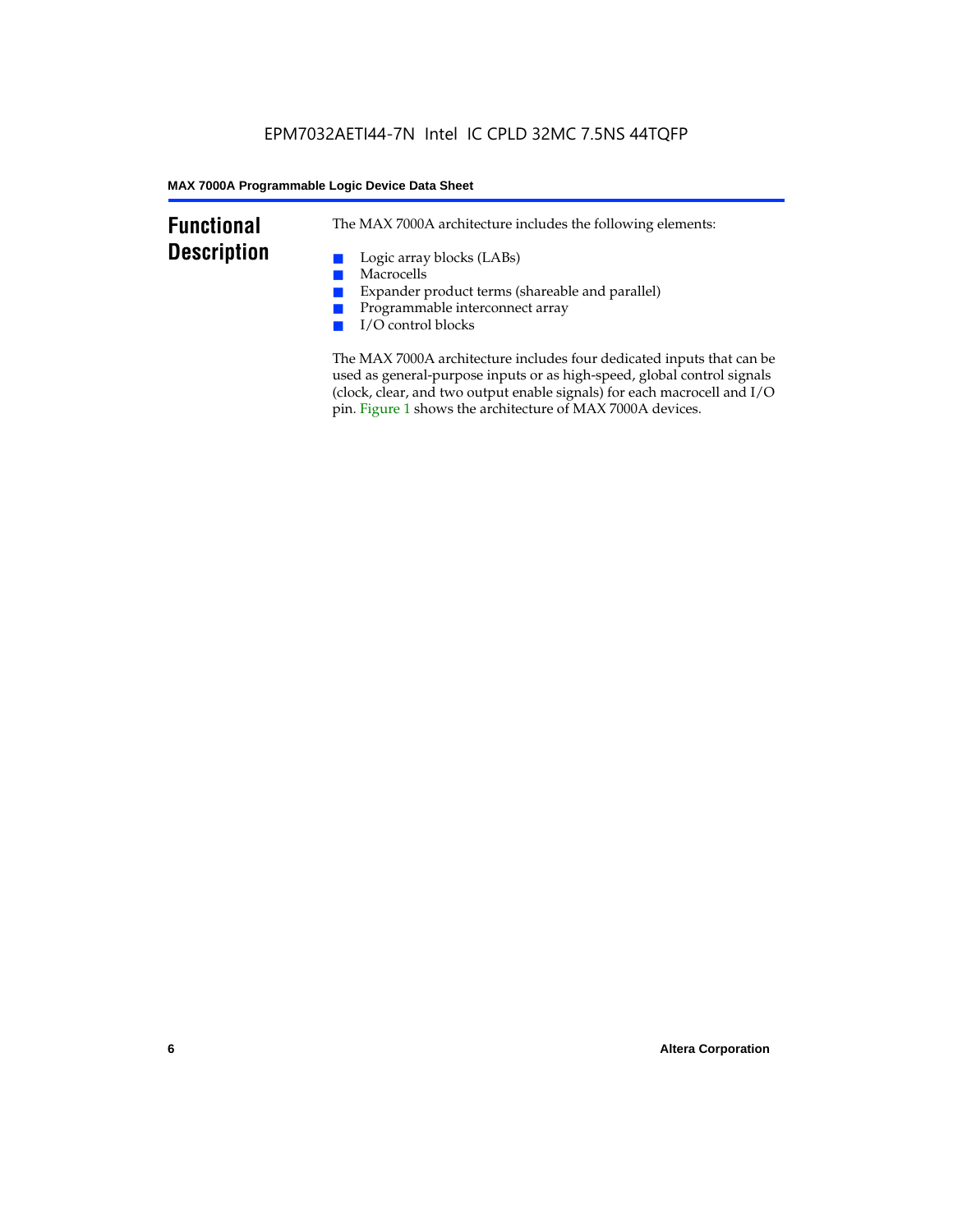# Functional Description

The MAX 7000A architecture includes the following elements:

- Logic array blocks (LABs)
- Macrocells
- Expander product terms (shareable and parallel)
- Programmable interconnect array
- I/O control blocks

The MAX 7000A architecture includes four dedicated inputs that can be used as general-purpose inputs or as high-speed, global control signals (clock, clear, and two output enable signals) for each macrocell and I/O pin. Figure 1 shows the architecture of MAX 7000A devices.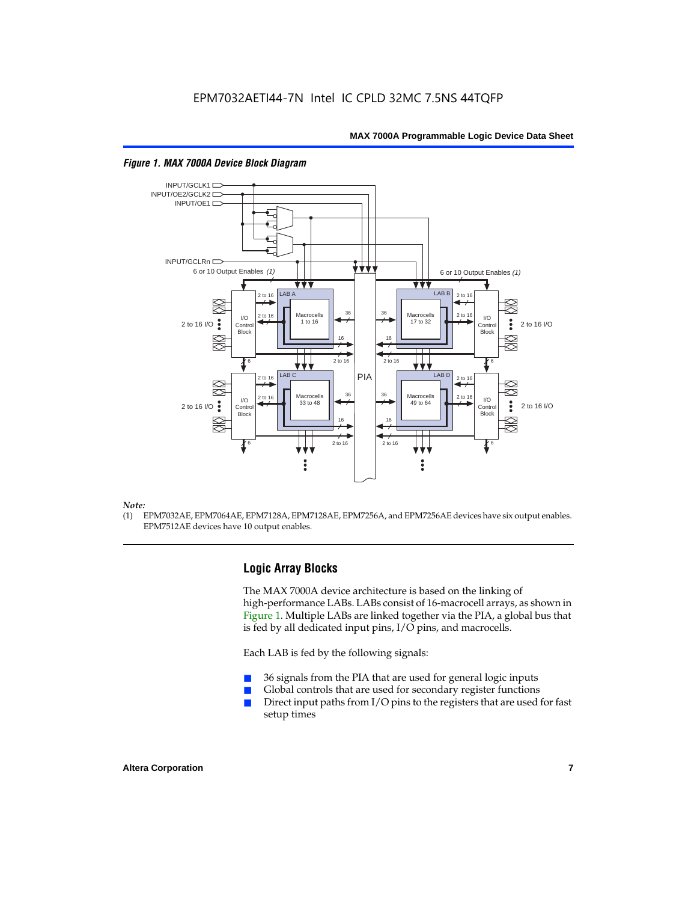*Figure 1. MAX 7000A Device Block Diagram*

*Note:*

(1) EPM7032AE, EPM7064AE, EPM7128A, EPM7128AE, EPM7256A, and EPM7256AE devices have six output enables. EPM7512AE devices have 10 output enables.

## Logic Array Blocks

The MAX 7000A device architecture is based on the linking of high-performance LABs. LABs consist of 16-macrocell arrays, as shown in Figure 1. Multiple LABs are linked together via the PIA, a global bus that is fed by all dedicated input pins, I/O pins, and macrocells.

Each LAB is fed by the following signals:

- 36 signals from the PIA that are used for general logic inputs
- Global controls that are used for secondary register functions
- Direct input paths from I/O pins to the registers that are used for fast setup times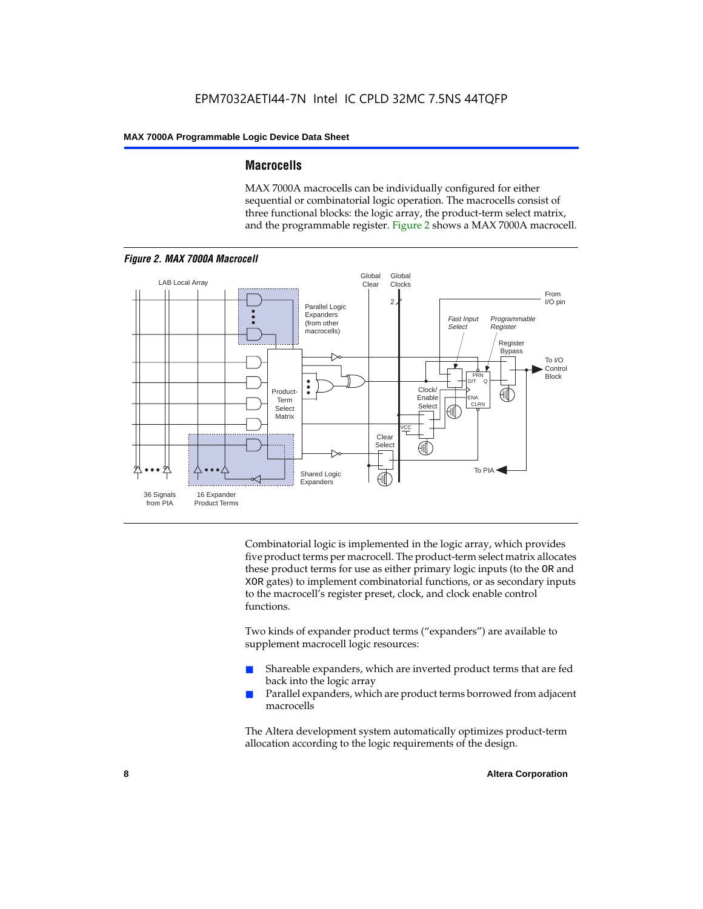## Macrocells

MAX 7000A macrocells can be individually configured for either sequential or combinatorial logic operation. The macrocells consist of three functional blocks: the logic array, the product-term select matrix, and the programmable register. Figure 2 shows a MAX 7000A macrocell.

*Figure 2. MAX 7000A Macrocell*

Combinatorial logic is implemented in the logic array, which provides five product terms per macrocell. The product-term select matrix allocates these product terms for use as either primary logic inputs (to the OR and XOR gates) to implement combinatorial functions, or as secondary inputs to the macrocell's register preset, clock, and clock enable control functions.

Two kinds of expander product terms ("expanders") are available to supplement macrocell logic resources:

- Shareable expanders, which are inverted product terms that are fed back into the logic array
- Parallel expanders, which are product terms borrowed from adjacent macrocells

The Altera development system automatically optimizes product-term allocation according to the logic requirements of the design.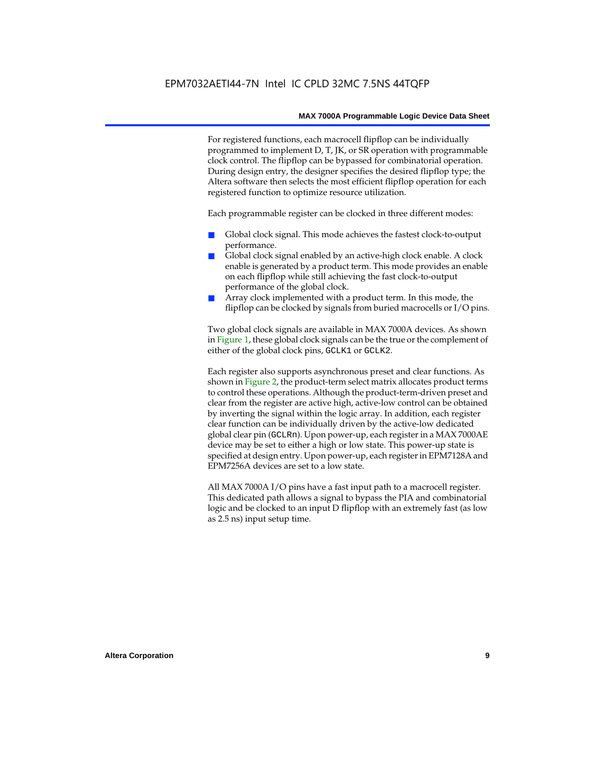For registered functions, each macrocell flipflop can be individually programmed to implement D, T, JK, or SR operation with programmable clock control. The flipflop can be bypassed for combinatorial operation. During design entry, the designer specifies the desired flipflop type; the Altera software then selects the most efficient flipflop operation for each registered function to optimize resource utilization.

Each programmable register can be clocked in three different modes:

- Global clock signal. This mode achieves the fastest clock-to-output performance.
- Global clock signal enabled by an active-high clock enable. A clock enable is generated by a product term. This mode provides an enable on each flipflop while still achieving the fast clock-to-output performance of the global clock.
- Array clock implemented with a product term. In this mode, the flipflop can be clocked by signals from buried macrocells or I/O pins.

Two global clock signals are available in MAX 7000A devices. As shown in Figure 1, these global clock signals can be the true or the complement of either of the global clock pins, `GCLK1` or `GCLK2`.

Each register also supports asynchronous preset and clear functions. As shown in Figure 2, the product-term select matrix allocates product terms to control these operations. Although the product-term-driven preset and clear from the register are active high, active-low control can be obtained by inverting the signal within the logic array. In addition, each register clear function can be individually driven by the active-low dedicated global clear pin (`GCLRn`). Upon power-up, each register in a MAX 7000AE device may be set to either a high or low state. This power-up state is specified at design entry. Upon power-up, each register in EPM7128A and EPM7256A devices are set to a low state.

All MAX 7000A I/O pins have a fast input path to a macrocell register. This dedicated path allows a signal to bypass the PIA and combinatorial logic and be clocked to an input D flipflop with an extremely fast (as low as 2.5 ns) input setup time.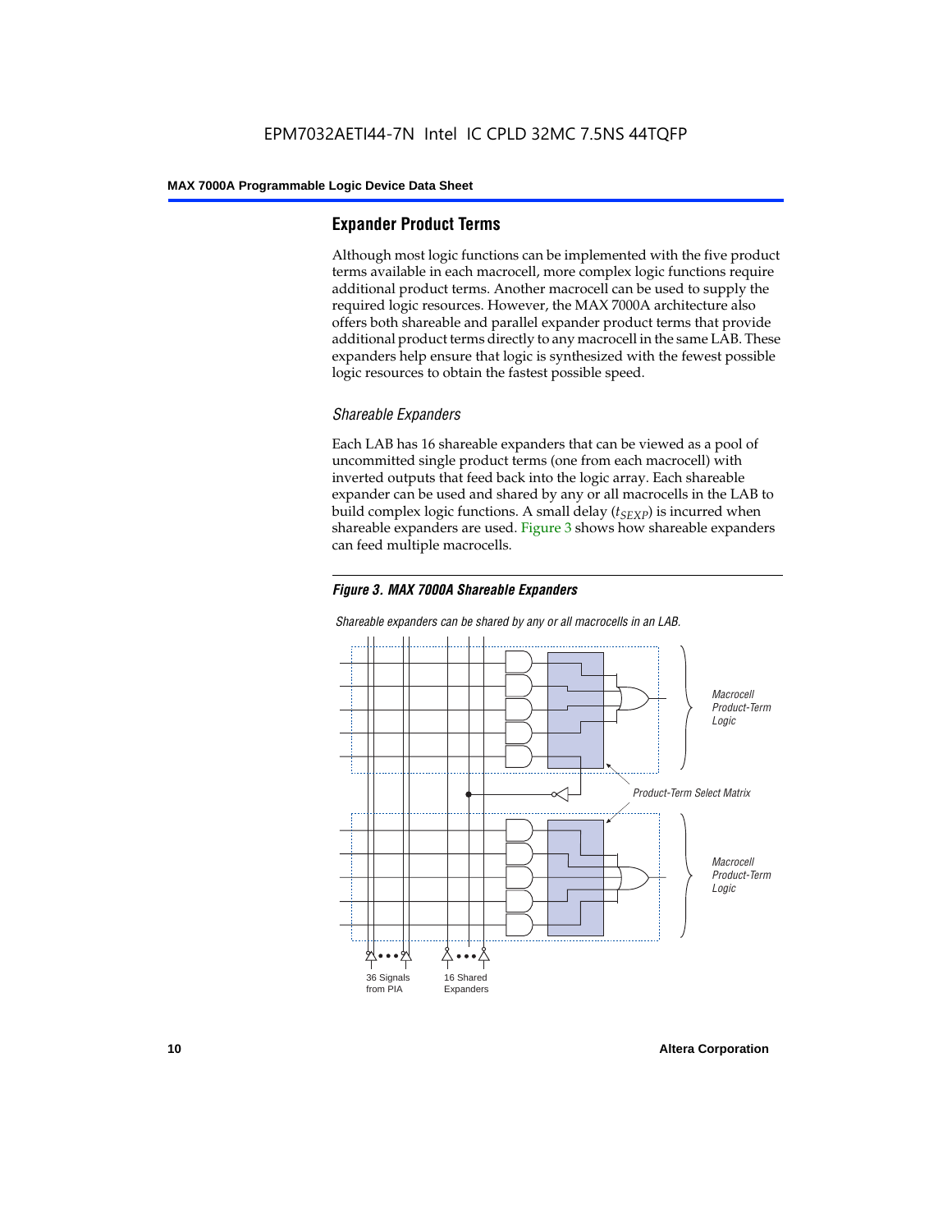## Expander Product Terms

Although most logic functions can be implemented with the five product terms available in each macrocell, more complex logic functions require additional product terms. Another macrocell can be used to supply the required logic resources. However, the MAX 7000A architecture also offers both shareable and parallel expander product terms that provide additional product terms directly to any macrocell in the same LAB. These expanders help ensure that logic is synthesized with the fewest possible logic resources to obtain the fastest possible speed.

### *Shareable Expanders*

Each LAB has 16 shareable expanders that can be viewed as a pool of uncommitted single product terms (one from each macrocell) with inverted outputs that feed back into the logic array. Each shareable expander can be used and shared by any or all macrocells in the LAB to build complex logic functions. A small delay ($t_{SEXP}$) is incurred when shareable expanders are used. Figure 3 shows how shareable expanders can feed multiple macrocells.

***Figure 3. MAX 7000A Shareable Expanders***

*Shareable expanders can be shared by any or all macrocells in an LAB.*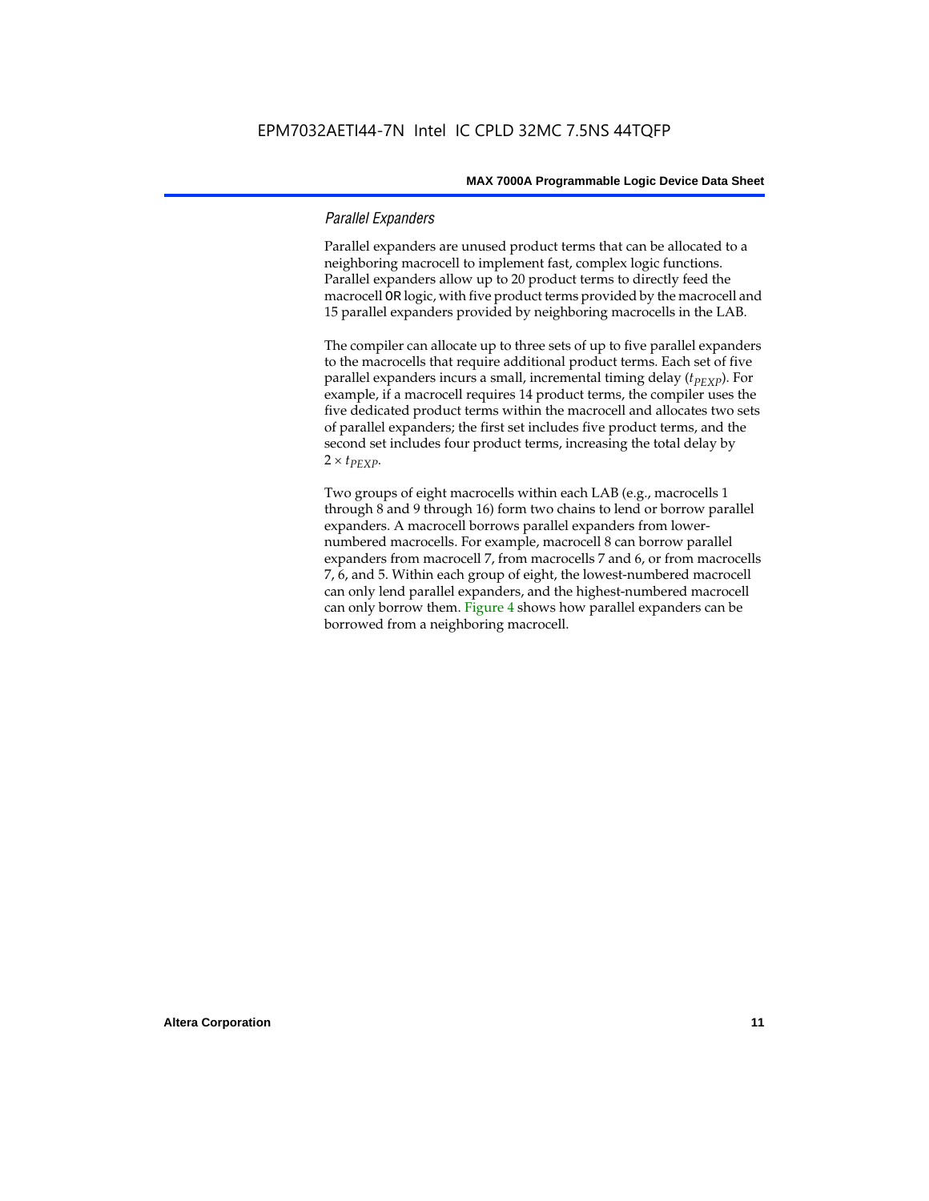### *Parallel Expanders*

Parallel expanders are unused product terms that can be allocated to a neighboring macrocell to implement fast, complex logic functions. Parallel expanders allow up to 20 product terms to directly feed the macrocell OR logic, with five product terms provided by the macrocell and 15 parallel expanders provided by neighboring macrocells in the LAB.

The compiler can allocate up to three sets of up to five parallel expanders to the macrocells that require additional product terms. Each set of five parallel expanders incurs a small, incremental timing delay ($t_{PEXP}$). For example, if a macrocell requires 14 product terms, the compiler uses the five dedicated product terms within the macrocell and allocates two sets of parallel expanders; the first set includes five product terms, and the second set includes four product terms, increasing the total delay by $2 \times t_{PEXP}$.

Two groups of eight macrocells within each LAB (e.g., macrocells 1 through 8 and 9 through 16) form two chains to lend or borrow parallel expanders. A macrocell borrows parallel expanders from lower-numbered macrocells. For example, macrocell 8 can borrow parallel expanders from macrocell 7, from macrocells 7 and 6, or from macrocells 7, 6, and 5. Within each group of eight, the lowest-numbered macrocell can only lend parallel expanders, and the highest-numbered macrocell can only borrow them. Figure 4 shows how parallel expanders can be borrowed from a neighboring macrocell.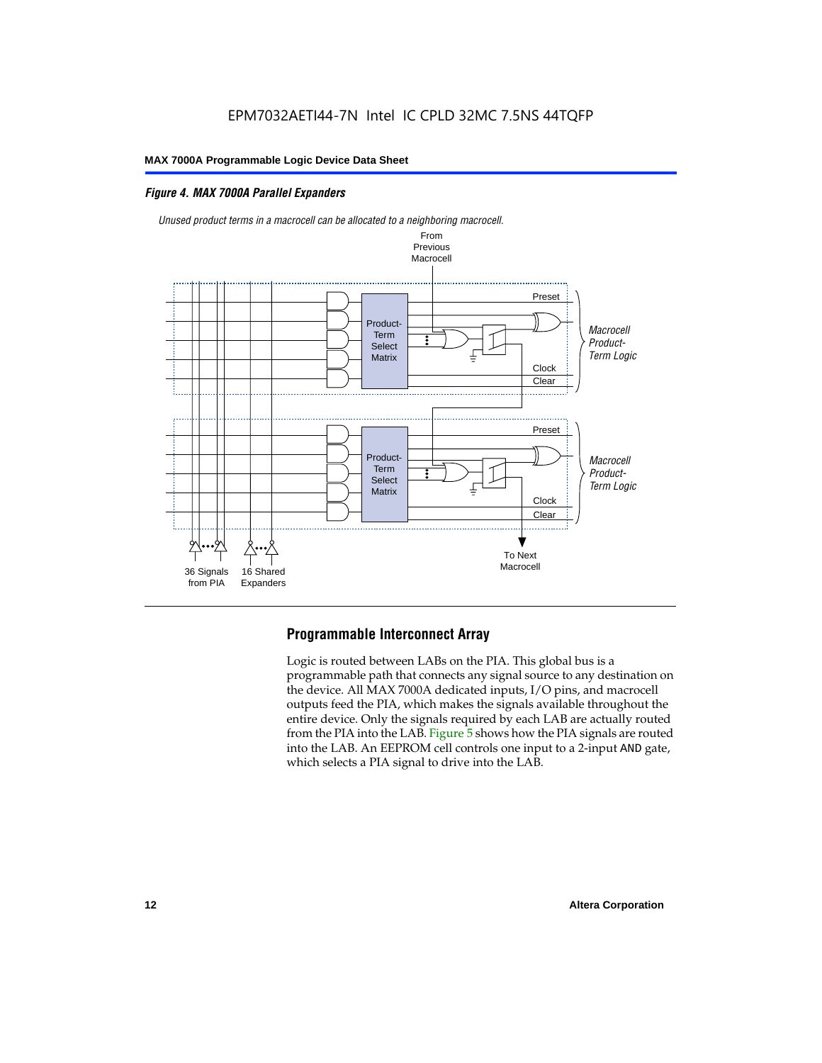*Figure 4. MAX 7000A Parallel Expanders*

*Unused product terms in a macrocell can be allocated to a neighboring macrocell.*

From Previous Macrocell

Preset

Product-Term Select Matrix

Clock

Clear

*Macrocell Product-Term Logic*

Preset

Product-Term Select Matrix

Clock

Clear

*Macrocell Product-Term Logic*

36 Signals from PIA

16 Shared Expanders

To Next Macrocell

## Programmable Interconnect Array

Logic is routed between LABs on the PIA. This global bus is a programmable path that connects any signal source to any destination on the device. All MAX 7000A dedicated inputs, I/O pins, and macrocell outputs feed the PIA, which makes the signals available throughout the entire device. Only the signals required by each LAB are actually routed from the PIA into the LAB. Figure 5 shows how the PIA signals are routed into the LAB. An EEPROM cell controls one input to a 2-input AND gate, which selects a PIA signal to drive into the LAB.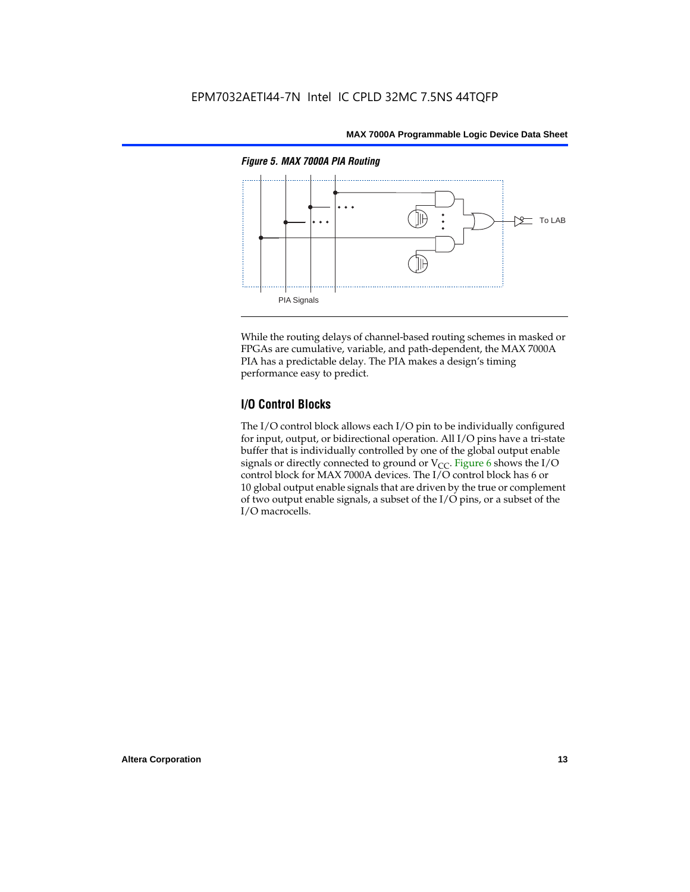*Figure 5. MAX 7000A PIA Routing*

PIA Signals

To LAB

While the routing delays of channel-based routing schemes in masked or FPGAs are cumulative, variable, and path-dependent, the MAX 7000A PIA has a predictable delay. The PIA makes a design's timing performance easy to predict.

## I/O Control Blocks

The I/O control block allows each I/O pin to be individually configured for input, output, or bidirectional operation. All I/O pins have a tri-state buffer that is individually controlled by one of the global output enable signals or directly connected to ground or $V_{CC}$. Figure 6 shows the I/O control block for MAX 7000A devices. The I/O control block has 6 or 10 global output enable signals that are driven by the true or complement of two output enable signals, a subset of the I/O pins, or a subset of the I/O macrocells.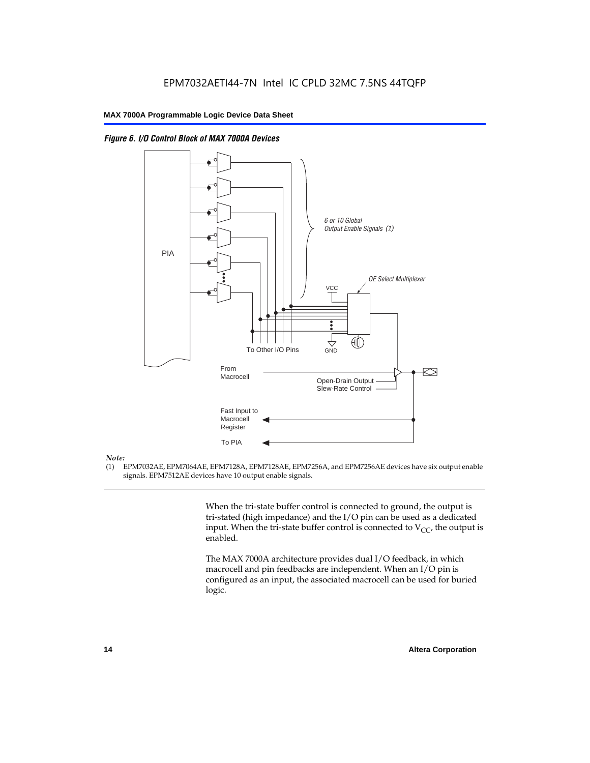*Figure 6. I/O Control Block of MAX 7000A Devices*

*Note:*
(1) EPM7032AE, EPM7064AE, EPM7128A, EPM7128AE, EPM7256A, and EPM7256AE devices have six output enable signals. EPM7512AE devices have 10 output enable signals.

When the tri-state buffer control is connected to ground, the output is tri-stated (high impedance) and the I/O pin can be used as a dedicated input. When the tri-state buffer control is connected to $V_{CC}$, the output is enabled.

The MAX 7000A architecture provides dual I/O feedback, in which macrocell and pin feedbacks are independent. When an I/O pin is configured as an input, the associated macrocell can be used for buried logic.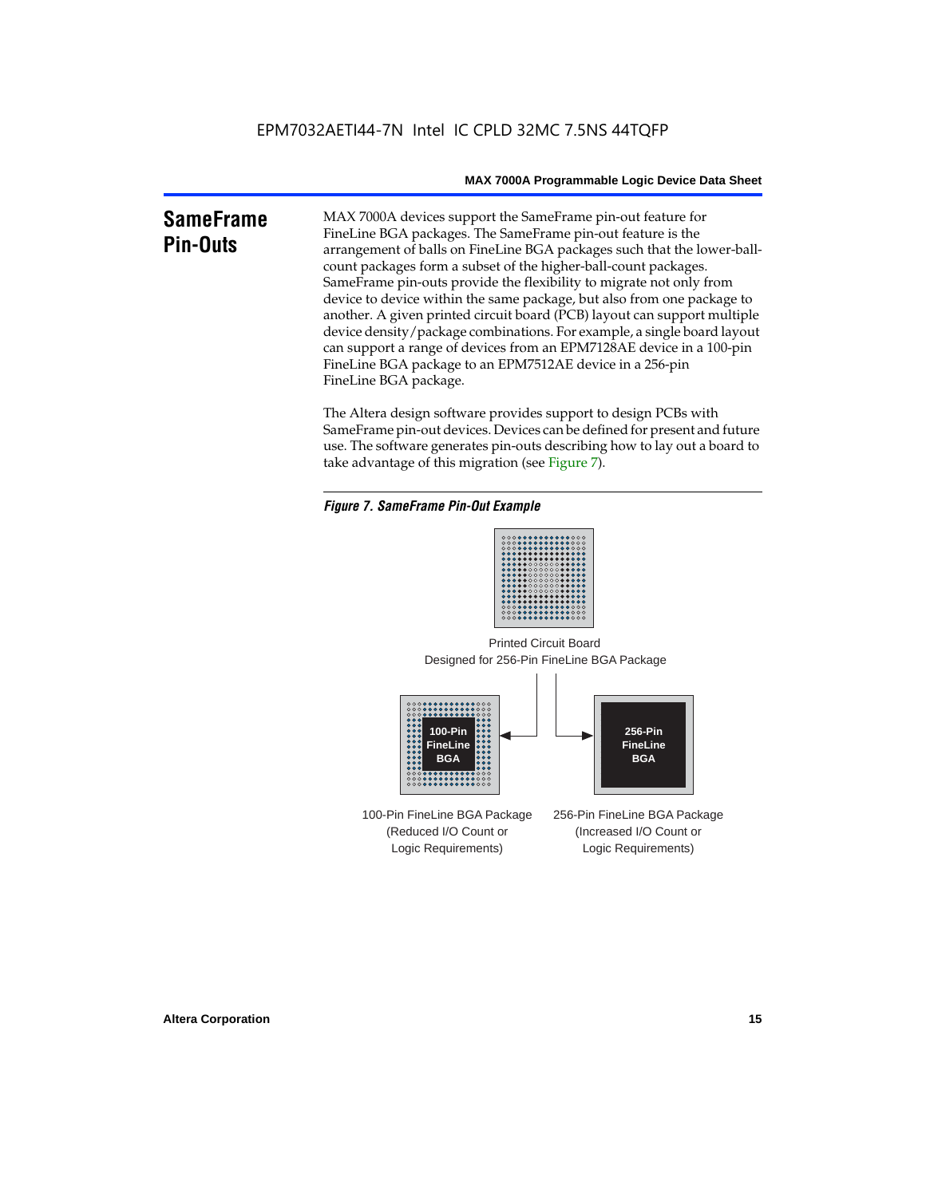## SameFrame Pin-Outs

MAX 7000A devices support the SameFrame pin-out feature for FineLine BGA packages. The SameFrame pin-out feature is the arrangement of balls on FineLine BGA packages such that the lower-ball-count packages form a subset of the higher-ball-count packages. SameFrame pin-outs provide the flexibility to migrate not only from device to device within the same package, but also from one package to another. A given printed circuit board (PCB) layout can support multiple device density/package combinations. For example, a single board layout can support a range of devices from an EPM7128AE device in a 100-pin FineLine BGA package to an EPM7512AE device in a 256-pin FineLine BGA package.

The Altera design software provides support to design PCBs with SameFrame pin-out devices. Devices can be defined for present and future use. The software generates pin-outs describing how to lay out a board to take advantage of this migration (see Figure 7).

*Figure 7. SameFrame Pin-Out Example*

Printed Circuit Board
Designed for 256-Pin FineLine BGA Package

100-Pin FineLine BGA

256-Pin FineLine BGA

100-Pin FineLine BGA Package
(Reduced I/O Count or
Logic Requirements)

256-Pin FineLine BGA Package
(Increased I/O Count or
Logic Requirements)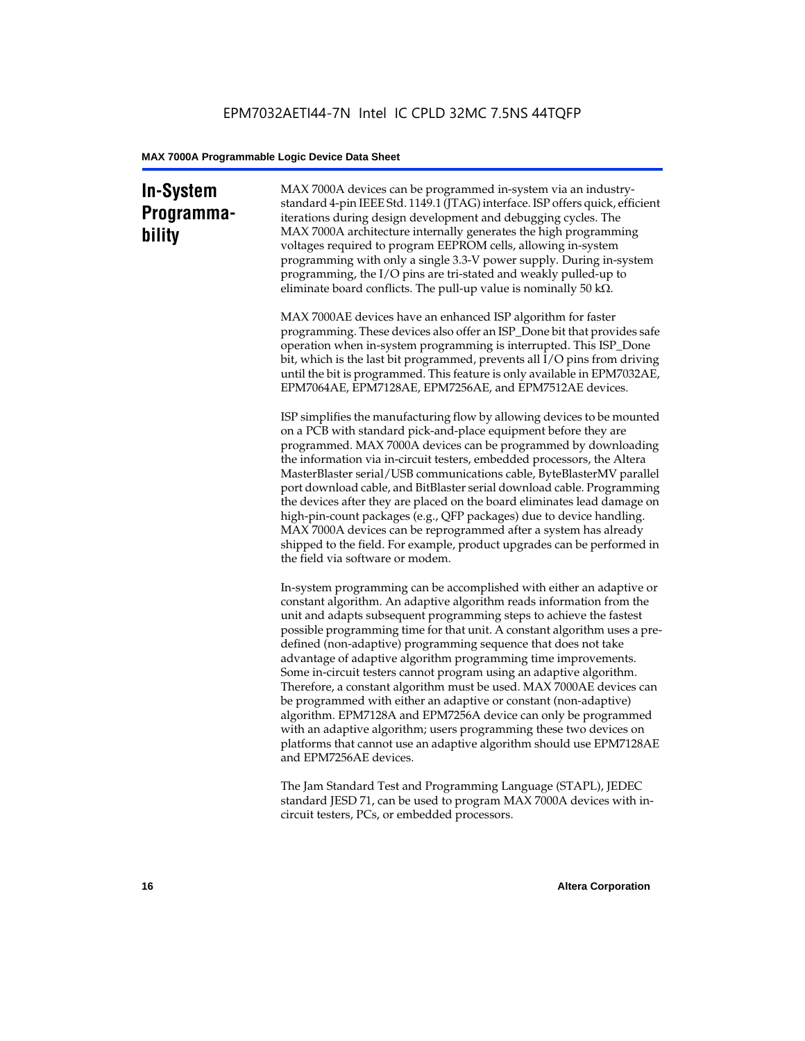## In-System Programmability

MAX 7000A devices can be programmed in-system via an industry-standard 4-pin IEEE Std. 1149.1 (JTAG) interface. ISP offers quick, efficient iterations during design development and debugging cycles. The MAX 7000A architecture internally generates the high programming voltages required to program EEPROM cells, allowing in-system programming with only a single 3.3-V power supply. During in-system programming, the I/O pins are tri-stated and weakly pulled-up to eliminate board conflicts. The pull-up value is nominally 50 kΩ.

MAX 7000AE devices have an enhanced ISP algorithm for faster programming. These devices also offer an ISP_Done bit that provides safe operation when in-system programming is interrupted. This ISP_Done bit, which is the last bit programmed, prevents all I/O pins from driving until the bit is programmed. This feature is only available in EPM7032AE, EPM7064AE, EPM7128AE, EPM7256AE, and EPM7512AE devices.

ISP simplifies the manufacturing flow by allowing devices to be mounted on a PCB with standard pick-and-place equipment before they are programmed. MAX 7000A devices can be programmed by downloading the information via in-circuit testers, embedded processors, the Altera MasterBlaster serial/USB communications cable, ByteBlasterMV parallel port download cable, and BitBlaster serial download cable. Programming the devices after they are placed on the board eliminates lead damage on high-pin-count packages (e.g., QFP packages) due to device handling. MAX 7000A devices can be reprogrammed after a system has already shipped to the field. For example, product upgrades can be performed in the field via software or modem.

In-system programming can be accomplished with either an adaptive or constant algorithm. An adaptive algorithm reads information from the unit and adapts subsequent programming steps to achieve the fastest possible programming time for that unit. A constant algorithm uses a pre-defined (non-adaptive) programming sequence that does not take advantage of adaptive algorithm programming time improvements. Some in-circuit testers cannot program using an adaptive algorithm. Therefore, a constant algorithm must be used. MAX 7000AE devices can be programmed with either an adaptive or constant (non-adaptive) algorithm. EPM7128A and EPM7256A device can only be programmed with an adaptive algorithm; users programming these two devices on platforms that cannot use an adaptive algorithm should use EPM7128AE and EPM7256AE devices.

The Jam Standard Test and Programming Language (STAPL), JEDEC standard JESD 71, can be used to program MAX 7000A devices with in-circuit testers, PCs, or embedded processors.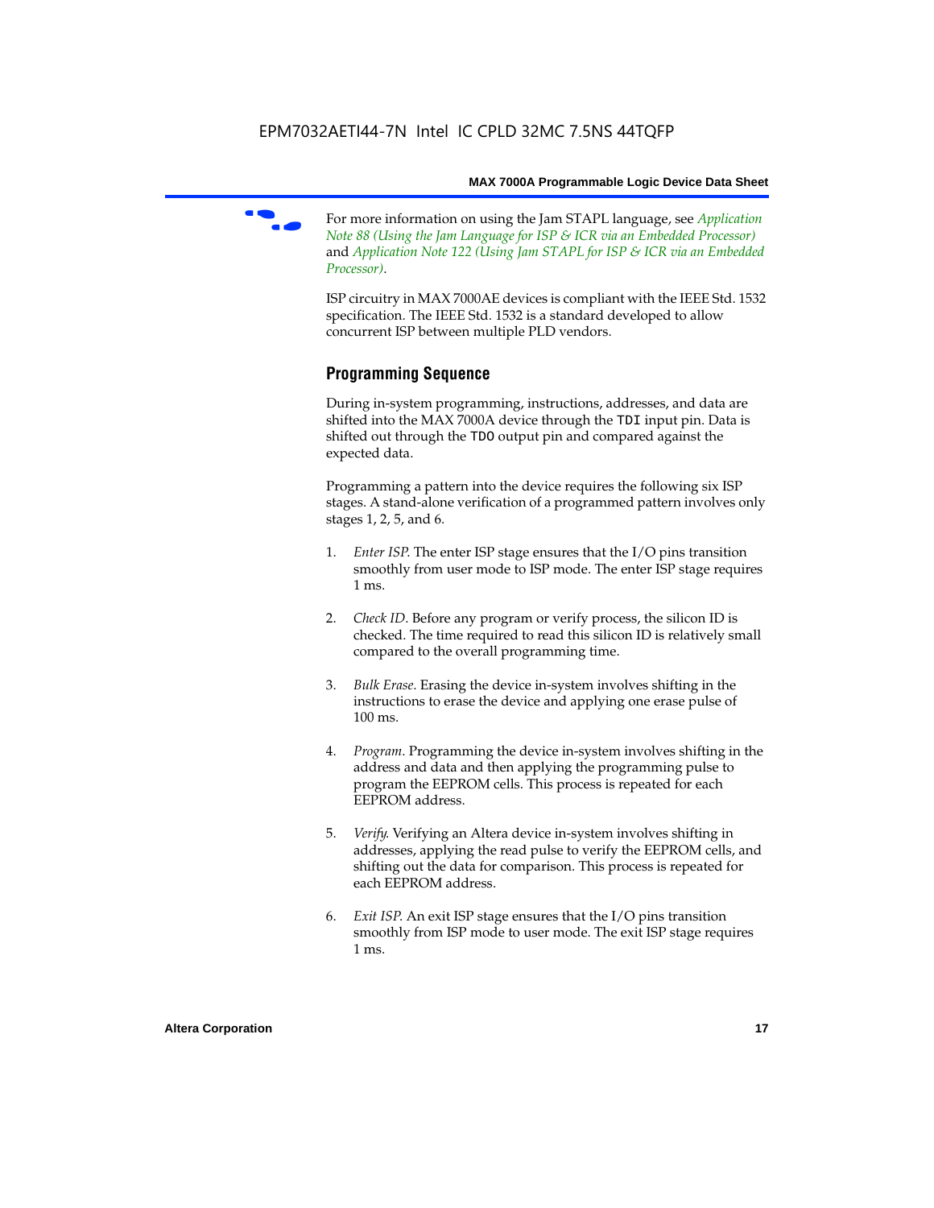For more information on using the Jam STAPL language, see *Application Note 88 (Using the Jam Language for ISP & ICR via an Embedded Processor)* and *Application Note 122 (Using Jam STAPL for ISP & ICR via an Embedded Processor)*.

ISP circuitry in MAX 7000AE devices is compliant with the IEEE Std. 1532 specification. The IEEE Std. 1532 is a standard developed to allow concurrent ISP between multiple PLD vendors.

## Programming Sequence

During in-system programming, instructions, addresses, and data are shifted into the MAX 7000A device through the `TDI` input pin. Data is shifted out through the `TDO` output pin and compared against the expected data.

Programming a pattern into the device requires the following six ISP stages. A stand-alone verification of a programmed pattern involves only stages 1, 2, 5, and 6.

1. *Enter ISP*. The enter ISP stage ensures that the I/O pins transition smoothly from user mode to ISP mode. The enter ISP stage requires 1 ms.

2. *Check ID*. Before any program or verify process, the silicon ID is checked. The time required to read this silicon ID is relatively small compared to the overall programming time.

3. *Bulk Erase*. Erasing the device in-system involves shifting in the instructions to erase the device and applying one erase pulse of 100 ms.

4. *Program*. Programming the device in-system involves shifting in the address and data and then applying the programming pulse to program the EEPROM cells. This process is repeated for each EEPROM address.

5. *Verify*. Verifying an Altera device in-system involves shifting in addresses, applying the read pulse to verify the EEPROM cells, and shifting out the data for comparison. This process is repeated for each EEPROM address.

6. *Exit ISP*. An exit ISP stage ensures that the I/O pins transition smoothly from ISP mode to user mode. The exit ISP stage requires 1 ms.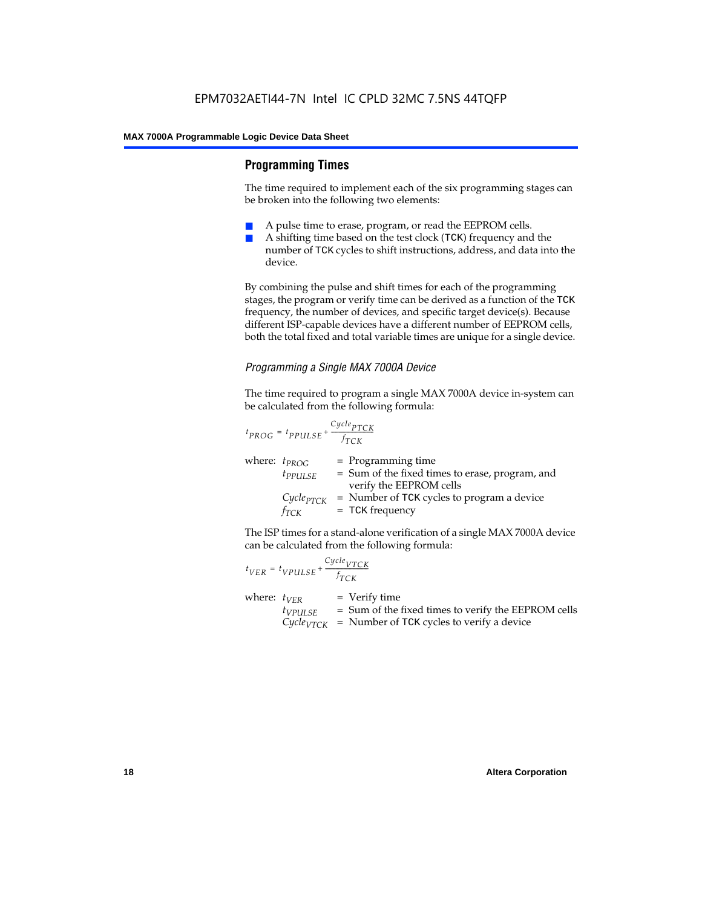## Programming Times

The time required to implement each of the six programming stages can be broken into the following two elements:

- A pulse time to erase, program, or read the EEPROM cells.
- A shifting time based on the test clock (TCK) frequency and the number of TCK cycles to shift instructions, address, and data into the device.

By combining the pulse and shift times for each of the programming stages, the program or verify time can be derived as a function of the TCK frequency, the number of devices, and specific target device(s). Because different ISP-capable devices have a different number of EEPROM cells, both the total fixed and total variable times are unique for a single device.

### *Programming a Single MAX 7000A Device*

The time required to program a single MAX 7000A device in-system can be calculated from the following formula:

$$t_{PROG} = t_{PPULSE} + \frac{Cycle_{PTCK}}{f_{TCK}}$$

where: $t_{PROG}$ = Programming time
$t_{PPULSE}$ = Sum of the fixed times to erase, program, and verify the EEPROM cells
$Cycle_{PTCK}$ = Number of TCK cycles to program a device
$f_{TCK}$ = TCK frequency

The ISP times for a stand-alone verification of a single MAX 7000A device can be calculated from the following formula:

$$t_{VER} = t_{VPULSE} + \frac{Cycle_{VTCK}}{f_{TCK}}$$

where: $t_{VER}$ = Verify time
$t_{VPULSE}$ = Sum of the fixed times to verify the EEPROM cells
$Cycle_{VTCK}$ = Number of TCK cycles to verify a device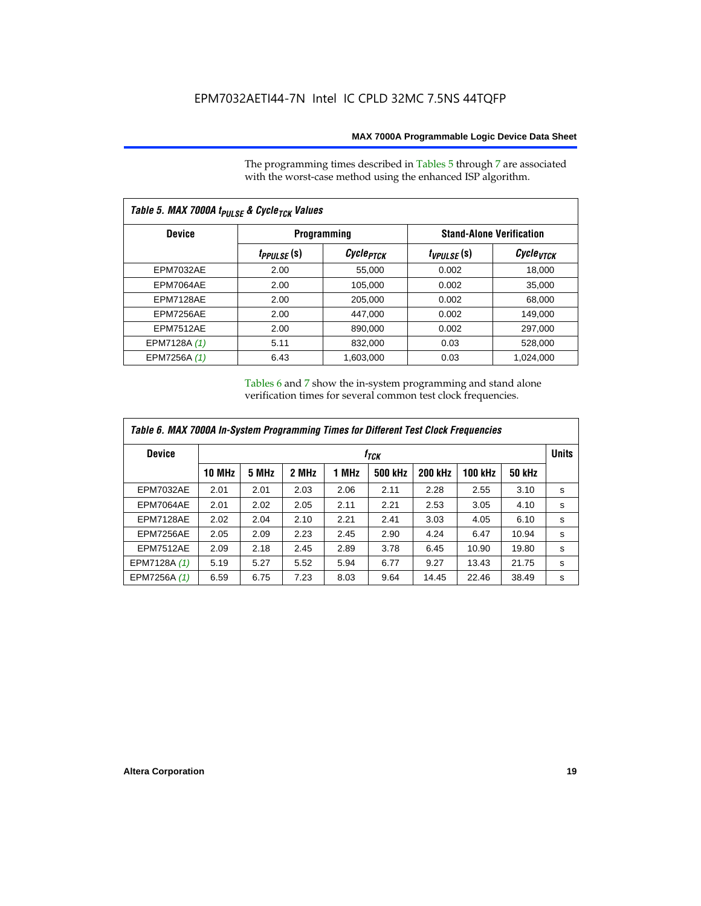The programming times described in Tables 5 through 7 are associated with the worst-case method using the enhanced ISP algorithm.

| Table 5. MAX 7000A $t_{PULSE}$ & $Cycle_{TCK}$ Values | | | | |
|---|---|---|---|---|
| **Device** | **Programming** | | **Stand-Alone Verification** | |
| | $t_{PPULSE}$ (s) | $Cycle_{PTCK}$ | $t_{VPULSE}$ (s) | $Cycle_{VTCK}$ |
| EPM7032AE | 2.00 | 55,000 | 0.002 | 18,000 |
| EPM7064AE | 2.00 | 105,000 | 0.002 | 35,000 |
| EPM7128AE | 2.00 | 205,000 | 0.002 | 68,000 |
| EPM7256AE | 2.00 | 447,000 | 0.002 | 149,000 |
| EPM7512AE | 2.00 | 890,000 | 0.002 | 297,000 |
| EPM7128A *(1)* | 5.11 | 832,000 | 0.03 | 528,000 |
| EPM7256A *(1)* | 6.43 | 1,603,000 | 0.03 | 1,024,000 |

Tables 6 and 7 show the in-system programming and stand alone verification times for several common test clock frequencies.

| Table 6. MAX 7000A In-System Programming Times for Different Test Clock Frequencies | | | | | | | | | |
|---|---|---|---|---|---|---|---|---|---|
| **Device** | $f_{TCK}$ | | | | | | | | **Units** |
| | **10 MHz** | **5 MHz** | **2 MHz** | **1 MHz** | **500 kHz** | **200 kHz** | **100 kHz** | **50 kHz** | |
| EPM7032AE | 2.01 | 2.01 | 2.03 | 2.06 | 2.11 | 2.28 | 2.55 | 3.10 | s |
| EPM7064AE | 2.01 | 2.02 | 2.05 | 2.11 | 2.21 | 2.53 | 3.05 | 4.10 | s |
| EPM7128AE | 2.02 | 2.04 | 2.10 | 2.21 | 2.41 | 3.03 | 4.05 | 6.10 | s |
| EPM7256AE | 2.05 | 2.09 | 2.23 | 2.45 | 2.90 | 4.24 | 6.47 | 10.94 | s |
| EPM7512AE | 2.09 | 2.18 | 2.45 | 2.89 | 3.78 | 6.45 | 10.90 | 19.80 | s |
| EPM7128A *(1)* | 5.19 | 5.27 | 5.52 | 5.94 | 6.77 | 9.27 | 13.43 | 21.75 | s |
| EPM7256A *(1)* | 6.59 | 6.75 | 7.23 | 8.03 | 9.64 | 14.45 | 22.46 | 38.49 | s |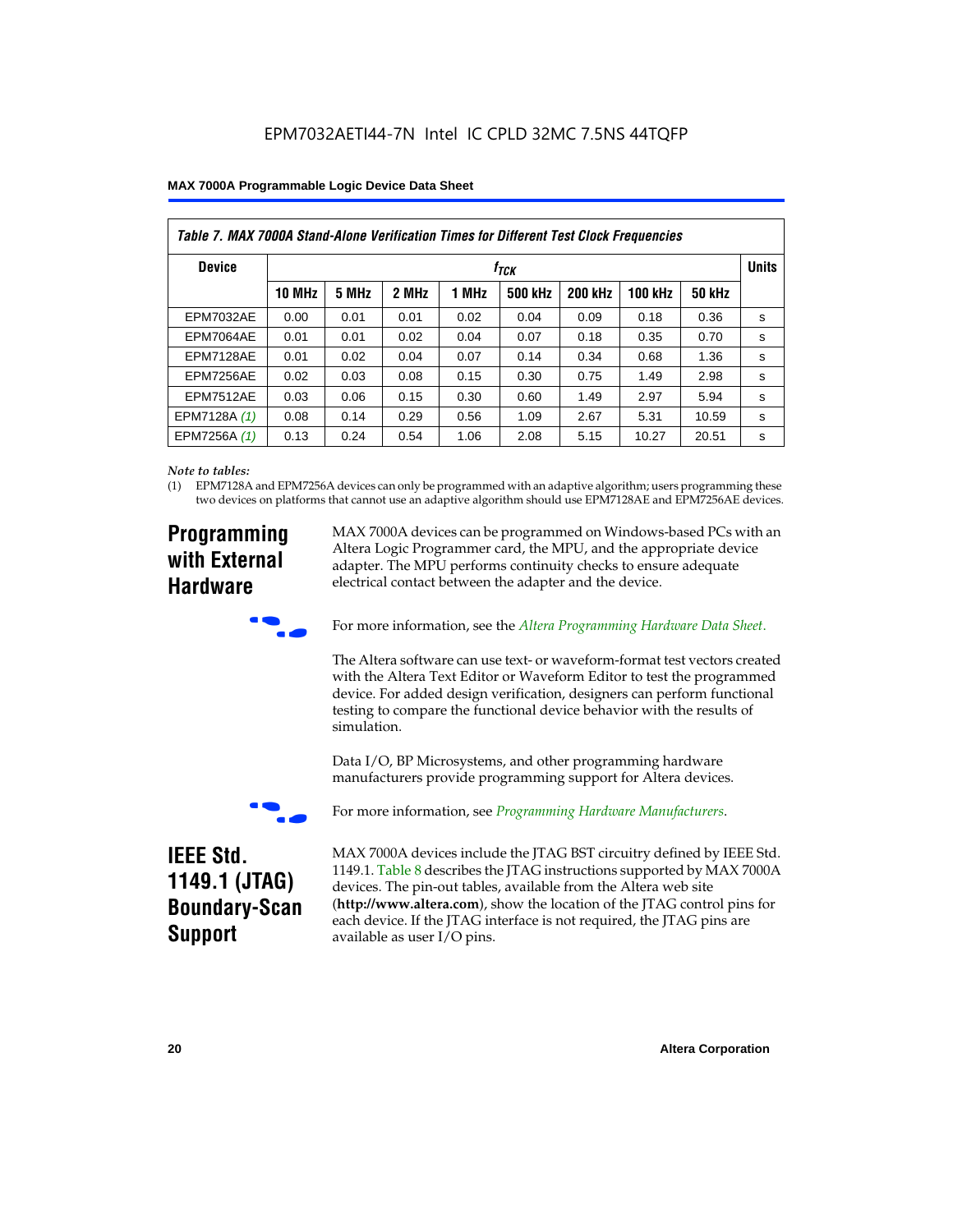**Table 7. MAX 7000A Stand-Alone Verification Times for Different Test Clock Frequencies**

| Device | $f_{TCK}$ | | | | | | | | Units |
|---|---|---|---|---|---|---|---|---|---|
| | 10 MHz | 5 MHz | 2 MHz | 1 MHz | 500 kHz | 200 kHz | 100 kHz | 50 kHz | |
| EPM7032AE | 0.00 | 0.01 | 0.01 | 0.02 | 0.04 | 0.09 | 0.18 | 0.36 | s |
| EPM7064AE | 0.01 | 0.01 | 0.02 | 0.04 | 0.07 | 0.18 | 0.35 | 0.70 | s |
| EPM7128AE | 0.01 | 0.02 | 0.04 | 0.07 | 0.14 | 0.34 | 0.68 | 1.36 | s |
| EPM7256AE | 0.02 | 0.03 | 0.08 | 0.15 | 0.30 | 0.75 | 1.49 | 2.98 | s |
| EPM7512AE | 0.03 | 0.06 | 0.15 | 0.30 | 0.60 | 1.49 | 2.97 | 5.94 | s |
| EPM7128A *(1)* | 0.08 | 0.14 | 0.29 | 0.56 | 1.09 | 2.67 | 5.31 | 10.59 | s |
| EPM7256A *(1)* | 0.13 | 0.24 | 0.54 | 1.06 | 2.08 | 5.15 | 10.27 | 20.51 | s |

*Note to tables:*

(1) EPM7128A and EPM7256A devices can only be programmed with an adaptive algorithm; users programming these two devices on platforms that cannot use an adaptive algorithm should use EPM7128AE and EPM7256AE devices.

## Programming with External Hardware

MAX 7000A devices can be programmed on Windows-based PCs with an Altera Logic Programmer card, the MPU, and the appropriate device adapter. The MPU performs continuity checks to ensure adequate electrical contact between the adapter and the device.

For more information, see the *Altera Programming Hardware Data Sheet*.

The Altera software can use text- or waveform-format test vectors created with the Altera Text Editor or Waveform Editor to test the programmed device. For added design verification, designers can perform functional testing to compare the functional device behavior with the results of simulation.

Data I/O, BP Microsystems, and other programming hardware manufacturers provide programming support for Altera devices.

For more information, see *Programming Hardware Manufacturers*.

## IEEE Std. 1149.1 (JTAG) Boundary-Scan Support

MAX 7000A devices include the JTAG BST circuitry defined by IEEE Std. 1149.1. Table 8 describes the JTAG instructions supported by MAX 7000A devices. The pin-out tables, available from the Altera web site (**http://www.altera.com**), show the location of the JTAG control pins for each device. If the JTAG interface is not required, the JTAG pins are available as user I/O pins.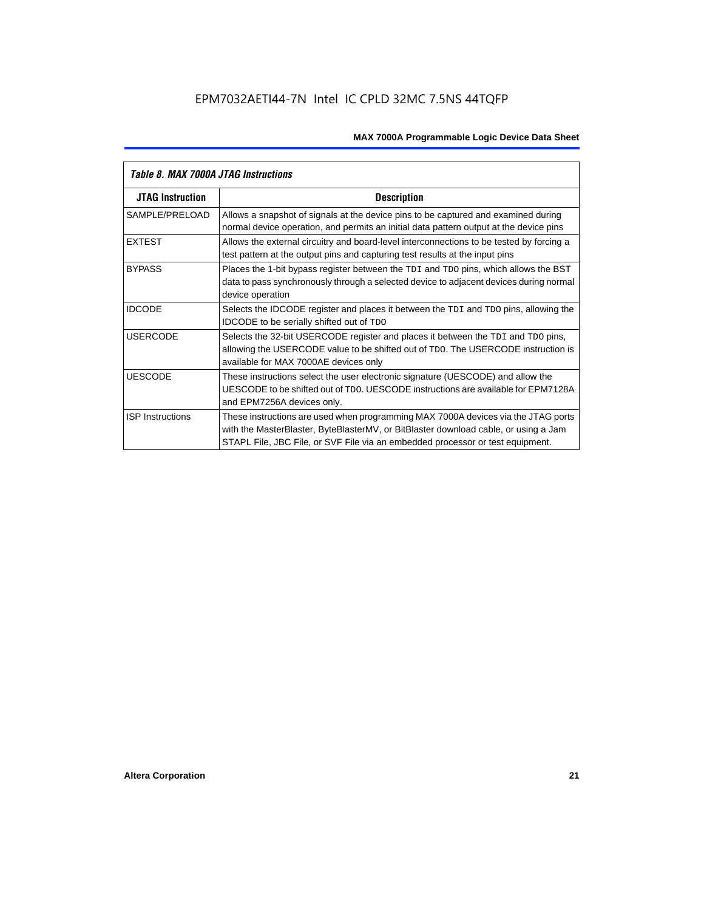| *Table 8. MAX 7000A JTAG Instructions* | |
|---|---|
| **JTAG Instruction** | **Description** |
| SAMPLE/PRELOAD | Allows a snapshot of signals at the device pins to be captured and examined during normal device operation, and permits an initial data pattern output at the device pins |
| EXTEST | Allows the external circuitry and board-level interconnections to be tested by forcing a test pattern at the output pins and capturing test results at the input pins |
| BYPASS | Places the 1-bit bypass register between the `TDI` and `TDO` pins, which allows the BST data to pass synchronously through a selected device to adjacent devices during normal device operation |
| IDCODE | Selects the IDCODE register and places it between the `TDI` and `TDO` pins, allowing the IDCODE to be serially shifted out of `TDO` |
| USERCODE | Selects the 32-bit USERCODE register and places it between the `TDI` and `TDO` pins, allowing the USERCODE value to be shifted out of `TDO`. The USERCODE instruction is available for MAX 7000AE devices only |
| UESCODE | These instructions select the user electronic signature (UESCODE) and allow the UESCODE to be shifted out of `TDO`. UESCODE instructions are available for EPM7128A and EPM7256A devices only. |
| ISP Instructions | These instructions are used when programming MAX 7000A devices via the JTAG ports with the MasterBlaster, ByteBlasterMV, or BitBlaster download cable, or using a Jam STAPL File, JBC File, or SVF File via an embedded processor or test equipment. |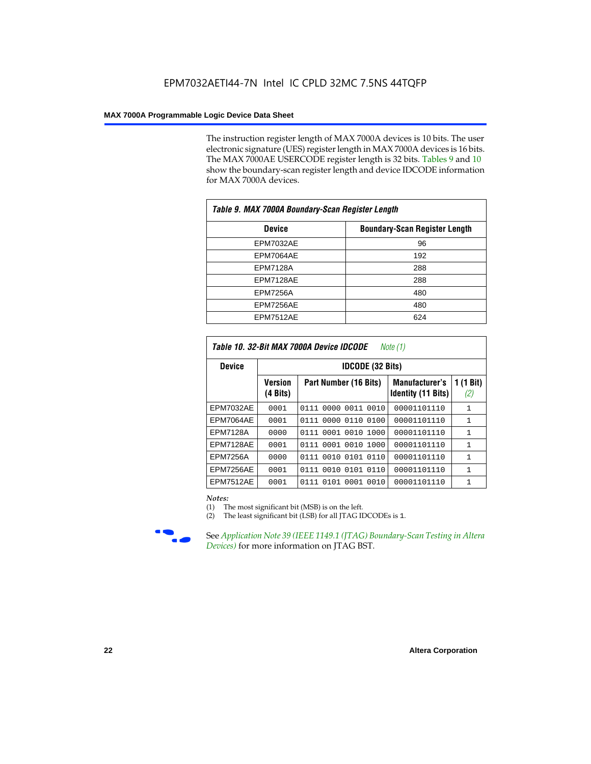The instruction register length of MAX 7000A devices is 10 bits. The user electronic signature (UES) register length in MAX 7000A devices is 16 bits. The MAX 7000AE USERCODE register length is 32 bits. Tables 9 and 10 show the boundary-scan register length and device IDCODE information for MAX 7000A devices.

*Table 9. MAX 7000A Boundary-Scan Register Length*

| Device | Boundary-Scan Register Length |
|---|---|
| EPM7032AE | 96 |
| EPM7064AE | 192 |
| EPM7128A | 288 |
| EPM7128AE | 288 |
| EPM7256A | 480 |
| EPM7256AE | 480 |
| EPM7512AE | 624 |

*Table 10. 32-Bit MAX 7000A Device IDCODE* *Note (1)*

| Device | IDCODE (32 Bits) | | | |
|---|---|---|---|---|
| | Version (4 Bits) | Part Number (16 Bits) | Manufacturer's Identity (11 Bits) | 1 (1 Bit) *(2)* |
| EPM7032AE | 0001 | 0111 0000 0011 0010 | 00001101110 | 1 |
| EPM7064AE | 0001 | 0111 0000 0110 0100 | 00001101110 | 1 |
| EPM7128A | 0000 | 0111 0001 0010 1000 | 00001101110 | 1 |
| EPM7128AE | 0001 | 0111 0001 0010 1000 | 00001101110 | 1 |
| EPM7256A | 0000 | 0111 0010 0101 0110 | 00001101110 | 1 |
| EPM7256AE | 0001 | 0111 0010 0101 0110 | 00001101110 | 1 |
| EPM7512AE | 0001 | 0111 0101 0001 0010 | 00001101110 | 1 |

*Notes:*
(1) The most significant bit (MSB) is on the left.
(2) The least significant bit (LSB) for all JTAG IDCODEs is 1.

See *Application Note 39 (IEEE 1149.1 (JTAG) Boundary-Scan Testing in Altera Devices)* for more information on JTAG BST.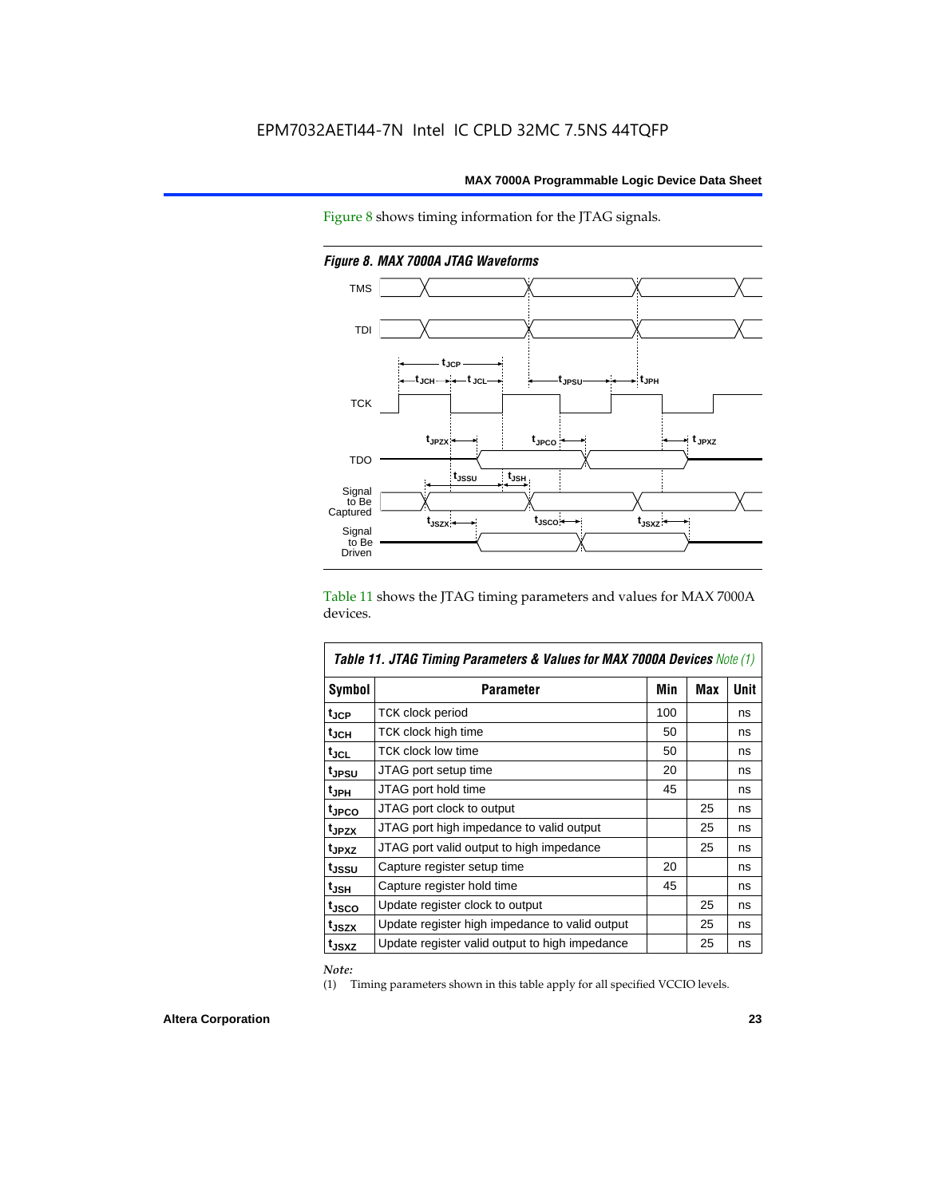Figure 8 shows timing information for the JTAG signals.

*Figure 8. MAX 7000A JTAG Waveforms*

Table 11 shows the JTAG timing parameters and values for MAX 7000A devices.

*Table 11. JTAG Timing Parameters & Values for MAX 7000A Devices Note (1)*

| Symbol | Parameter | Min | Max | Unit |
|---|---|---|---|---|
| $t_{JCP}$ | TCK clock period | 100 | | ns |
| $t_{JCH}$ | TCK clock high time | 50 | | ns |
| $t_{JCL}$ | TCK clock low time | 50 | | ns |
| $t_{JPSU}$ | JTAG port setup time | 20 | | ns |
| $t_{JPH}$ | JTAG port hold time | 45 | | ns |
| $t_{JPCO}$ | JTAG port clock to output | | 25 | ns |
| $t_{JPZX}$ | JTAG port high impedance to valid output | | 25 | ns |
| $t_{JPXZ}$ | JTAG port valid output to high impedance | | 25 | ns |
| $t_{JSSU}$ | Capture register setup time | 20 | | ns |
| $t_{JSH}$ | Capture register hold time | 45 | | ns |
| $t_{JSCO}$ | Update register clock to output | | 25 | ns |
| $t_{JSZX}$ | Update register high impedance to valid output | | 25 | ns |
| $t_{JSXZ}$ | Update register valid output to high impedance | | 25 | ns |

*Note:*

(1) Timing parameters shown in this table apply for all specified VCCIO levels.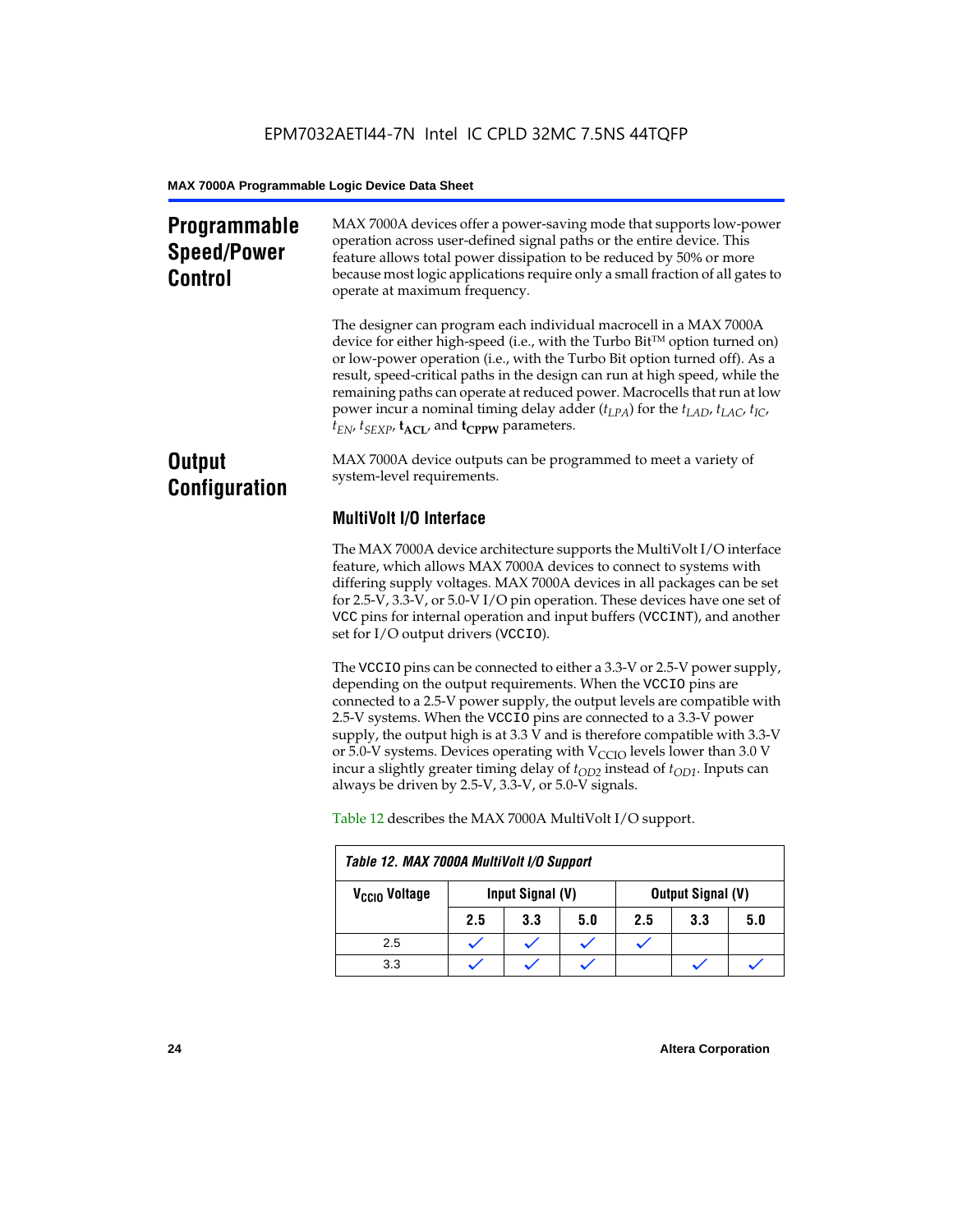## Programmable Speed/Power Control

MAX 7000A devices offer a power-saving mode that supports low-power operation across user-defined signal paths or the entire device. This feature allows total power dissipation to be reduced by 50% or more because most logic applications require only a small fraction of all gates to operate at maximum frequency.

The designer can program each individual macrocell in a MAX 7000A device for either high-speed (i.e., with the Turbo Bit™ option turned on) or low-power operation (i.e., with the Turbo Bit option turned off). As a result, speed-critical paths in the design can run at high speed, while the remaining paths can operate at reduced power. Macrocells that run at low power incur a nominal timing delay adder ($t_{LPA}$) for the $t_{LAD}$, $t_{LAC}$, $t_{IC}$, $t_{EN}$, $t_{SEXP}$, $\mathbf{t_{ACL}}$, and $\mathbf{t_{CPPW}}$ parameters.

## Output Configuration

MAX 7000A device outputs can be programmed to meet a variety of system-level requirements.

### MultiVolt I/O Interface

The MAX 7000A device architecture supports the MultiVolt I/O interface feature, which allows MAX 7000A devices to connect to systems with differing supply voltages. MAX 7000A devices in all packages can be set for 2.5-V, 3.3-V, or 5.0-V I/O pin operation. These devices have one set of VCC pins for internal operation and input buffers (VCCINT), and another set for I/O output drivers (VCCIO).

The VCCIO pins can be connected to either a 3.3-V or 2.5-V power supply, depending on the output requirements. When the VCCIO pins are connected to a 2.5-V power supply, the output levels are compatible with 2.5-V systems. When the VCCIO pins are connected to a 3.3-V power supply, the output high is at 3.3 V and is therefore compatible with 3.3-V or 5.0-V systems. Devices operating with $V_{CCIO}$ levels lower than 3.0 V incur a slightly greater timing delay of $t_{OD2}$ instead of $t_{OD1}$. Inputs can always be driven by 2.5-V, 3.3-V, or 5.0-V signals.

Table 12 describes the MAX 7000A MultiVolt I/O support.

**Table 12. MAX 7000A MultiVolt I/O Support**

| $V_{CCIO}$ Voltage | Input Signal (V) | | | Output Signal (V) | | |
|---|---|---|---|---|---|---|
| | 2.5 | 3.3 | 5.0 | 2.5 | 3.3 | 5.0 |
| 2.5 | ✓ | ✓ | ✓ | ✓ | | |
| 3.3 | ✓ | ✓ | ✓ | | ✓ | ✓ |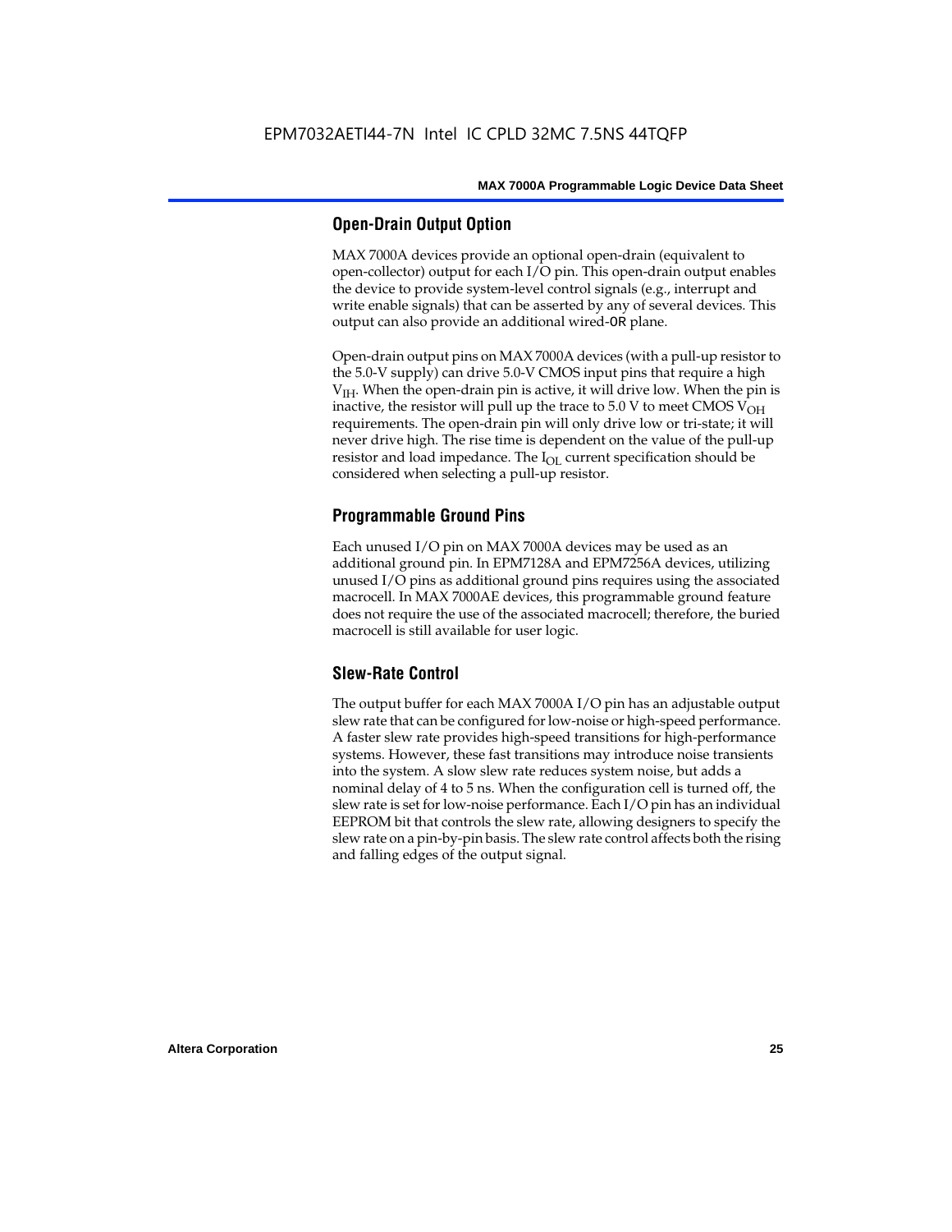## Open-Drain Output Option

MAX 7000A devices provide an optional open-drain (equivalent to open-collector) output for each I/O pin. This open-drain output enables the device to provide system-level control signals (e.g., interrupt and write enable signals) that can be asserted by any of several devices. This output can also provide an additional wired-OR plane.

Open-drain output pins on MAX 7000A devices (with a pull-up resistor to the 5.0-V supply) can drive 5.0-V CMOS input pins that require a high $V_{IH}$. When the open-drain pin is active, it will drive low. When the pin is inactive, the resistor will pull up the trace to 5.0 V to meet CMOS $V_{OH}$ requirements. The open-drain pin will only drive low or tri-state; it will never drive high. The rise time is dependent on the value of the pull-up resistor and load impedance. The $I_{OL}$ current specification should be considered when selecting a pull-up resistor.

## Programmable Ground Pins

Each unused I/O pin on MAX 7000A devices may be used as an additional ground pin. In EPM7128A and EPM7256A devices, utilizing unused I/O pins as additional ground pins requires using the associated macrocell. In MAX 7000AE devices, this programmable ground feature does not require the use of the associated macrocell; therefore, the buried macrocell is still available for user logic.

## Slew-Rate Control

The output buffer for each MAX 7000A I/O pin has an adjustable output slew rate that can be configured for low-noise or high-speed performance. A faster slew rate provides high-speed transitions for high-performance systems. However, these fast transitions may introduce noise transients into the system. A slow slew rate reduces system noise, but adds a nominal delay of 4 to 5 ns. When the configuration cell is turned off, the slew rate is set for low-noise performance. Each I/O pin has an individual EEPROM bit that controls the slew rate, allowing designers to specify the slew rate on a pin-by-pin basis. The slew rate control affects both the rising and falling edges of the output signal.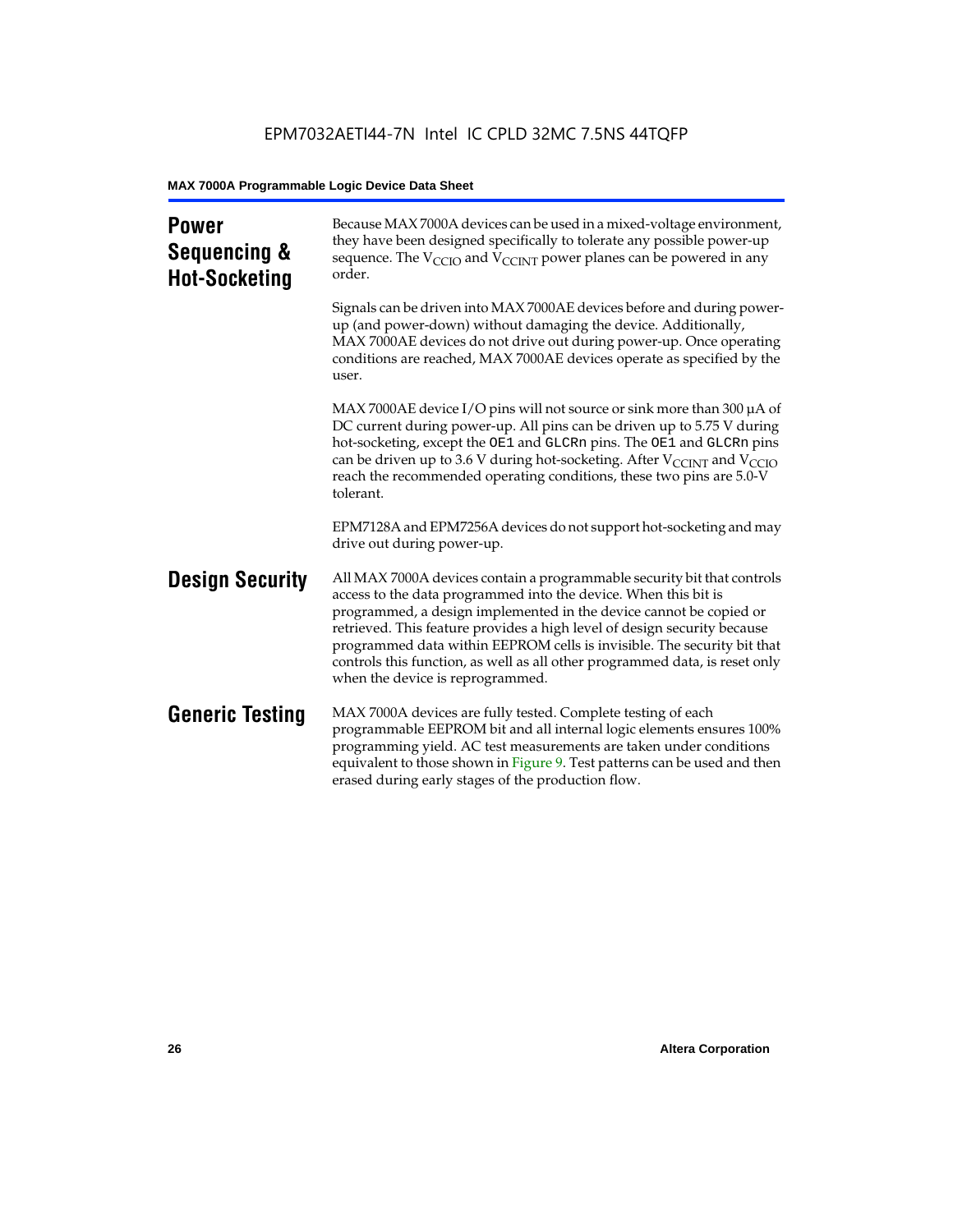## Power Sequencing & Hot-Socketing

Because MAX 7000A devices can be used in a mixed-voltage environment, they have been designed specifically to tolerate any possible power-up sequence. The $V_{CCIO}$ and $V_{CCINT}$ power planes can be powered in any order.

Signals can be driven into MAX 7000AE devices before and during power-up (and power-down) without damaging the device. Additionally, MAX 7000AE devices do not drive out during power-up. Once operating conditions are reached, MAX 7000AE devices operate as specified by the user.

MAX 7000AE device I/O pins will not source or sink more than 300 µA of DC current during power-up. All pins can be driven up to 5.75 V during hot-socketing, except the `OE1` and `GLCRn` pins. The `OE1` and `GLCRn` pins can be driven up to 3.6 V during hot-socketing. After $V_{CCINT}$ and $V_{CCIO}$ reach the recommended operating conditions, these two pins are 5.0-V tolerant.

EPM7128A and EPM7256A devices do not support hot-socketing and may drive out during power-up.

## Design Security

All MAX 7000A devices contain a programmable security bit that controls access to the data programmed into the device. When this bit is programmed, a design implemented in the device cannot be copied or retrieved. This feature provides a high level of design security because programmed data within EEPROM cells is invisible. The security bit that controls this function, as well as all other programmed data, is reset only when the device is reprogrammed.

## Generic Testing

MAX 7000A devices are fully tested. Complete testing of each programmable EEPROM bit and all internal logic elements ensures 100% programming yield. AC test measurements are taken under conditions equivalent to those shown in Figure 9. Test patterns can be used and then erased during early stages of the production flow.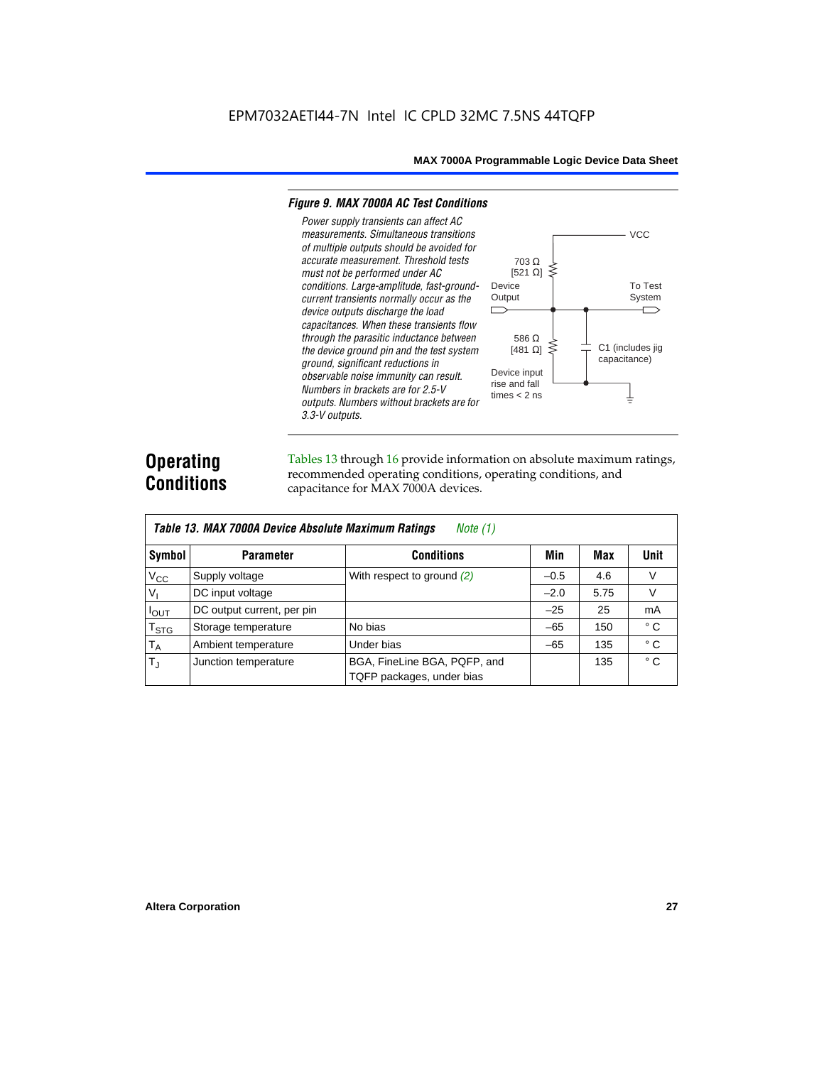*Figure 9. MAX 7000A AC Test Conditions*

*Power supply transients can affect AC measurements. Simultaneous transitions of multiple outputs should be avoided for accurate measurement. Threshold tests must not be performed under AC conditions. Large-amplitude, fast-ground-current transients normally occur as the device outputs discharge the load capacitances. When these transients flow through the parasitic inductance between the device ground pin and the test system ground, significant reductions in observable noise immunity can result. Numbers in brackets are for 2.5-V outputs. Numbers without brackets are for 3.3-V outputs.*

VCC

703 Ω [521 Ω]

Device Output

To Test System

586 Ω [481 Ω]

C1 (includes jig capacitance)

Device input rise and fall times < 2 ns

## Operating Conditions

Tables 13 through 16 provide information on absolute maximum ratings, recommended operating conditions, operating conditions, and capacitance for MAX 7000A devices.

*Table 13. MAX 7000A Device Absolute Maximum Ratings* *Note (1)*

| Symbol | Parameter | Conditions | Min | Max | Unit |
|---|---|---|---|---|---|
| $V_{CC}$ | Supply voltage | With respect to ground *(2)* | –0.5 | 4.6 | V |
| $V_I$ | DC input voltage | | –2.0 | 5.75 | V |
| $I_{OUT}$ | DC output current, per pin | | –25 | 25 | mA |
| $T_{STG}$ | Storage temperature | No bias | –65 | 150 | ° C |
| $T_A$ | Ambient temperature | Under bias | –65 | 135 | ° C |
| $T_J$ | Junction temperature | BGA, FineLine BGA, PQFP, and TQFP packages, under bias | | 135 | ° C |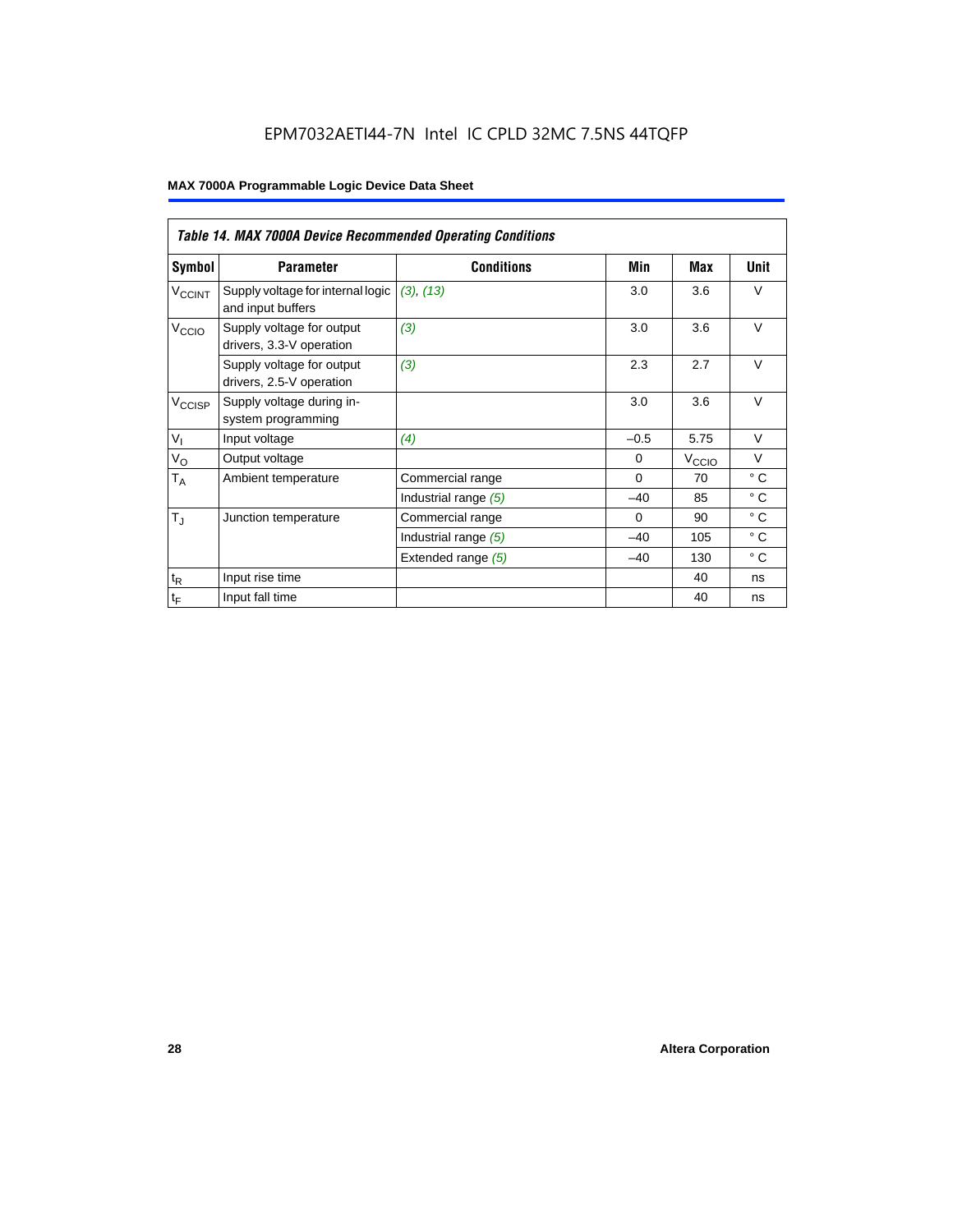EPM7032AETI44-7N Intel IC CPLD 32MC 7.5NS 44TQFP

**Table 14. MAX 7000A Device Recommended Operating Conditions**

| Symbol | Parameter | Conditions | Min | Max | Unit |
|---|---|---|---|---|---|
| $V_{CCINT}$ | Supply voltage for internal logic and input buffers | (3), (13) | 3.0 | 3.6 | V |
| $V_{CCIO}$ | Supply voltage for output drivers, 3.3-V operation | (3) | 3.0 | 3.6 | V |
| | Supply voltage for output drivers, 2.5-V operation | (3) | 2.3 | 2.7 | V |
| $V_{CCISP}$ | Supply voltage during in-system programming | | 3.0 | 3.6 | V |
| $V_I$ | Input voltage | (4) | –0.5 | 5.75 | V |
| $V_O$ | Output voltage | | 0 | $V_{CCIO}$ | V |
| $T_A$ | Ambient temperature | Commercial range | 0 | 70 | ° C |
| | | Industrial range (5) | –40 | 85 | ° C |
| $T_J$ | Junction temperature | Commercial range | 0 | 90 | ° C |
| | | Industrial range (5) | –40 | 105 | ° C |
| | | Extended range (5) | –40 | 130 | ° C |
| $t_R$ | Input rise time | | | 40 | ns |
| $t_F$ | Input fall time | | | 40 | ns |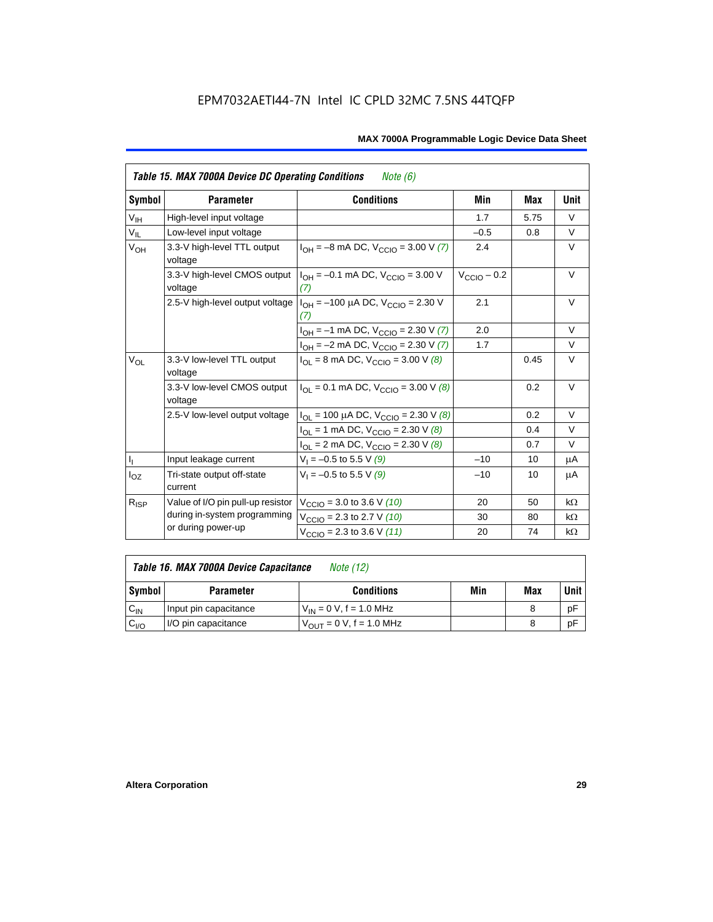| Table 15. MAX 7000A Device DC Operating Conditions *Note (6)* | | | | | |
|---|---|---|---|---|---|
| **Symbol** | **Parameter** | **Conditions** | **Min** | **Max** | **Unit** |
| $V_{IH}$ | High-level input voltage | | 1.7 | 5.75 | V |
| $V_{IL}$ | Low-level input voltage | | –0.5 | 0.8 | V |
| $V_{OH}$ | 3.3-V high-level TTL output voltage | $I_{OH}$ = –8 mA DC, $V_{CCIO}$ = 3.00 V *(7)* | 2.4 | | V |
| | 3.3-V high-level CMOS output voltage | $I_{OH}$ = –0.1 mA DC, $V_{CCIO}$ = 3.00 V *(7)* | $V_{CCIO}$ – 0.2 | | V |
| | 2.5-V high-level output voltage | $I_{OH}$ = –100 µA DC, $V_{CCIO}$ = 2.30 V *(7)* | 2.1 | | V |
| | | $I_{OH}$ = –1 mA DC, $V_{CCIO}$ = 2.30 V *(7)* | 2.0 | | V |
| | | $I_{OH}$ = –2 mA DC, $V_{CCIO}$ = 2.30 V *(7)* | 1.7 | | V |
| $V_{OL}$ | 3.3-V low-level TTL output voltage | $I_{OL}$ = 8 mA DC, $V_{CCIO}$ = 3.00 V *(8)* | | 0.45 | V |
| | 3.3-V low-level CMOS output voltage | $I_{OL}$ = 0.1 mA DC, $V_{CCIO}$ = 3.00 V *(8)* | | 0.2 | V |
| | 2.5-V low-level output voltage | $I_{OL}$ = 100 µA DC, $V_{CCIO}$ = 2.30 V *(8)* | | 0.2 | V |
| | | $I_{OL}$ = 1 mA DC, $V_{CCIO}$ = 2.30 V *(8)* | | 0.4 | V |
| | | $I_{OL}$ = 2 mA DC, $V_{CCIO}$ = 2.30 V *(8)* | | 0.7 | V |
| $I_I$ | Input leakage current | $V_I$ = –0.5 to 5.5 V *(9)* | –10 | 10 | µA |
| $I_{OZ}$ | Tri-state output off-state current | $V_I$ = –0.5 to 5.5 V *(9)* | –10 | 10 | µA |
| $R_{ISP}$ | Value of I/O pin pull-up resistor during in-system programming or during power-up | $V_{CCIO}$ = 3.0 to 3.6 V *(10)* | 20 | 50 | kΩ |
| | | $V_{CCIO}$ = 2.3 to 2.7 V *(10)* | 30 | 80 | kΩ |
| | | $V_{CCIO}$ = 2.3 to 3.6 V *(11)* | 20 | 74 | kΩ |

| Table 16. MAX 7000A Device Capacitance *Note (12)* | | | | | |
|---|---|---|---|---|---|
| **Symbol** | **Parameter** | **Conditions** | **Min** | **Max** | **Unit** |
| $C_{IN}$ | Input pin capacitance | $V_{IN}$ = 0 V, f = 1.0 MHz | | 8 | pF |
| $C_{I/O}$ | I/O pin capacitance | $V_{OUT}$ = 0 V, f = 1.0 MHz | | 8 | pF |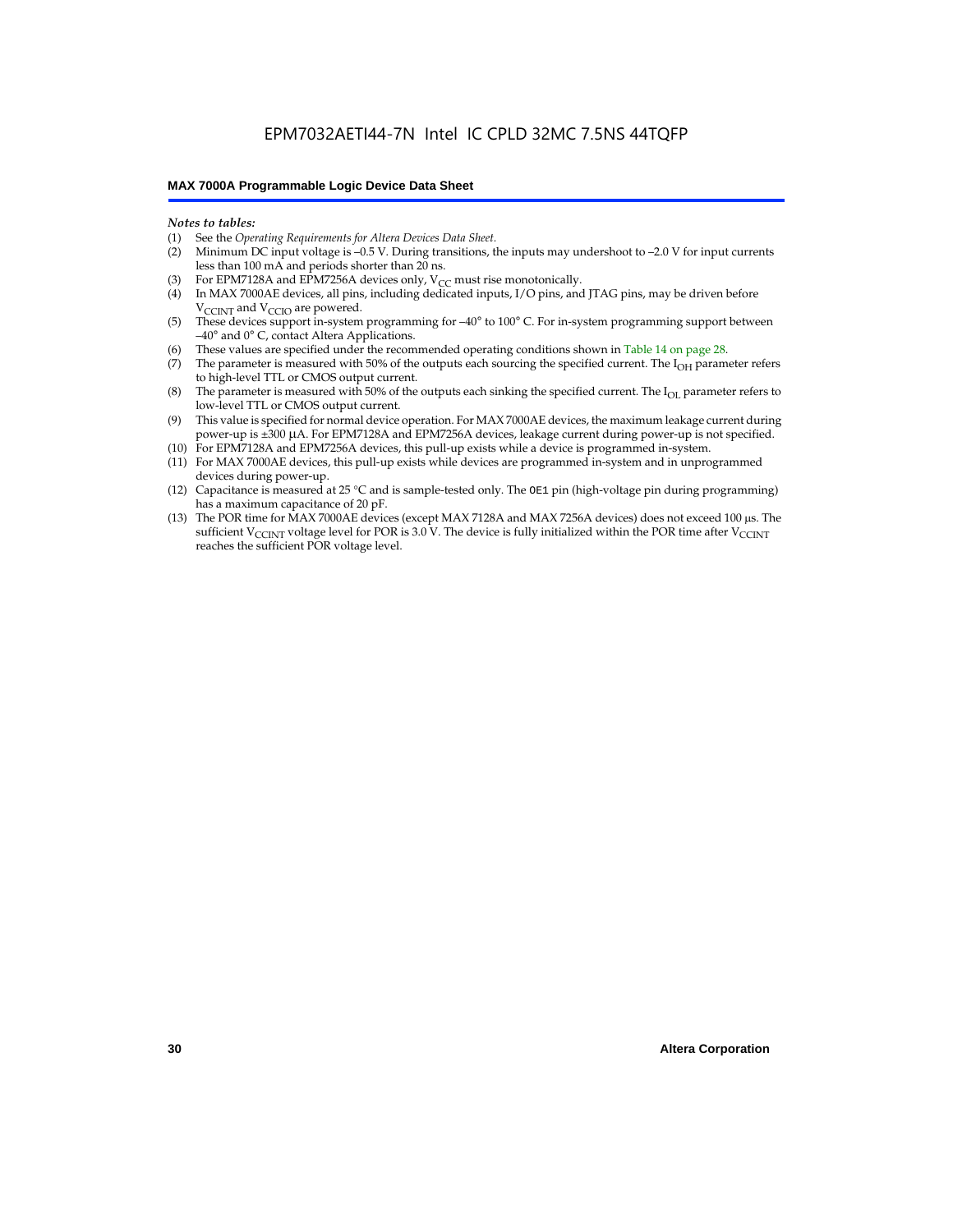*Notes to tables:*

(1) See the *Operating Requirements for Altera Devices Data Sheet*.
(2) Minimum DC input voltage is –0.5 V. During transitions, the inputs may undershoot to –2.0 V for input currents less than 100 mA and periods shorter than 20 ns.
(3) For EPM7128A and EPM7256A devices only, $V_{CC}$ must rise monotonically.
(4) In MAX 7000AE devices, all pins, including dedicated inputs, I/O pins, and JTAG pins, may be driven before $V_{CCINT}$ and $V_{CCIO}$ are powered.
(5) These devices support in-system programming for –40° to 100° C. For in-system programming support between –40° and 0° C, contact Altera Applications.
(6) These values are specified under the recommended operating conditions shown in Table 14 on page 28.
(7) The parameter is measured with 50% of the outputs each sourcing the specified current. The $I_{OH}$ parameter refers to high-level TTL or CMOS output current.
(8) The parameter is measured with 50% of the outputs each sinking the specified current. The $I_{OL}$ parameter refers to low-level TTL or CMOS output current.
(9) This value is specified for normal device operation. For MAX 7000AE devices, the maximum leakage current during power-up is ±300 µA. For EPM7128A and EPM7256A devices, leakage current during power-up is not specified.
(10) For EPM7128A and EPM7256A devices, this pull-up exists while a device is programmed in-system.
(11) For MAX 7000AE devices, this pull-up exists while devices are programmed in-system and in unprogrammed devices during power-up.
(12) Capacitance is measured at 25 °C and is sample-tested only. The `OE1` pin (high-voltage pin during programming) has a maximum capacitance of 20 pF.
(13) The POR time for MAX 7000AE devices (except MAX 7128A and MAX 7256A devices) does not exceed 100 µs. The sufficient $V_{CCINT}$ voltage level for POR is 3.0 V. The device is fully initialized within the POR time after $V_{CCINT}$ reaches the sufficient POR voltage level.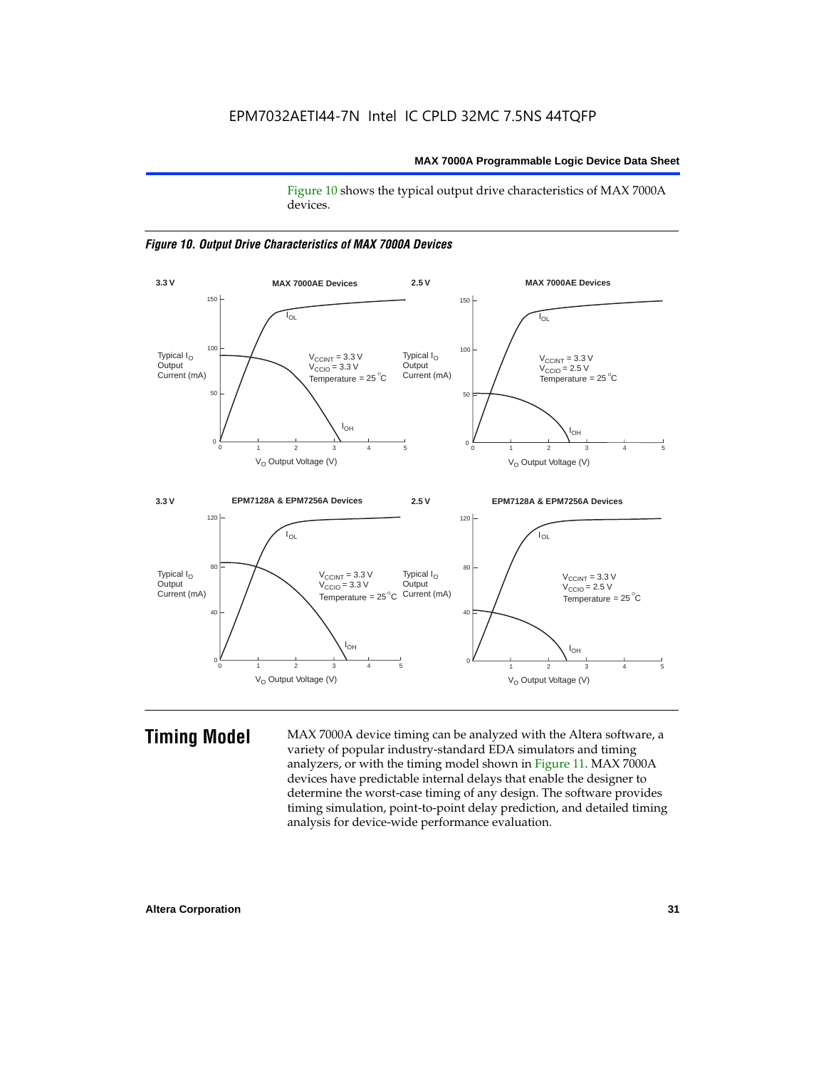Figure 10 shows the typical output drive characteristics of MAX 7000A devices.

*Figure 10. Output Drive Characteristics of MAX 7000A Devices*

## Timing Model

MAX 7000A device timing can be analyzed with the Altera software, a variety of popular industry-standard EDA simulators and timing analyzers, or with the timing model shown in Figure 11. MAX 7000A devices have predictable internal delays that enable the designer to determine the worst-case timing of any design. The software provides timing simulation, point-to-point delay prediction, and detailed timing analysis for device-wide performance evaluation.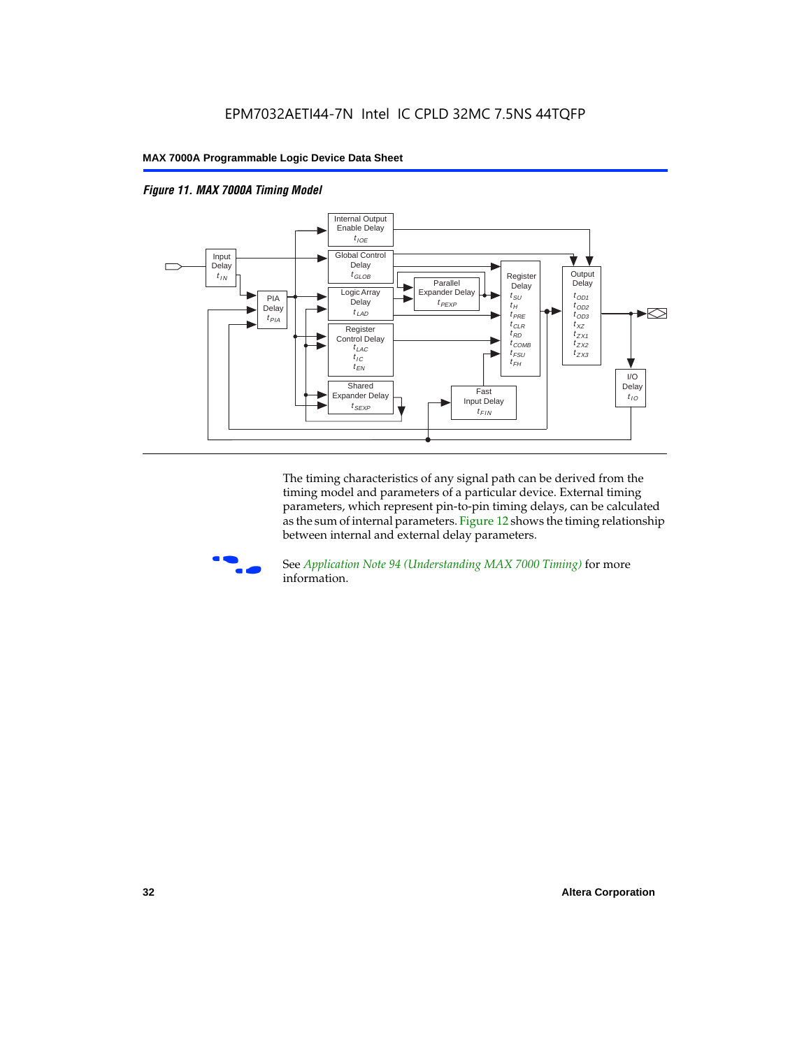*Figure 11. MAX 7000A Timing Model*

Input Delay $t_{IN}$

PIA Delay $t_{PIA}$

Internal Output Enable Delay $t_{IOE}$

Global Control Delay $t_{GLOB}$

Logic Array Delay $t_{LAD}$

Parallel Expander Delay $t_{PEXP}$

Register Control Delay $t_{LAC}$ $t_{IC}$ $t_{EN}$

Shared Expander Delay $t_{SEXP}$

Fast Input Delay $t_{FIN}$

Register Delay $t_{SU}$ $t_{H}$ $t_{PRE}$ $t_{CLR}$ $t_{RD}$ $t_{COMB}$ $t_{FSU}$ $t_{FH}$

Output Delay $t_{OD1}$ $t_{OD2}$ $t_{OD3}$ $t_{XZ}$ $t_{ZX1}$ $t_{ZX2}$ $t_{ZX3}$

I/O Delay $t_{IO}$

The timing characteristics of any signal path can be derived from the timing model and parameters of a particular device. External timing parameters, which represent pin-to-pin timing delays, can be calculated as the sum of internal parameters. Figure 12 shows the timing relationship between internal and external delay parameters.

See *Application Note 94 (Understanding MAX 7000 Timing)* for more information.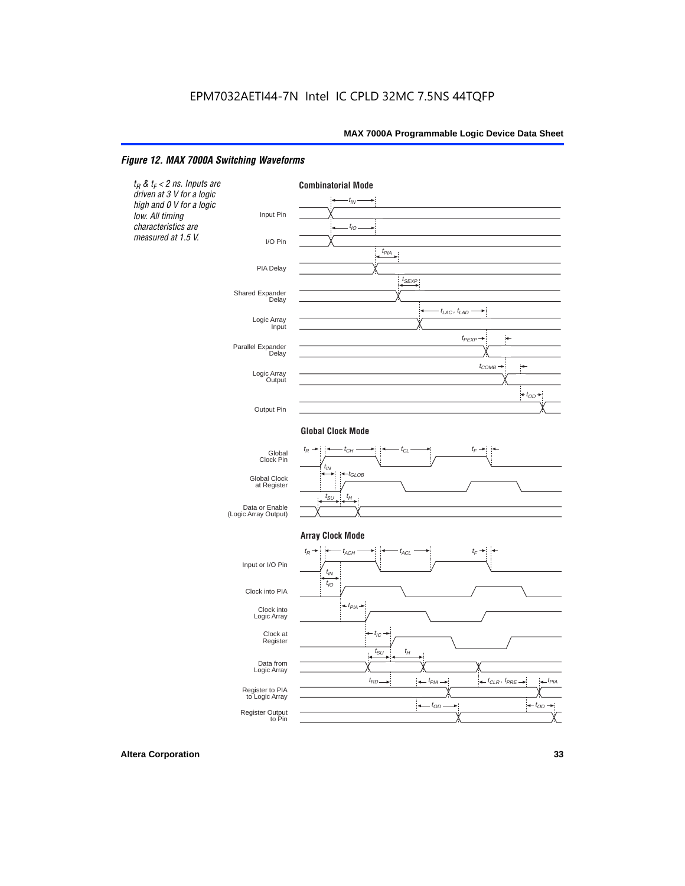# Figure 12. MAX 7000A Switching Waveforms

*$t_R$ & $t_F$ < 2 ns. Inputs are driven at 3 V for a logic high and 0 V for a logic low. All timing characteristics are measured at 1.5 V.*

**Combinatorial Mode**

Input Pin — $t_{IN}$

I/O Pin — $t_{IO}$

PIA Delay — $t_{PIA}$

Shared Expander Delay — $t_{SEXP}$

Logic Array Input — $t_{LAC}$, $t_{LAD}$

Parallel Expander Delay — $t_{PEXP}$

Logic Array Output — $t_{COMB}$

Output Pin — $t_{OD}$

**Global Clock Mode**

Global Clock Pin — $t_R$, $t_{CH}$, $t_{CL}$, $t_F$

Global Clock at Register — $t_{IN}$, $t_{GLOB}$

Data or Enable (Logic Array Output) — $t_{SU}$, $t_H$

**Array Clock Mode**

Input or I/O Pin — $t_R$, $t_{ACH}$, $t_{ACL}$, $t_F$

Clock into PIA — $t_{IN}$, $t_{IO}$

Clock into Logic Array — $t_{PIA}$

Clock at Register — $t_{IC}$

Data from Logic Array — $t_{SU}$, $t_H$

Register to PIA to Logic Array — $t_{RD}$, $t_{PIA}$, $t_{CLR}$, $t_{PRE}$, $t_{PIA}$

Register Output to Pin — $t_{OD}$, $t_{OD}$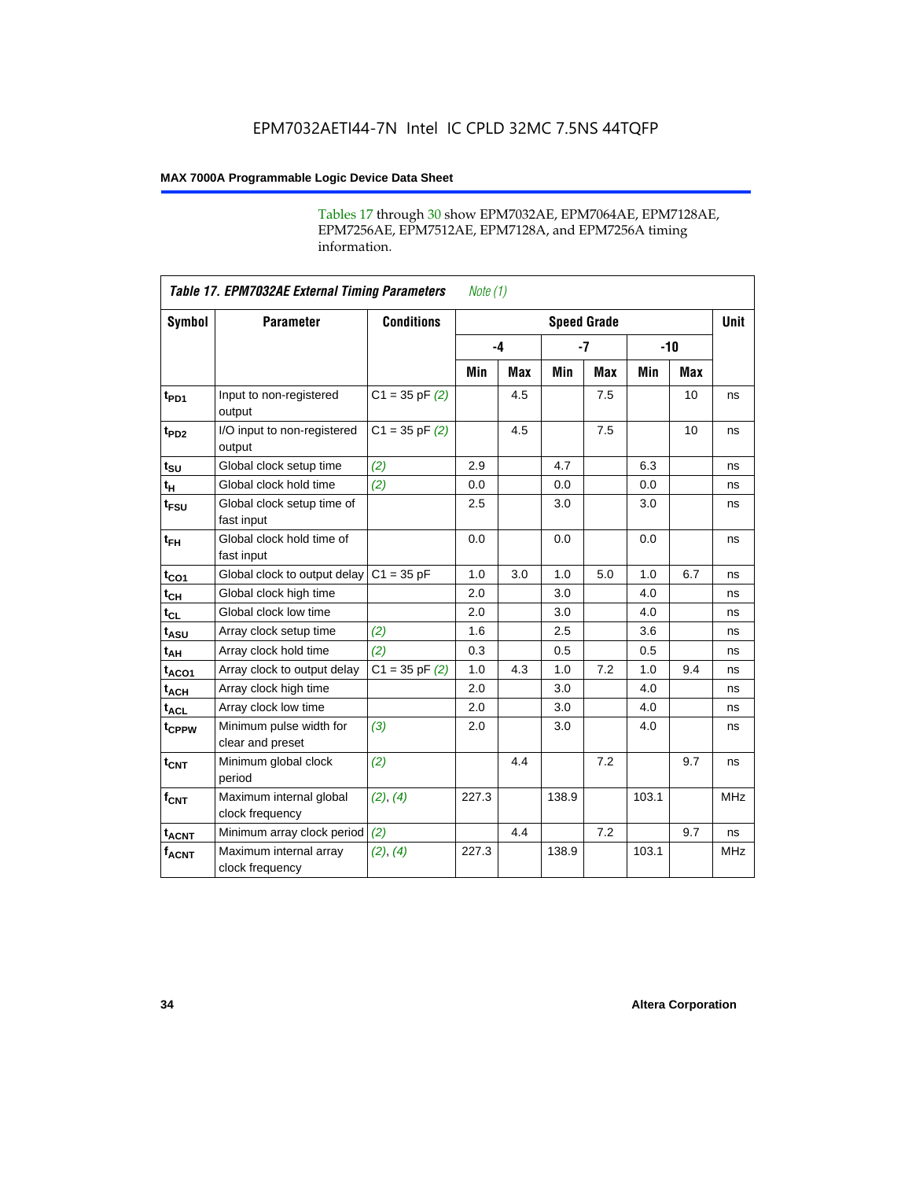Tables 17 through 30 show EPM7032AE, EPM7064AE, EPM7128AE, EPM7256AE, EPM7512AE, EPM7128A, and EPM7256A timing information.

**Table 17. EPM7032AE External Timing Parameters** *Note (1)*

| Symbol | Parameter | Conditions | Speed Grade | | | | | | Unit |
|---|---|---|---|---|---|---|---|---|---|
| | | | -4 | | -7 | | -10 | | |
| | | | Min | Max | Min | Max | Min | Max | |
| $t_{PD1}$ | Input to non-registered output | C1 = 35 pF *(2)* | | 4.5 | | 7.5 | | 10 | ns |
| $t_{PD2}$ | I/O input to non-registered output | C1 = 35 pF *(2)* | | 4.5 | | 7.5 | | 10 | ns |
| $t_{SU}$ | Global clock setup time | *(2)* | 2.9 | | 4.7 | | 6.3 | | ns |
| $t_{H}$ | Global clock hold time | *(2)* | 0.0 | | 0.0 | | 0.0 | | ns |
| $t_{FSU}$ | Global clock setup time of fast input | | 2.5 | | 3.0 | | 3.0 | | ns |
| $t_{FH}$ | Global clock hold time of fast input | | 0.0 | | 0.0 | | 0.0 | | ns |
| $t_{CO1}$ | Global clock to output delay | C1 = 35 pF | 1.0 | 3.0 | 1.0 | 5.0 | 1.0 | 6.7 | ns |
| $t_{CH}$ | Global clock high time | | 2.0 | | 3.0 | | 4.0 | | ns |
| $t_{CL}$ | Global clock low time | | 2.0 | | 3.0 | | 4.0 | | ns |
| $t_{ASU}$ | Array clock setup time | *(2)* | 1.6 | | 2.5 | | 3.6 | | ns |
| $t_{AH}$ | Array clock hold time | *(2)* | 0.3 | | 0.5 | | 0.5 | | ns |
| $t_{ACO1}$ | Array clock to output delay | C1 = 35 pF *(2)* | 1.0 | 4.3 | 1.0 | 7.2 | 1.0 | 9.4 | ns |
| $t_{ACH}$ | Array clock high time | | 2.0 | | 3.0 | | 4.0 | | ns |
| $t_{ACL}$ | Array clock low time | | 2.0 | | 3.0 | | 4.0 | | ns |
| $t_{CPPW}$ | Minimum pulse width for clear and preset | *(3)* | 2.0 | | 3.0 | | 4.0 | | ns |
| $t_{CNT}$ | Minimum global clock period | *(2)* | | 4.4 | | 7.2 | | 9.7 | ns |
| $f_{CNT}$ | Maximum internal global clock frequency | *(2)*, *(4)* | 227.3 | | 138.9 | | 103.1 | | MHz |
| $t_{ACNT}$ | Minimum array clock period | *(2)* | | 4.4 | | 7.2 | | 9.7 | ns |
| $f_{ACNT}$ | Maximum internal array clock frequency | *(2)*, *(4)* | 227.3 | | 138.9 | | 103.1 | | MHz |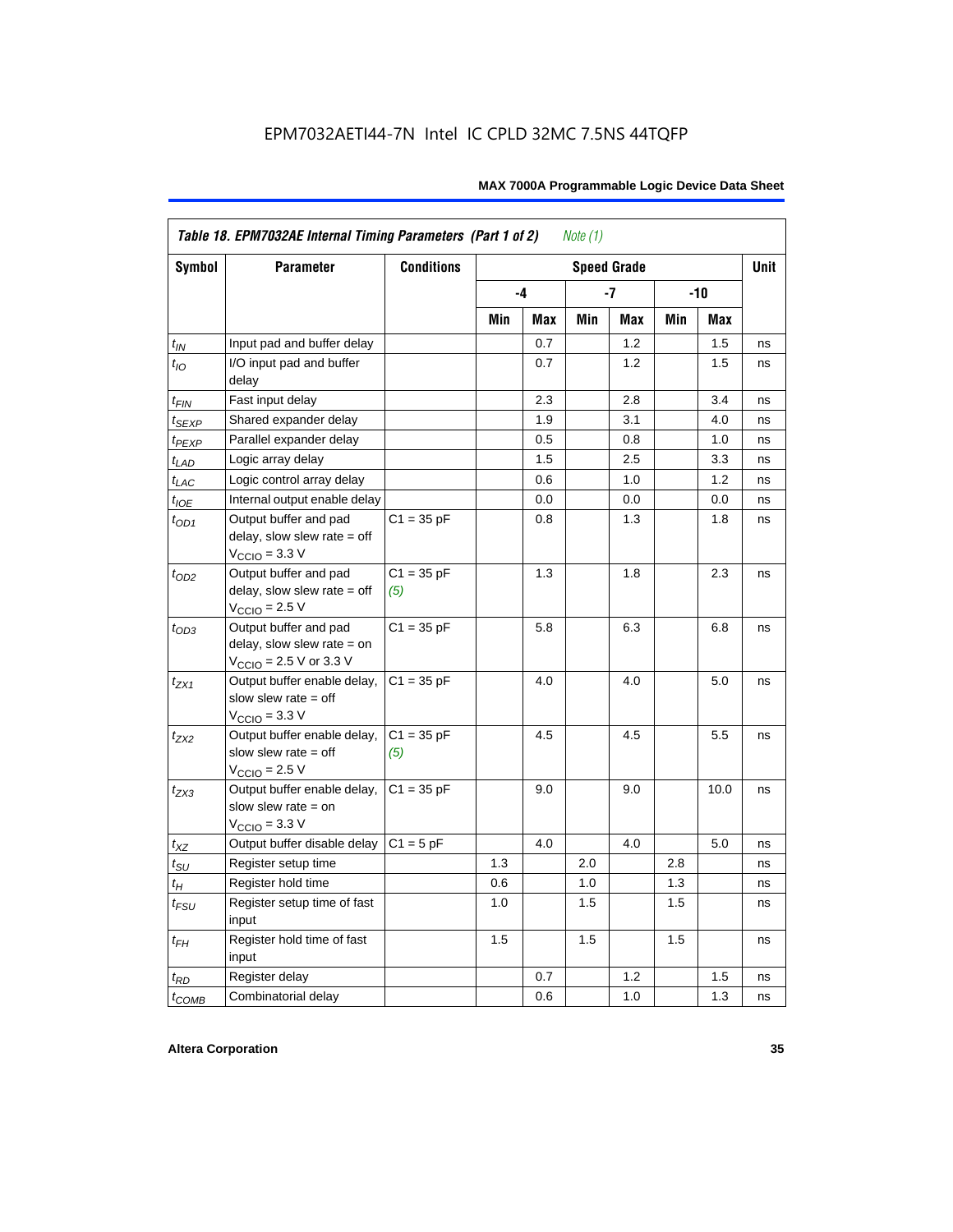**Table 18. EPM7032AE Internal Timing Parameters (Part 1 of 2)** *Note (1)*

| Symbol | Parameter | Conditions | Speed Grade | | | | | | Unit |
|---|---|---|---|---|---|---|---|---|---|
| | | | -4 | | -7 | | -10 | | |
| | | | Min | Max | Min | Max | Min | Max | |
| $t_{IN}$ | Input pad and buffer delay | | | 0.7 | | 1.2 | | 1.5 | ns |
| $t_{IO}$ | I/O input pad and buffer delay | | | 0.7 | | 1.2 | | 1.5 | ns |
| $t_{FIN}$ | Fast input delay | | | 2.3 | | 2.8 | | 3.4 | ns |
| $t_{SEXP}$ | Shared expander delay | | | 1.9 | | 3.1 | | 4.0 | ns |
| $t_{PEXP}$ | Parallel expander delay | | | 0.5 | | 0.8 | | 1.0 | ns |
| $t_{LAD}$ | Logic array delay | | | 1.5 | | 2.5 | | 3.3 | ns |
| $t_{LAC}$ | Logic control array delay | | | 0.6 | | 1.0 | | 1.2 | ns |
| $t_{IOE}$ | Internal output enable delay | | | 0.0 | | 0.0 | | 0.0 | ns |
| $t_{OD1}$ | Output buffer and pad delay, slow slew rate = off $V_{CCIO}$ = 3.3 V | C1 = 35 pF | | 0.8 | | 1.3 | | 1.8 | ns |
| $t_{OD2}$ | Output buffer and pad delay, slow slew rate = off $V_{CCIO}$ = 2.5 V | C1 = 35 pF *(5)* | | 1.3 | | 1.8 | | 2.3 | ns |
| $t_{OD3}$ | Output buffer and pad delay, slow slew rate = on $V_{CCIO}$ = 2.5 V or 3.3 V | C1 = 35 pF | | 5.8 | | 6.3 | | 6.8 | ns |
| $t_{ZX1}$ | Output buffer enable delay, slow slew rate = off $V_{CCIO}$ = 3.3 V | C1 = 35 pF | | 4.0 | | 4.0 | | 5.0 | ns |
| $t_{ZX2}$ | Output buffer enable delay, slow slew rate = off $V_{CCIO}$ = 2.5 V | C1 = 35 pF *(5)* | | 4.5 | | 4.5 | | 5.5 | ns |
| $t_{ZX3}$ | Output buffer enable delay, slow slew rate = on $V_{CCIO}$ = 3.3 V | C1 = 35 pF | | 9.0 | | 9.0 | | 10.0 | ns |
| $t_{XZ}$ | Output buffer disable delay | C1 = 5 pF | | 4.0 | | 4.0 | | 5.0 | ns |
| $t_{SU}$ | Register setup time | | 1.3 | | 2.0 | | 2.8 | | ns |
| $t_H$ | Register hold time | | 0.6 | | 1.0 | | 1.3 | | ns |
| $t_{FSU}$ | Register setup time of fast input | | 1.0 | | 1.5 | | 1.5 | | ns |
| $t_{FH}$ | Register hold time of fast input | | 1.5 | | 1.5 | | 1.5 | | ns |
| $t_{RD}$ | Register delay | | | 0.7 | | 1.2 | | 1.5 | ns |
| $t_{COMB}$ | Combinatorial delay | | | 0.6 | | 1.0 | | 1.3 | ns |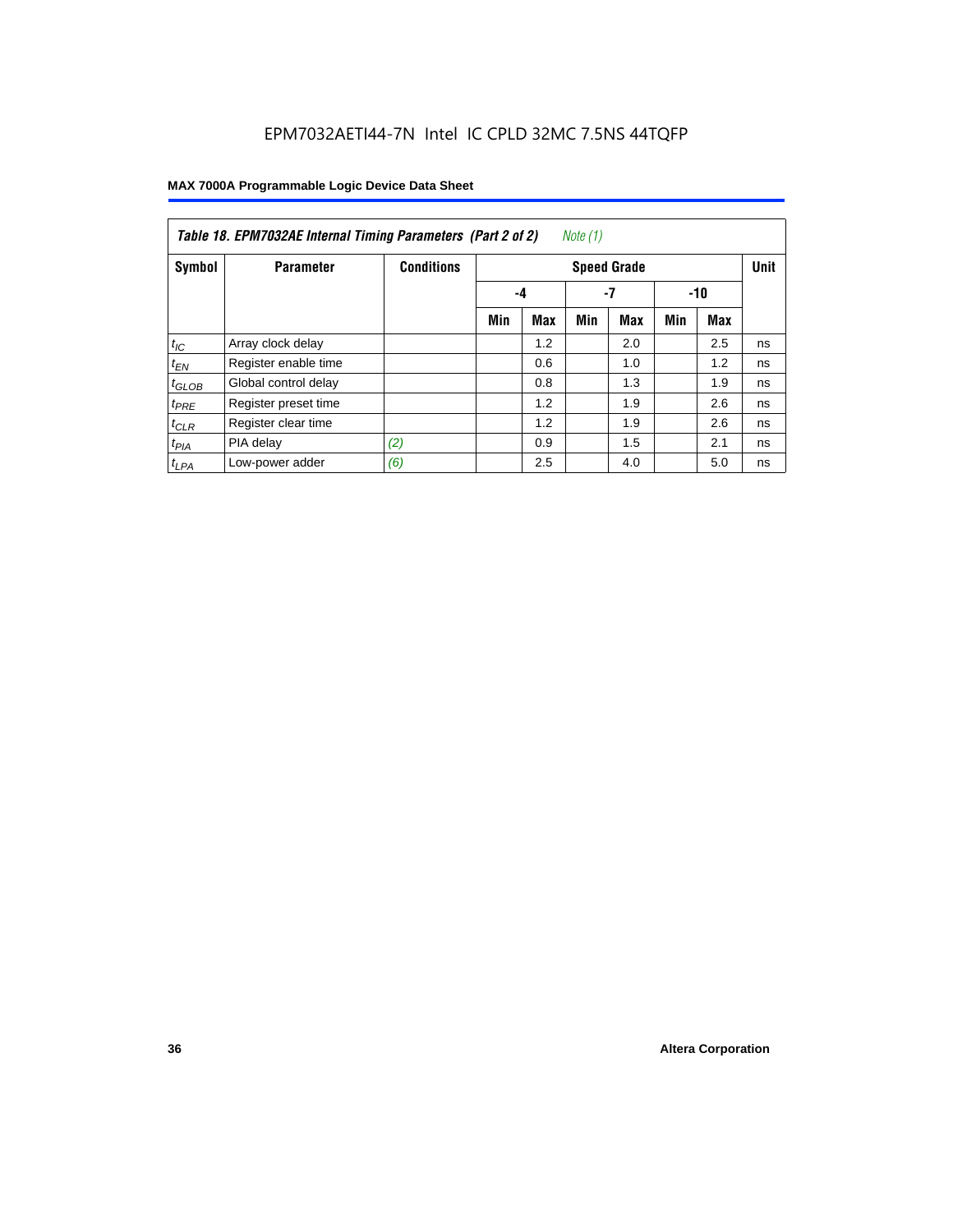EPM7032AETI44-7N Intel IC CPLD 32MC 7.5NS 44TQFP

| *Table 18. EPM7032AE Internal Timing Parameters (Part 2 of 2)* *Note (1)* | | | | | | | | | |
|---|---|---|---|---|---|---|---|---|---|
| **Symbol** | **Parameter** | **Conditions** | **Speed Grade** | | | | | | **Unit** |
| | | | **-4** | | **-7** | | **-10** | | |
| | | | **Min** | **Max** | **Min** | **Max** | **Min** | **Max** | |
| $t_{IC}$ | Array clock delay | | | 1.2 | | 2.0 | | 2.5 | ns |
| $t_{EN}$ | Register enable time | | | 0.6 | | 1.0 | | 1.2 | ns |
| $t_{GLOB}$ | Global control delay | | | 0.8 | | 1.3 | | 1.9 | ns |
| $t_{PRE}$ | Register preset time | | | 1.2 | | 1.9 | | 2.6 | ns |
| $t_{CLR}$ | Register clear time | | | 1.2 | | 1.9 | | 2.6 | ns |
| $t_{PIA}$ | PIA delay | *(2)* | | 0.9 | | 1.5 | | 2.1 | ns |
| $t_{LPA}$ | Low-power adder | *(6)* | | 2.5 | | 4.0 | | 5.0 | ns |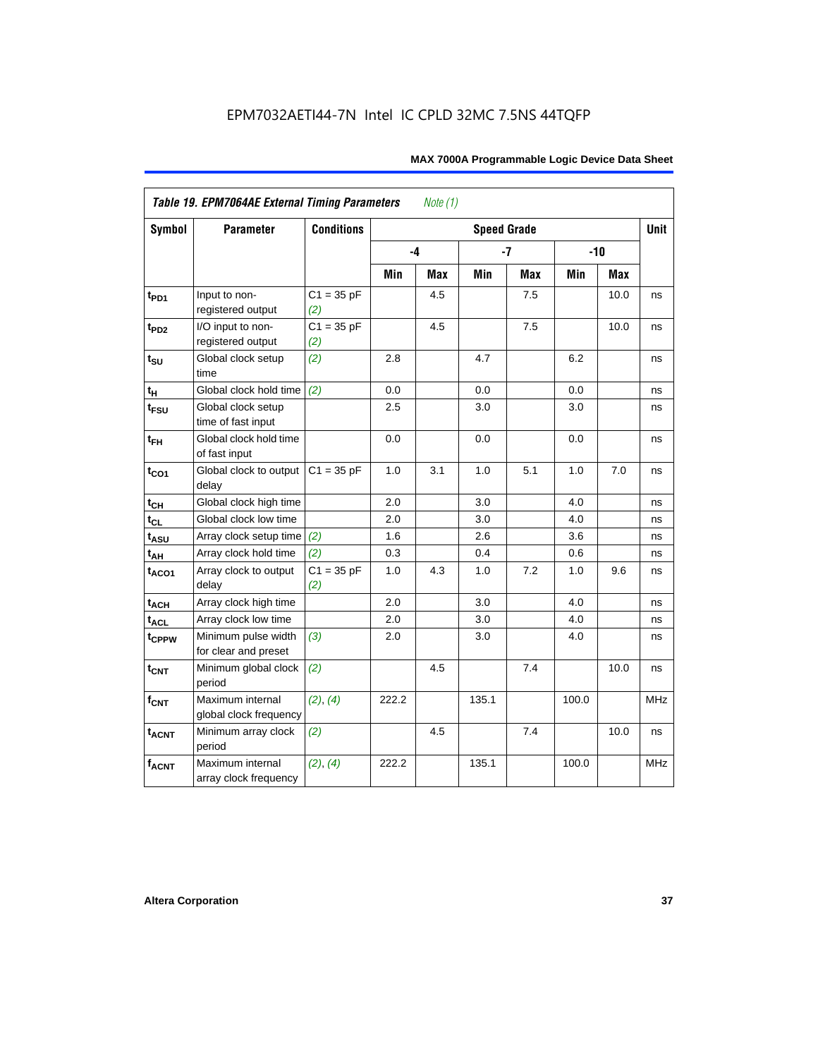EPM7032AETI44-7N Intel IC CPLD 32MC 7.5NS 44TQFP

| *Table 19. EPM7064AE External Timing Parameters* *Note (1)* | | | | | | | | | |
|---|---|---|---|---|---|---|---|---|---|
| **Symbol** | **Parameter** | **Conditions** | **Speed Grade** | | | | | | **Unit** |
| | | | **-4** | | **-7** | | **-10** | | |
| | | | **Min** | **Max** | **Min** | **Max** | **Min** | **Max** | |
| $t_{PD1}$ | Input to non-registered output | C1 = 35 pF *(2)* | | 4.5 | | 7.5 | | 10.0 | ns |
| $t_{PD2}$ | I/O input to non-registered output | C1 = 35 pF *(2)* | | 4.5 | | 7.5 | | 10.0 | ns |
| $t_{SU}$ | Global clock setup time | *(2)* | 2.8 | | 4.7 | | 6.2 | | ns |
| $t_H$ | Global clock hold time | *(2)* | 0.0 | | 0.0 | | 0.0 | | ns |
| $t_{FSU}$ | Global clock setup time of fast input | | 2.5 | | 3.0 | | 3.0 | | ns |
| $t_{FH}$ | Global clock hold time of fast input | | 0.0 | | 0.0 | | 0.0 | | ns |
| $t_{CO1}$ | Global clock to output delay | C1 = 35 pF | 1.0 | 3.1 | 1.0 | 5.1 | 1.0 | 7.0 | ns |
| $t_{CH}$ | Global clock high time | | 2.0 | | 3.0 | | 4.0 | | ns |
| $t_{CL}$ | Global clock low time | | 2.0 | | 3.0 | | 4.0 | | ns |
| $t_{ASU}$ | Array clock setup time | *(2)* | 1.6 | | 2.6 | | 3.6 | | ns |
| $t_{AH}$ | Array clock hold time | *(2)* | 0.3 | | 0.4 | | 0.6 | | ns |
| $t_{ACO1}$ | Array clock to output delay | C1 = 35 pF *(2)* | 1.0 | 4.3 | 1.0 | 7.2 | 1.0 | 9.6 | ns |
| $t_{ACH}$ | Array clock high time | | 2.0 | | 3.0 | | 4.0 | | ns |
| $t_{ACL}$ | Array clock low time | | 2.0 | | 3.0 | | 4.0 | | ns |
| $t_{CPPW}$ | Minimum pulse width for clear and preset | *(3)* | 2.0 | | 3.0 | | 4.0 | | ns |
| $t_{CNT}$ | Minimum global clock period | *(2)* | | 4.5 | | 7.4 | | 10.0 | ns |
| $f_{CNT}$ | Maximum internal global clock frequency | *(2)*, *(4)* | 222.2 | | 135.1 | | 100.0 | | MHz |
| $t_{ACNT}$ | Minimum array clock period | *(2)* | | 4.5 | | 7.4 | | 10.0 | ns |
| $f_{ACNT}$ | Maximum internal array clock frequency | *(2)*, *(4)* | 222.2 | | 135.1 | | 100.0 | | MHz |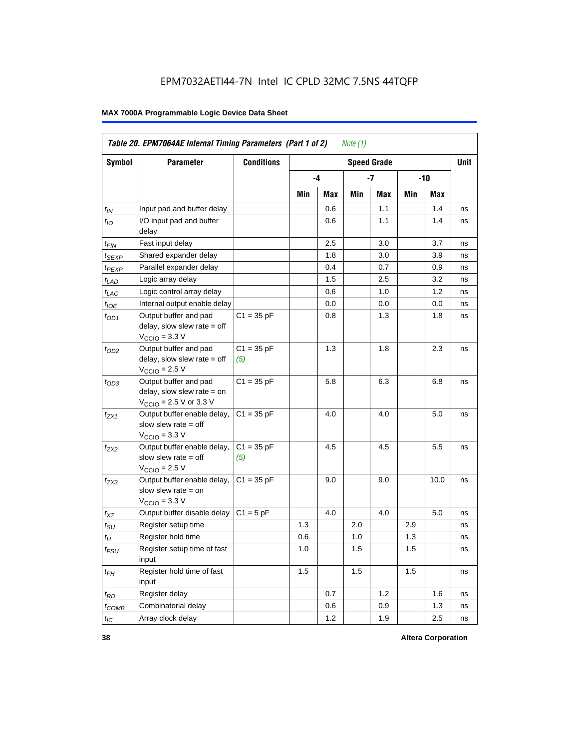EPM7032AETI44-7N Intel IC CPLD 32MC 7.5NS 44TQFP

**MAX 7000A Programmable Logic Device Data Sheet**

| *Table 20. EPM7064AE Internal Timing Parameters (Part 1 of 2) Note (1)* | | | | | | | | | |
|---|---|---|---|---|---|---|---|---|---|
| **Symbol** | **Parameter** | **Conditions** | **Speed Grade** | | | | | | **Unit** |
| | | | **-4** | | **-7** | | **-10** | | |
| | | | **Min** | **Max** | **Min** | **Max** | **Min** | **Max** | |
| $t_{IN}$ | Input pad and buffer delay | | | 0.6 | | 1.1 | | 1.4 | ns |
| $t_{IO}$ | I/O input pad and buffer delay | | | 0.6 | | 1.1 | | 1.4 | ns |
| $t_{FIN}$ | Fast input delay | | | 2.5 | | 3.0 | | 3.7 | ns |
| $t_{SEXP}$ | Shared expander delay | | | 1.8 | | 3.0 | | 3.9 | ns |
| $t_{PEXP}$ | Parallel expander delay | | | 0.4 | | 0.7 | | 0.9 | ns |
| $t_{LAD}$ | Logic array delay | | | 1.5 | | 2.5 | | 3.2 | ns |
| $t_{LAC}$ | Logic control array delay | | | 0.6 | | 1.0 | | 1.2 | ns |
| $t_{IOE}$ | Internal output enable delay | | | 0.0 | | 0.0 | | 0.0 | ns |
| $t_{OD1}$ | Output buffer and pad delay, slow slew rate = off $V_{CCIO}$ = 3.3 V | C1 = 35 pF | | 0.8 | | 1.3 | | 1.8 | ns |
| $t_{OD2}$ | Output buffer and pad delay, slow slew rate = off $V_{CCIO}$ = 2.5 V | C1 = 35 pF *(5)* | | 1.3 | | 1.8 | | 2.3 | ns |
| $t_{OD3}$ | Output buffer and pad delay, slow slew rate = on $V_{CCIO}$ = 2.5 V or 3.3 V | C1 = 35 pF | | 5.8 | | 6.3 | | 6.8 | ns |
| $t_{ZX1}$ | Output buffer enable delay, slow slew rate = off $V_{CCIO}$ = 3.3 V | C1 = 35 pF | | 4.0 | | 4.0 | | 5.0 | ns |
| $t_{ZX2}$ | Output buffer enable delay, slow slew rate = off $V_{CCIO}$ = 2.5 V | C1 = 35 pF *(5)* | | 4.5 | | 4.5 | | 5.5 | ns |
| $t_{ZX3}$ | Output buffer enable delay, slow slew rate = on $V_{CCIO}$ = 3.3 V | C1 = 35 pF | | 9.0 | | 9.0 | | 10.0 | ns |
| $t_{XZ}$ | Output buffer disable delay | C1 = 5 pF | | 4.0 | | 4.0 | | 5.0 | ns |
| $t_{SU}$ | Register setup time | | 1.3 | | 2.0 | | 2.9 | | ns |
| $t_{H}$ | Register hold time | | 0.6 | | 1.0 | | 1.3 | | ns |
| $t_{FSU}$ | Register setup time of fast input | | 1.0 | | 1.5 | | 1.5 | | ns |
| $t_{FH}$ | Register hold time of fast input | | 1.5 | | 1.5 | | 1.5 | | ns |
| $t_{RD}$ | Register delay | | | 0.7 | | 1.2 | | 1.6 | ns |
| $t_{COMB}$ | Combinatorial delay | | | 0.6 | | 0.9 | | 1.3 | ns |
| $t_{IC}$ | Array clock delay | | | 1.2 | | 1.9 | | 2.5 | ns |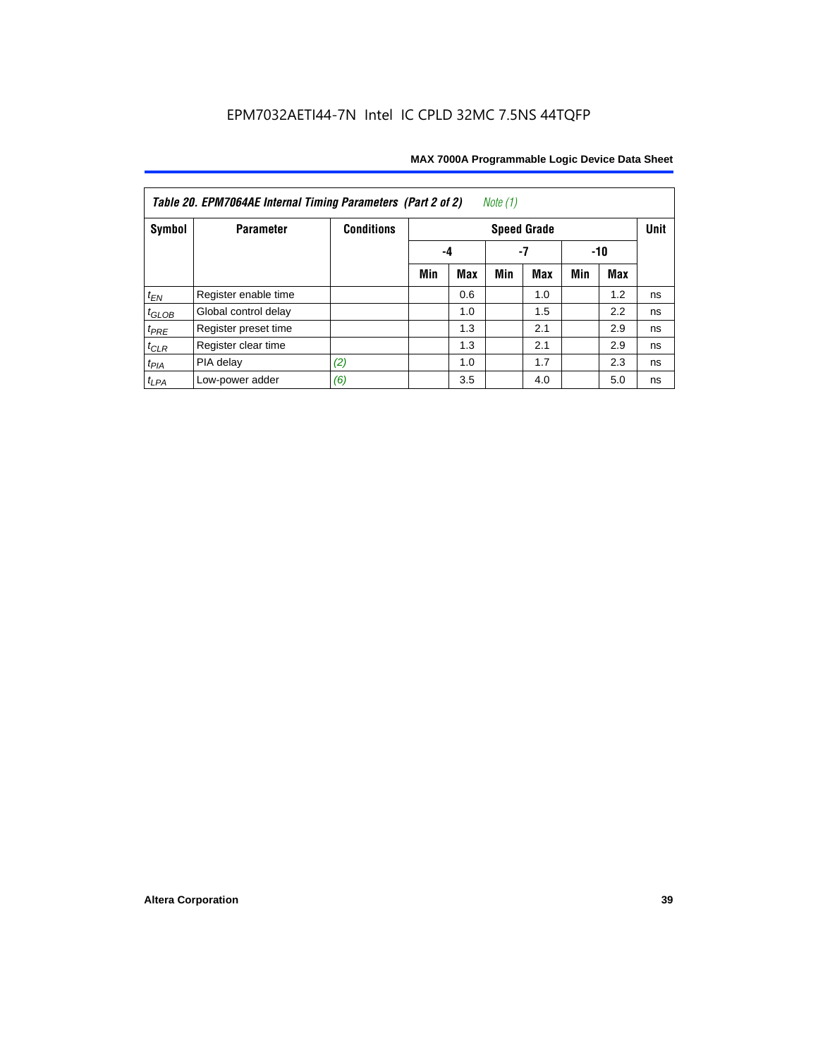**Table 20. EPM7064AE Internal Timing Parameters (Part 2 of 2)** *Note (1)*

| Symbol | Parameter | Conditions | Speed Grade | | | | | | Unit |
|---|---|---|---|---|---|---|---|---|---|
| | | | -4 | | -7 | | -10 | | |
| | | | Min | Max | Min | Max | Min | Max | |
| $t_{EN}$ | Register enable time | | | 0.6 | | 1.0 | | 1.2 | ns |
| $t_{GLOB}$ | Global control delay | | | 1.0 | | 1.5 | | 2.2 | ns |
| $t_{PRE}$ | Register preset time | | | 1.3 | | 2.1 | | 2.9 | ns |
| $t_{CLR}$ | Register clear time | | | 1.3 | | 2.1 | | 2.9 | ns |
| $t_{PIA}$ | PIA delay | *(2)* | | 1.0 | | 1.7 | | 2.3 | ns |
| $t_{LPA}$ | Low-power adder | *(6)* | | 3.5 | | 4.0 | | 5.0 | ns |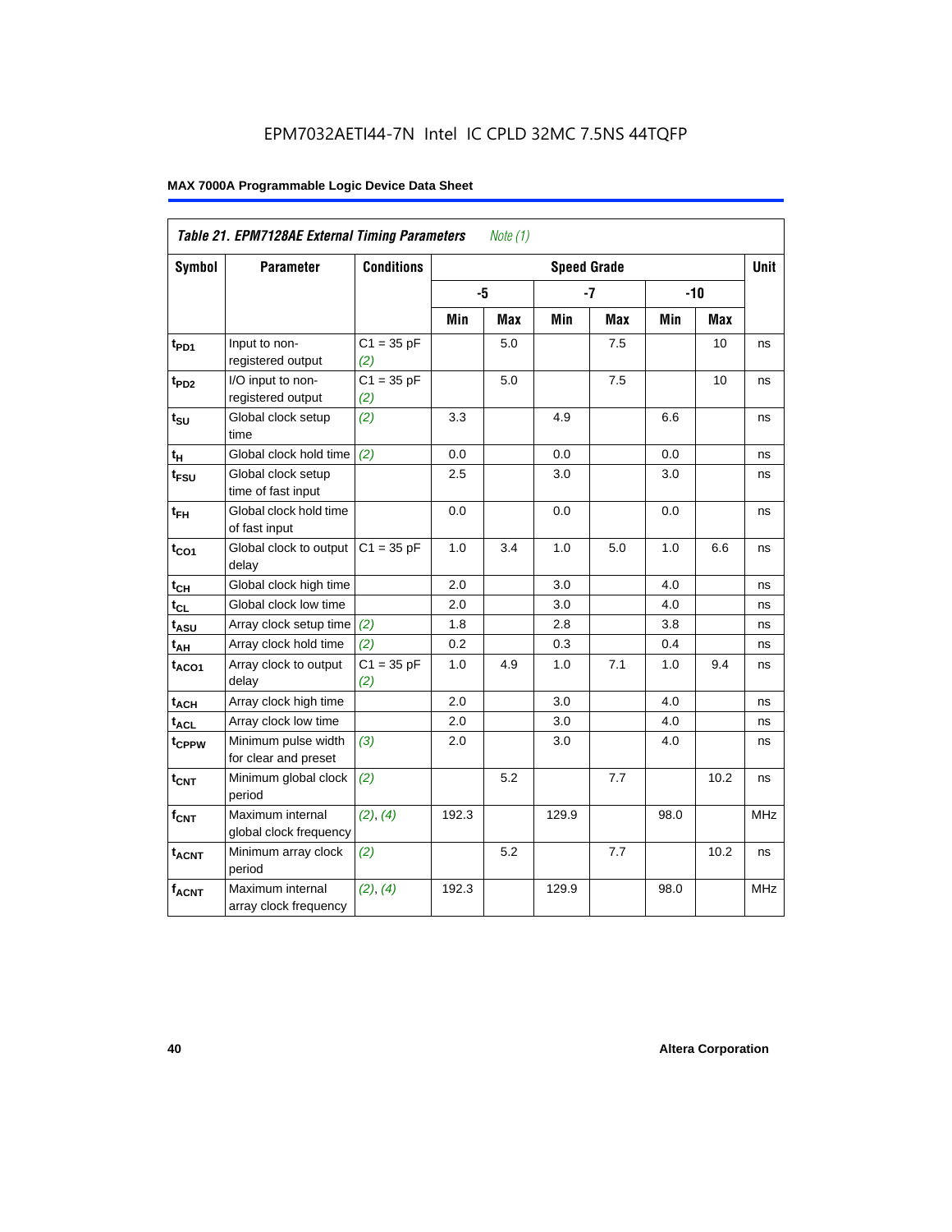EPM7032AETI44-7N Intel IC CPLD 32MC 7.5NS 44TQFP

**MAX 7000A Programmable Logic Device Data Sheet**

| *Table 21. EPM7128AE External Timing Parameters* *Note (1)* | | | | | | | | | |
|---|---|---|---|---|---|---|---|---|---|
| **Symbol** | **Parameter** | **Conditions** | **Speed Grade** | | | | | | **Unit** |
| | | | **-5** | | **-7** | | **-10** | | |
| | | | **Min** | **Max** | **Min** | **Max** | **Min** | **Max** | |
| $t_{PD1}$ | Input to non-registered output | C1 = 35 pF *(2)* | | 5.0 | | 7.5 | | 10 | ns |
| $t_{PD2}$ | I/O input to non-registered output | C1 = 35 pF *(2)* | | 5.0 | | 7.5 | | 10 | ns |
| $t_{SU}$ | Global clock setup time | *(2)* | 3.3 | | 4.9 | | 6.6 | | ns |
| $t_{H}$ | Global clock hold time | *(2)* | 0.0 | | 0.0 | | 0.0 | | ns |
| $t_{FSU}$ | Global clock setup time of fast input | | 2.5 | | 3.0 | | 3.0 | | ns |
| $t_{FH}$ | Global clock hold time of fast input | | 0.0 | | 0.0 | | 0.0 | | ns |
| $t_{CO1}$ | Global clock to output delay | C1 = 35 pF | 1.0 | 3.4 | 1.0 | 5.0 | 1.0 | 6.6 | ns |
| $t_{CH}$ | Global clock high time | | 2.0 | | 3.0 | | 4.0 | | ns |
| $t_{CL}$ | Global clock low time | | 2.0 | | 3.0 | | 4.0 | | ns |
| $t_{ASU}$ | Array clock setup time | *(2)* | 1.8 | | 2.8 | | 3.8 | | ns |
| $t_{AH}$ | Array clock hold time | *(2)* | 0.2 | | 0.3 | | 0.4 | | ns |
| $t_{ACO1}$ | Array clock to output delay | C1 = 35 pF *(2)* | 1.0 | 4.9 | 1.0 | 7.1 | 1.0 | 9.4 | ns |
| $t_{ACH}$ | Array clock high time | | 2.0 | | 3.0 | | 4.0 | | ns |
| $t_{ACL}$ | Array clock low time | | 2.0 | | 3.0 | | 4.0 | | ns |
| $t_{CPPW}$ | Minimum pulse width for clear and preset | *(3)* | 2.0 | | 3.0 | | 4.0 | | ns |
| $t_{CNT}$ | Minimum global clock period | *(2)* | | 5.2 | | 7.7 | | 10.2 | ns |
| $f_{CNT}$ | Maximum internal global clock frequency | *(2)*, *(4)* | 192.3 | | 129.9 | | 98.0 | | MHz |
| $t_{ACNT}$ | Minimum array clock period | *(2)* | | 5.2 | | 7.7 | | 10.2 | ns |
| $f_{ACNT}$ | Maximum internal array clock frequency | *(2)*, *(4)* | 192.3 | | 129.9 | | 98.0 | | MHz |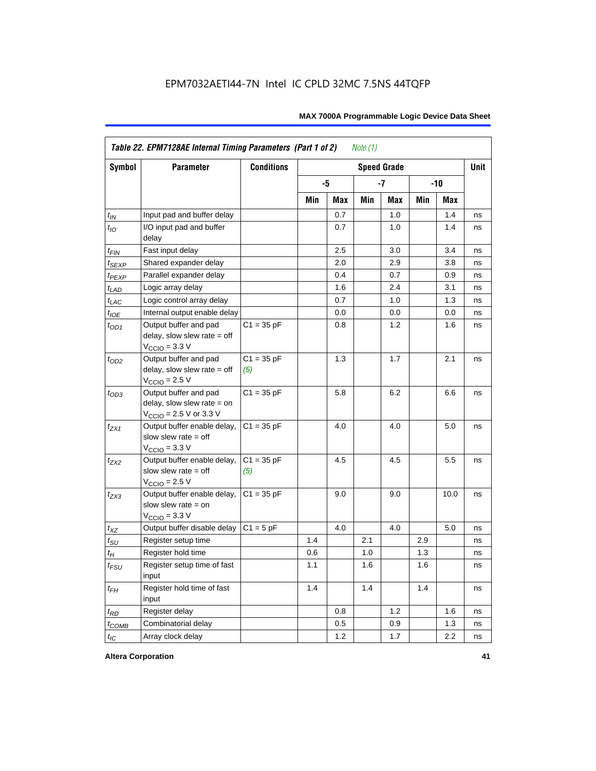EPM7032AETI44-7N Intel IC CPLD 32MC 7.5NS 44TQFP

| Table 22. EPM7128AE Internal Timing Parameters (Part 1 of 2) *Note (1)* | | | | | | | | | |
|---|---|---|---|---|---|---|---|---|---|
| **Symbol** | **Parameter** | **Conditions** | **Speed Grade** | | | | | | **Unit** |
| | | | **-5** | | **-7** | | **-10** | | |
| | | | **Min** | **Max** | **Min** | **Max** | **Min** | **Max** | |
| $t_{IN}$ | Input pad and buffer delay | | | 0.7 | | 1.0 | | 1.4 | ns |
| $t_{IO}$ | I/O input pad and buffer delay | | | 0.7 | | 1.0 | | 1.4 | ns |
| $t_{FIN}$ | Fast input delay | | | 2.5 | | 3.0 | | 3.4 | ns |
| $t_{SEXP}$ | Shared expander delay | | | 2.0 | | 2.9 | | 3.8 | ns |
| $t_{PEXP}$ | Parallel expander delay | | | 0.4 | | 0.7 | | 0.9 | ns |
| $t_{LAD}$ | Logic array delay | | | 1.6 | | 2.4 | | 3.1 | ns |
| $t_{LAC}$ | Logic control array delay | | | 0.7 | | 1.0 | | 1.3 | ns |
| $t_{IOE}$ | Internal output enable delay | | | 0.0 | | 0.0 | | 0.0 | ns |
| $t_{OD1}$ | Output buffer and pad delay, slow slew rate = off $V_{CCIO}$ = 3.3 V | C1 = 35 pF | | 0.8 | | 1.2 | | 1.6 | ns |
| $t_{OD2}$ | Output buffer and pad delay, slow slew rate = off $V_{CCIO}$ = 2.5 V | C1 = 35 pF *(5)* | | 1.3 | | 1.7 | | 2.1 | ns |
| $t_{OD3}$ | Output buffer and pad delay, slow slew rate = on $V_{CCIO}$ = 2.5 V or 3.3 V | C1 = 35 pF | | 5.8 | | 6.2 | | 6.6 | ns |
| $t_{ZX1}$ | Output buffer enable delay, slow slew rate = off $V_{CCIO}$ = 3.3 V | C1 = 35 pF | | 4.0 | | 4.0 | | 5.0 | ns |
| $t_{ZX2}$ | Output buffer enable delay, slow slew rate = off $V_{CCIO}$ = 2.5 V | C1 = 35 pF *(5)* | | 4.5 | | 4.5 | | 5.5 | ns |
| $t_{ZX3}$ | Output buffer enable delay, slow slew rate = on $V_{CCIO}$ = 3.3 V | C1 = 35 pF | | 9.0 | | 9.0 | | 10.0 | ns |
| $t_{XZ}$ | Output buffer disable delay | C1 = 5 pF | | 4.0 | | 4.0 | | 5.0 | ns |
| $t_{SU}$ | Register setup time | | 1.4 | | 2.1 | | 2.9 | | ns |
| $t_{H}$ | Register hold time | | 0.6 | | 1.0 | | 1.3 | | ns |
| $t_{FSU}$ | Register setup time of fast input | | 1.1 | | 1.6 | | 1.6 | | ns |
| $t_{FH}$ | Register hold time of fast input | | 1.4 | | 1.4 | | 1.4 | | ns |
| $t_{RD}$ | Register delay | | | 0.8 | | 1.2 | | 1.6 | ns |
| $t_{COMB}$ | Combinatorial delay | | | 0.5 | | 0.9 | | 1.3 | ns |
| $t_{IC}$ | Array clock delay | | | 1.2 | | 1.7 | | 2.2 | ns |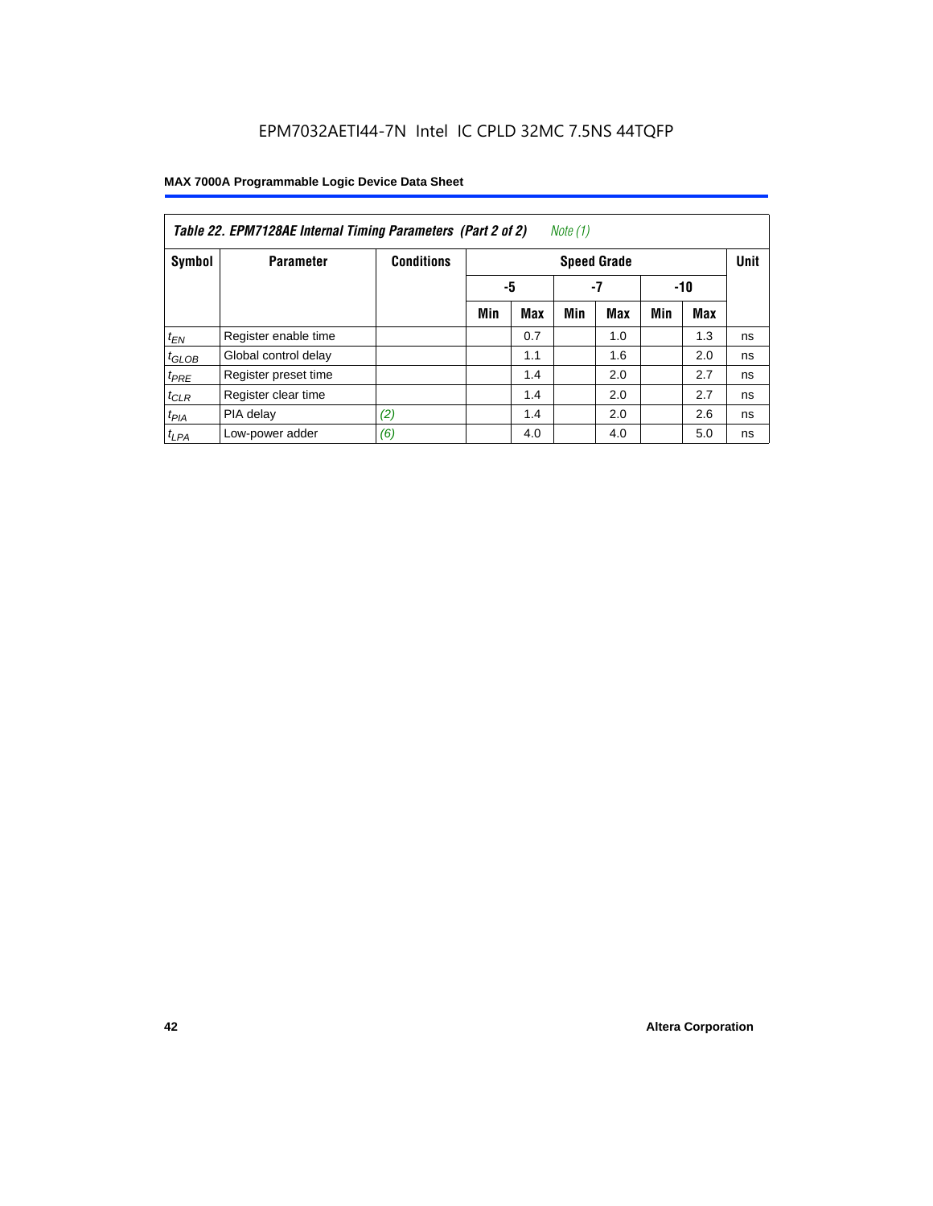EPM7032AETI44-7N Intel IC CPLD 32MC 7.5NS 44TQFP

| *Table 22. EPM7128AE Internal Timing Parameters (Part 2 of 2)* *Note (1)* | | | | | | | | | |
|---|---|---|---|---|---|---|---|---|---|
| **Symbol** | **Parameter** | **Conditions** | **Speed Grade** | | | | | | **Unit** |
| | | | **-5** | | **-7** | | **-10** | | |
| | | | **Min** | **Max** | **Min** | **Max** | **Min** | **Max** | |
| $t_{EN}$ | Register enable time | | | 0.7 | | 1.0 | | 1.3 | ns |
| $t_{GLOB}$ | Global control delay | | | 1.1 | | 1.6 | | 2.0 | ns |
| $t_{PRE}$ | Register preset time | | | 1.4 | | 2.0 | | 2.7 | ns |
| $t_{CLR}$ | Register clear time | | | 1.4 | | 2.0 | | 2.7 | ns |
| $t_{PIA}$ | PIA delay | *(2)* | | 1.4 | | 2.0 | | 2.6 | ns |
| $t_{LPA}$ | Low-power adder | *(6)* | | 4.0 | | 4.0 | | 5.0 | ns |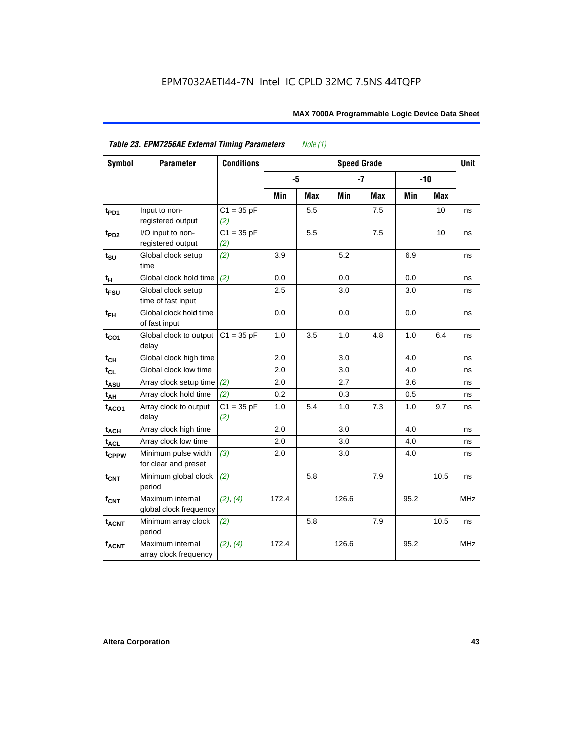EPM7032AETI44-7N Intel IC CPLD 32MC 7.5NS 44TQFP

**Table 23. EPM7256AE External Timing Parameters** *Note (1)*

| Symbol | Parameter | Conditions | Speed Grade | | | | | | Unit |
|---|---|---|---|---|---|---|---|---|---|
| | | | -5 | | -7 | | -10 | | |
| | | | Min | Max | Min | Max | Min | Max | |
| $t_{PD1}$ | Input to non-registered output | C1 = 35 pF *(2)* | | 5.5 | | 7.5 | | 10 | ns |
| $t_{PD2}$ | I/O input to non-registered output | C1 = 35 pF *(2)* | | 5.5 | | 7.5 | | 10 | ns |
| $t_{SU}$ | Global clock setup time | *(2)* | 3.9 | | 5.2 | | 6.9 | | ns |
| $t_{H}$ | Global clock hold time | *(2)* | 0.0 | | 0.0 | | 0.0 | | ns |
| $t_{FSU}$ | Global clock setup time of fast input | | 2.5 | | 3.0 | | 3.0 | | ns |
| $t_{FH}$ | Global clock hold time of fast input | | 0.0 | | 0.0 | | 0.0 | | ns |
| $t_{CO1}$ | Global clock to output delay | C1 = 35 pF | 1.0 | 3.5 | 1.0 | 4.8 | 1.0 | 6.4 | ns |
| $t_{CH}$ | Global clock high time | | 2.0 | | 3.0 | | 4.0 | | ns |
| $t_{CL}$ | Global clock low time | | 2.0 | | 3.0 | | 4.0 | | ns |
| $t_{ASU}$ | Array clock setup time | *(2)* | 2.0 | | 2.7 | | 3.6 | | ns |
| $t_{AH}$ | Array clock hold time | *(2)* | 0.2 | | 0.3 | | 0.5 | | ns |
| $t_{ACO1}$ | Array clock to output delay | C1 = 35 pF *(2)* | 1.0 | 5.4 | 1.0 | 7.3 | 1.0 | 9.7 | ns |
| $t_{ACH}$ | Array clock high time | | 2.0 | | 3.0 | | 4.0 | | ns |
| $t_{ACL}$ | Array clock low time | | 2.0 | | 3.0 | | 4.0 | | ns |
| $t_{CPPW}$ | Minimum pulse width for clear and preset | *(3)* | 2.0 | | 3.0 | | 4.0 | | ns |
| $t_{CNT}$ | Minimum global clock period | *(2)* | | 5.8 | | 7.9 | | 10.5 | ns |
| $f_{CNT}$ | Maximum internal global clock frequency | *(2)*, *(4)* | 172.4 | | 126.6 | | 95.2 | | MHz |
| $t_{ACNT}$ | Minimum array clock period | *(2)* | | 5.8 | | 7.9 | | 10.5 | ns |
| $f_{ACNT}$ | Maximum internal array clock frequency | *(2)*, *(4)* | 172.4 | | 126.6 | | 95.2 | | MHz |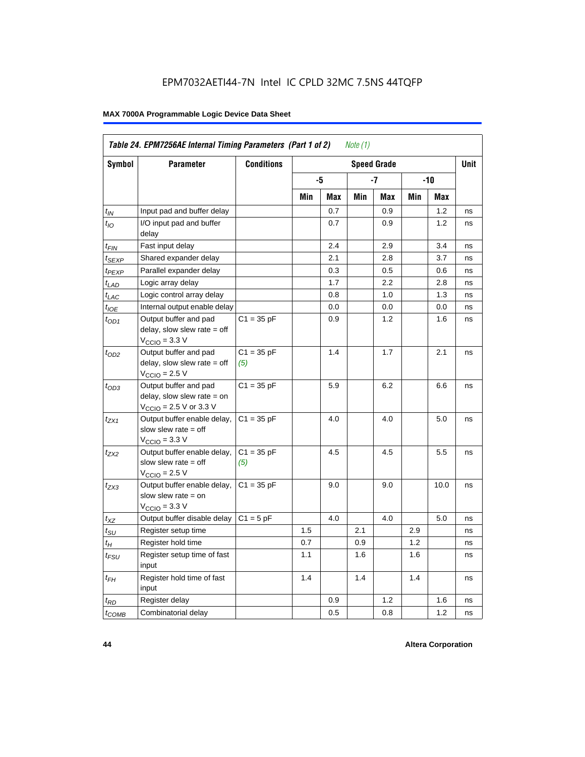# EPM7032AETI44-7N Intel IC CPLD 32MC 7.5NS 44TQFP

## MAX 7000A Programmable Logic Device Data Sheet

| *Table 24. EPM7256AE Internal Timing Parameters (Part 1 of 2) Note (1)* | | | | | | | | | |
|---|---|---|---|---|---|---|---|---|---|
| **Symbol** | **Parameter** | **Conditions** | **Speed Grade** | | | | | | **Unit** |
| | | | **-5** | | **-7** | | **-10** | | |
| | | | **Min** | **Max** | **Min** | **Max** | **Min** | **Max** | |
| $t_{IN}$ | Input pad and buffer delay | | | 0.7 | | 0.9 | | 1.2 | ns |
| $t_{IO}$ | I/O input pad and buffer delay | | | 0.7 | | 0.9 | | 1.2 | ns |
| $t_{FIN}$ | Fast input delay | | | 2.4 | | 2.9 | | 3.4 | ns |
| $t_{SEXP}$ | Shared expander delay | | | 2.1 | | 2.8 | | 3.7 | ns |
| $t_{PEXP}$ | Parallel expander delay | | | 0.3 | | 0.5 | | 0.6 | ns |
| $t_{LAD}$ | Logic array delay | | | 1.7 | | 2.2 | | 2.8 | ns |
| $t_{LAC}$ | Logic control array delay | | | 0.8 | | 1.0 | | 1.3 | ns |
| $t_{IOE}$ | Internal output enable delay | | | 0.0 | | 0.0 | | 0.0 | ns |
| $t_{OD1}$ | Output buffer and pad delay, slow slew rate = off $V_{CCIO}$ = 3.3 V | C1 = 35 pF | | 0.9 | | 1.2 | | 1.6 | ns |
| $t_{OD2}$ | Output buffer and pad delay, slow slew rate = off $V_{CCIO}$ = 2.5 V | C1 = 35 pF *(5)* | | 1.4 | | 1.7 | | 2.1 | ns |
| $t_{OD3}$ | Output buffer and pad delay, slow slew rate = on $V_{CCIO}$ = 2.5 V or 3.3 V | C1 = 35 pF | | 5.9 | | 6.2 | | 6.6 | ns |
| $t_{ZX1}$ | Output buffer enable delay, slow slew rate = off $V_{CCIO}$ = 3.3 V | C1 = 35 pF | | 4.0 | | 4.0 | | 5.0 | ns |
| $t_{ZX2}$ | Output buffer enable delay, slow slew rate = off $V_{CCIO}$ = 2.5 V | C1 = 35 pF *(5)* | | 4.5 | | 4.5 | | 5.5 | ns |
| $t_{ZX3}$ | Output buffer enable delay, slow slew rate = on $V_{CCIO}$ = 3.3 V | C1 = 35 pF | | 9.0 | | 9.0 | | 10.0 | ns |
| $t_{XZ}$ | Output buffer disable delay | C1 = 5 pF | | 4.0 | | 4.0 | | 5.0 | ns |
| $t_{SU}$ | Register setup time | | 1.5 | | 2.1 | | 2.9 | | ns |
| $t_{H}$ | Register hold time | | 0.7 | | 0.9 | | 1.2 | | ns |
| $t_{FSU}$ | Register setup time of fast input | | 1.1 | | 1.6 | | 1.6 | | ns |
| $t_{FH}$ | Register hold time of fast input | | 1.4 | | 1.4 | | 1.4 | | ns |
| $t_{RD}$ | Register delay | | | 0.9 | | 1.2 | | 1.6 | ns |
| $t_{COMB}$ | Combinatorial delay | | | 0.5 | | 0.8 | | 1.2 | ns |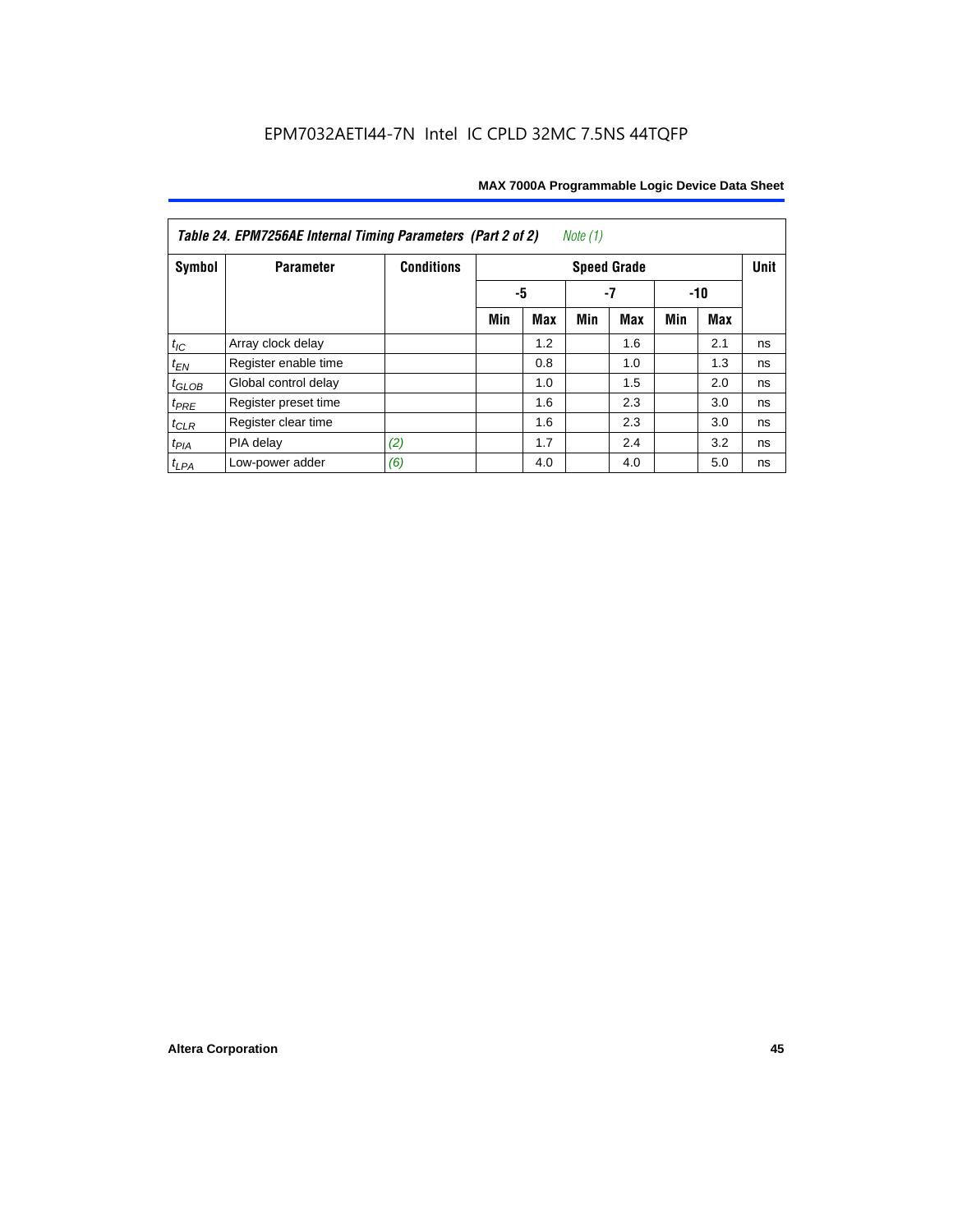EPM7032AETI44-7N Intel IC CPLD 32MC 7.5NS 44TQFP

| *Table 24. EPM7256AE Internal Timing Parameters (Part 2 of 2)* *Note (1)* | | | | | | | | | |
|---|---|---|---|---|---|---|---|---|---|
| **Symbol** | **Parameter** | **Conditions** | **Speed Grade** | | | | | | **Unit** |
| | | | **-5** | | **-7** | | **-10** | | |
| | | | **Min** | **Max** | **Min** | **Max** | **Min** | **Max** | |
| $t_{IC}$ | Array clock delay | | | 1.2 | | 1.6 | | 2.1 | ns |
| $t_{EN}$ | Register enable time | | | 0.8 | | 1.0 | | 1.3 | ns |
| $t_{GLOB}$ | Global control delay | | | 1.0 | | 1.5 | | 2.0 | ns |
| $t_{PRE}$ | Register preset time | | | 1.6 | | 2.3 | | 3.0 | ns |
| $t_{CLR}$ | Register clear time | | | 1.6 | | 2.3 | | 3.0 | ns |
| $t_{PIA}$ | PIA delay | *(2)* | | 1.7 | | 2.4 | | 3.2 | ns |
| $t_{LPA}$ | Low-power adder | *(6)* | | 4.0 | | 4.0 | | 5.0 | ns |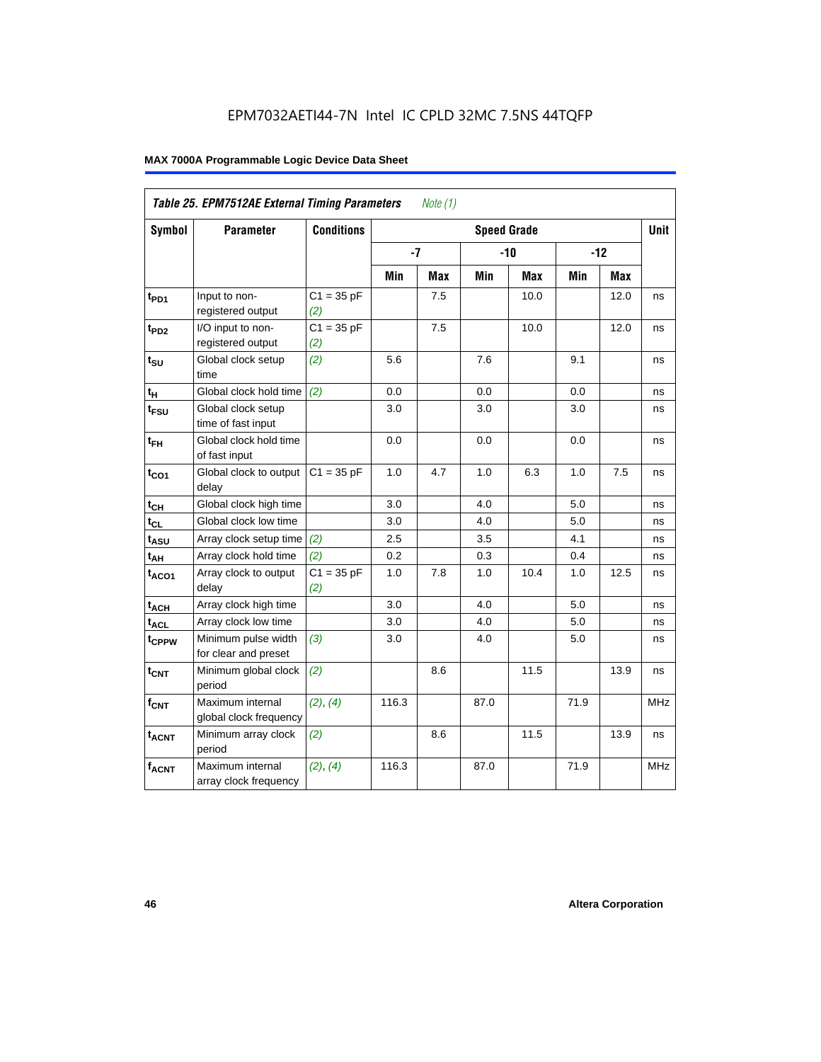EPM7032AETI44-7N Intel IC CPLD 32MC 7.5NS 44TQFP

**MAX 7000A Programmable Logic Device Data Sheet**

| *Table 25. EPM7512AE External Timing Parameters* *Note (1)* | | | | | | | | | |
|---|---|---|---|---|---|---|---|---|---|
| **Symbol** | **Parameter** | **Conditions** | **Speed Grade** | | | | | | **Unit** |
| | | | **-7** | | **-10** | | **-12** | | |
| | | | **Min** | **Max** | **Min** | **Max** | **Min** | **Max** | |
| $t_{PD1}$ | Input to non-registered output | C1 = 35 pF *(2)* | | 7.5 | | 10.0 | | 12.0 | ns |
| $t_{PD2}$ | I/O input to non-registered output | C1 = 35 pF *(2)* | | 7.5 | | 10.0 | | 12.0 | ns |
| $t_{SU}$ | Global clock setup time | *(2)* | 5.6 | | 7.6 | | 9.1 | | ns |
| $t_{H}$ | Global clock hold time | *(2)* | 0.0 | | 0.0 | | 0.0 | | ns |
| $t_{FSU}$ | Global clock setup time of fast input | | 3.0 | | 3.0 | | 3.0 | | ns |
| $t_{FH}$ | Global clock hold time of fast input | | 0.0 | | 0.0 | | 0.0 | | ns |
| $t_{CO1}$ | Global clock to output delay | C1 = 35 pF | 1.0 | 4.7 | 1.0 | 6.3 | 1.0 | 7.5 | ns |
| $t_{CH}$ | Global clock high time | | 3.0 | | 4.0 | | 5.0 | | ns |
| $t_{CL}$ | Global clock low time | | 3.0 | | 4.0 | | 5.0 | | ns |
| $t_{ASU}$ | Array clock setup time | *(2)* | 2.5 | | 3.5 | | 4.1 | | ns |
| $t_{AH}$ | Array clock hold time | *(2)* | 0.2 | | 0.3 | | 0.4 | | ns |
| $t_{ACO1}$ | Array clock to output delay | C1 = 35 pF *(2)* | 1.0 | 7.8 | 1.0 | 10.4 | 1.0 | 12.5 | ns |
| $t_{ACH}$ | Array clock high time | | 3.0 | | 4.0 | | 5.0 | | ns |
| $t_{ACL}$ | Array clock low time | | 3.0 | | 4.0 | | 5.0 | | ns |
| $t_{CPPW}$ | Minimum pulse width for clear and preset | *(3)* | 3.0 | | 4.0 | | 5.0 | | ns |
| $t_{CNT}$ | Minimum global clock period | *(2)* | | 8.6 | | 11.5 | | 13.9 | ns |
| $f_{CNT}$ | Maximum internal global clock frequency | *(2)*, *(4)* | 116.3 | | 87.0 | | 71.9 | | MHz |
| $t_{ACNT}$ | Minimum array clock period | *(2)* | | 8.6 | | 11.5 | | 13.9 | ns |
| $f_{ACNT}$ | Maximum internal array clock frequency | *(2)*, *(4)* | 116.3 | | 87.0 | | 71.9 | | MHz |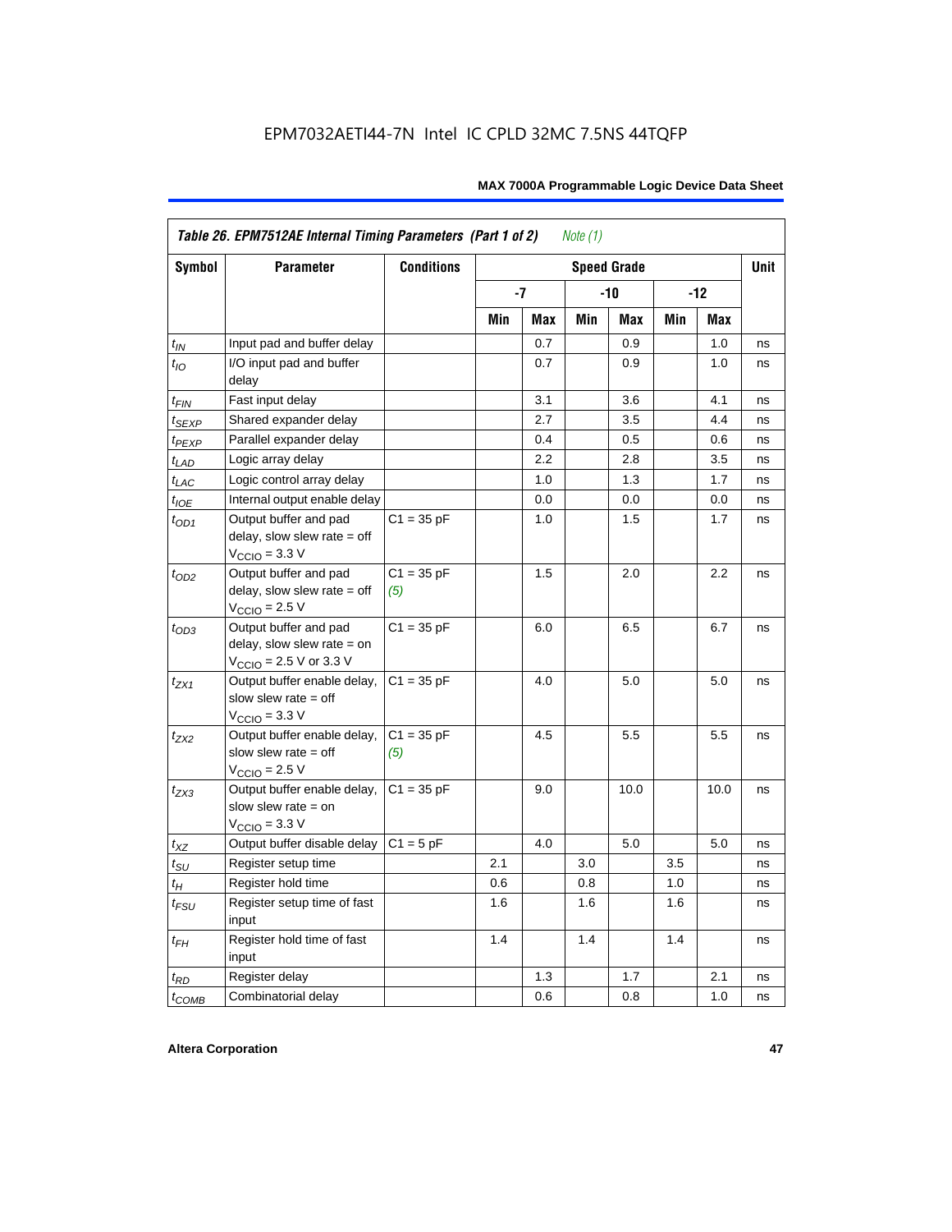| Table 26. EPM7512AE Internal Timing Parameters (Part 1 of 2) Note (1) | | | | | | | | | |
|---|---|---|---|---|---|---|---|---|---|
| Symbol | Parameter | Conditions | Speed Grade | | | | | | Unit |
| | | | -7 | | -10 | | -12 | | |
| | | | Min | Max | Min | Max | Min | Max | |
| $t_{IN}$ | Input pad and buffer delay | | | 0.7 | | 0.9 | | 1.0 | ns |
| $t_{IO}$ | I/O input pad and buffer delay | | | 0.7 | | 0.9 | | 1.0 | ns |
| $t_{FIN}$ | Fast input delay | | | 3.1 | | 3.6 | | 4.1 | ns |
| $t_{SEXP}$ | Shared expander delay | | | 2.7 | | 3.5 | | 4.4 | ns |
| $t_{PEXP}$ | Parallel expander delay | | | 0.4 | | 0.5 | | 0.6 | ns |
| $t_{LAD}$ | Logic array delay | | | 2.2 | | 2.8 | | 3.5 | ns |
| $t_{LAC}$ | Logic control array delay | | | 1.0 | | 1.3 | | 1.7 | ns |
| $t_{IOE}$ | Internal output enable delay | | | 0.0 | | 0.0 | | 0.0 | ns |
| $t_{OD1}$ | Output buffer and pad delay, slow slew rate = off $V_{CCIO}$ = 3.3 V | C1 = 35 pF | | 1.0 | | 1.5 | | 1.7 | ns |
| $t_{OD2}$ | Output buffer and pad delay, slow slew rate = off $V_{CCIO}$ = 2.5 V | C1 = 35 pF (5) | | 1.5 | | 2.0 | | 2.2 | ns |
| $t_{OD3}$ | Output buffer and pad delay, slow slew rate = on $V_{CCIO}$ = 2.5 V or 3.3 V | C1 = 35 pF | | 6.0 | | 6.5 | | 6.7 | ns |
| $t_{ZX1}$ | Output buffer enable delay, slow slew rate = off $V_{CCIO}$ = 3.3 V | C1 = 35 pF | | 4.0 | | 5.0 | | 5.0 | ns |
| $t_{ZX2}$ | Output buffer enable delay, slow slew rate = off $V_{CCIO}$ = 2.5 V | C1 = 35 pF (5) | | 4.5 | | 5.5 | | 5.5 | ns |
| $t_{ZX3}$ | Output buffer enable delay, slow slew rate = on $V_{CCIO}$ = 3.3 V | C1 = 35 pF | | 9.0 | | 10.0 | | 10.0 | ns |
| $t_{XZ}$ | Output buffer disable delay | C1 = 5 pF | | 4.0 | | 5.0 | | 5.0 | ns |
| $t_{SU}$ | Register setup time | | 2.1 | | 3.0 | | 3.5 | | ns |
| $t_{H}$ | Register hold time | | 0.6 | | 0.8 | | 1.0 | | ns |
| $t_{FSU}$ | Register setup time of fast input | | 1.6 | | 1.6 | | 1.6 | | ns |
| $t_{FH}$ | Register hold time of fast input | | 1.4 | | 1.4 | | 1.4 | | ns |
| $t_{RD}$ | Register delay | | | 1.3 | | 1.7 | | 2.1 | ns |
| $t_{COMB}$ | Combinatorial delay | | | 0.6 | | 0.8 | | 1.0 | ns |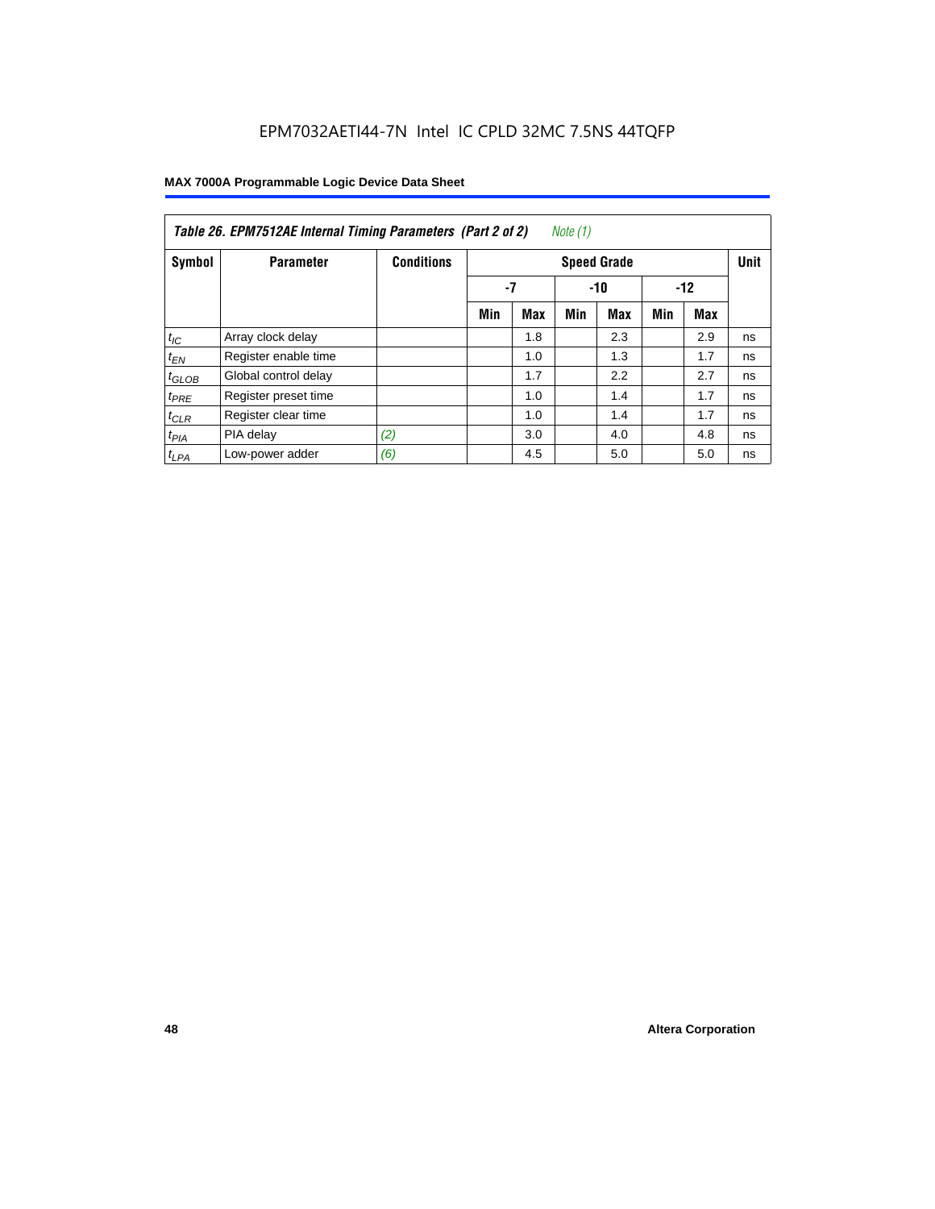EPM7032AETI44-7N Intel IC CPLD 32MC 7.5NS 44TQFP

**Table 26. EPM7512AE Internal Timing Parameters (Part 2 of 2)** *Note (1)*

| Symbol | Parameter | Conditions | Speed Grade | | | | | | Unit |
|---|---|---|---|---|---|---|---|---|---|
| | | | -7 | | -10 | | -12 | | |
| | | | Min | Max | Min | Max | Min | Max | |
| $t_{IC}$ | Array clock delay | | | 1.8 | | 2.3 | | 2.9 | ns |
| $t_{EN}$ | Register enable time | | | 1.0 | | 1.3 | | 1.7 | ns |
| $t_{GLOB}$ | Global control delay | | | 1.7 | | 2.2 | | 2.7 | ns |
| $t_{PRE}$ | Register preset time | | | 1.0 | | 1.4 | | 1.7 | ns |
| $t_{CLR}$ | Register clear time | | | 1.0 | | 1.4 | | 1.7 | ns |
| $t_{PIA}$ | PIA delay | *(2)* | | 3.0 | | 4.0 | | 4.8 | ns |
| $t_{LPA}$ | Low-power adder | *(6)* | | 4.5 | | 5.0 | | 5.0 | ns |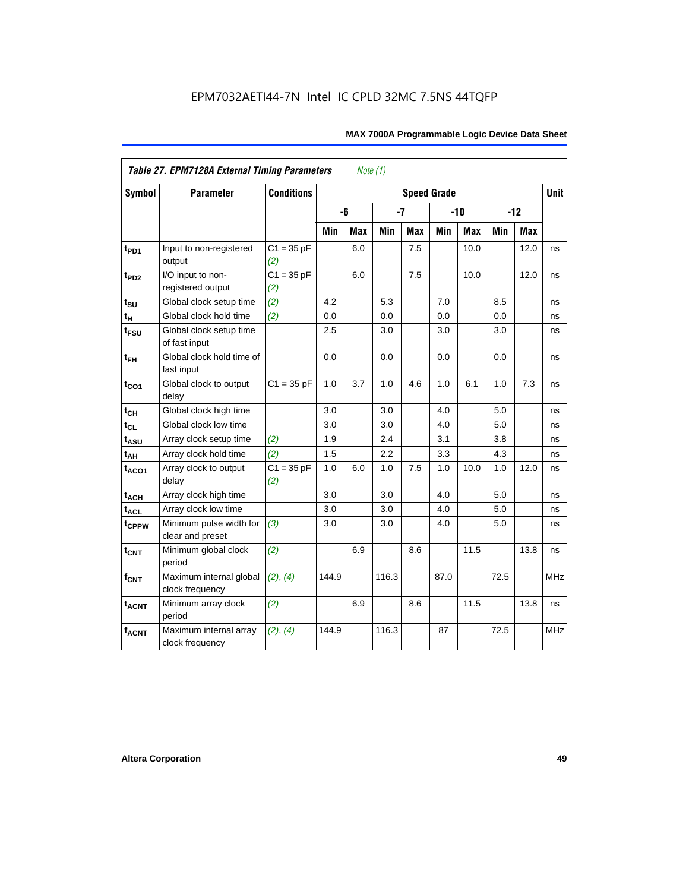EPM7032AETI44-7N Intel IC CPLD 32MC 7.5NS 44TQFP

| *Table 27. EPM7128A External Timing Parameters* *Note (1)* | | | | | | | | | | | |
|---|---|---|---|---|---|---|---|---|---|---|---|
| **Symbol** | **Parameter** | **Conditions** | **Speed Grade** | | | | | | | | **Unit** |
| | | | **-6** | | **-7** | | **-10** | | **-12** | | |
| | | | **Min** | **Max** | **Min** | **Max** | **Min** | **Max** | **Min** | **Max** | |
| $t_{PD1}$ | Input to non-registered output | C1 = 35 pF *(2)* | | 6.0 | | 7.5 | | 10.0 | | 12.0 | ns |
| $t_{PD2}$ | I/O input to non-registered output | C1 = 35 pF *(2)* | | 6.0 | | 7.5 | | 10.0 | | 12.0 | ns |
| $t_{SU}$ | Global clock setup time | *(2)* | 4.2 | | 5.3 | | 7.0 | | 8.5 | | ns |
| $t_{H}$ | Global clock hold time | *(2)* | 0.0 | | 0.0 | | 0.0 | | 0.0 | | ns |
| $t_{FSU}$ | Global clock setup time of fast input | | 2.5 | | 3.0 | | 3.0 | | 3.0 | | ns |
| $t_{FH}$ | Global clock hold time of fast input | | 0.0 | | 0.0 | | 0.0 | | 0.0 | | ns |
| $t_{CO1}$ | Global clock to output delay | C1 = 35 pF | 1.0 | 3.7 | 1.0 | 4.6 | 1.0 | 6.1 | 1.0 | 7.3 | ns |
| $t_{CH}$ | Global clock high time | | 3.0 | | 3.0 | | 4.0 | | 5.0 | | ns |
| $t_{CL}$ | Global clock low time | | 3.0 | | 3.0 | | 4.0 | | 5.0 | | ns |
| $t_{ASU}$ | Array clock setup time | *(2)* | 1.9 | | 2.4 | | 3.1 | | 3.8 | | ns |
| $t_{AH}$ | Array clock hold time | *(2)* | 1.5 | | 2.2 | | 3.3 | | 4.3 | | ns |
| $t_{ACO1}$ | Array clock to output delay | C1 = 35 pF *(2)* | 1.0 | 6.0 | 1.0 | 7.5 | 1.0 | 10.0 | 1.0 | 12.0 | ns |
| $t_{ACH}$ | Array clock high time | | 3.0 | | 3.0 | | 4.0 | | 5.0 | | ns |
| $t_{ACL}$ | Array clock low time | | 3.0 | | 3.0 | | 4.0 | | 5.0 | | ns |
| $t_{CPPW}$ | Minimum pulse width for clear and preset | *(3)* | 3.0 | | 3.0 | | 4.0 | | 5.0 | | ns |
| $t_{CNT}$ | Minimum global clock period | *(2)* | | 6.9 | | 8.6 | | 11.5 | | 13.8 | ns |
| $f_{CNT}$ | Maximum internal global clock frequency | *(2)*, *(4)* | 144.9 | | 116.3 | | 87.0 | | 72.5 | | MHz |
| $t_{ACNT}$ | Minimum array clock period | *(2)* | | 6.9 | | 8.6 | | 11.5 | | 13.8 | ns |
| $f_{ACNT}$ | Maximum internal array clock frequency | *(2)*, *(4)* | 144.9 | | 116.3 | | 87 | | 72.5 | | MHz |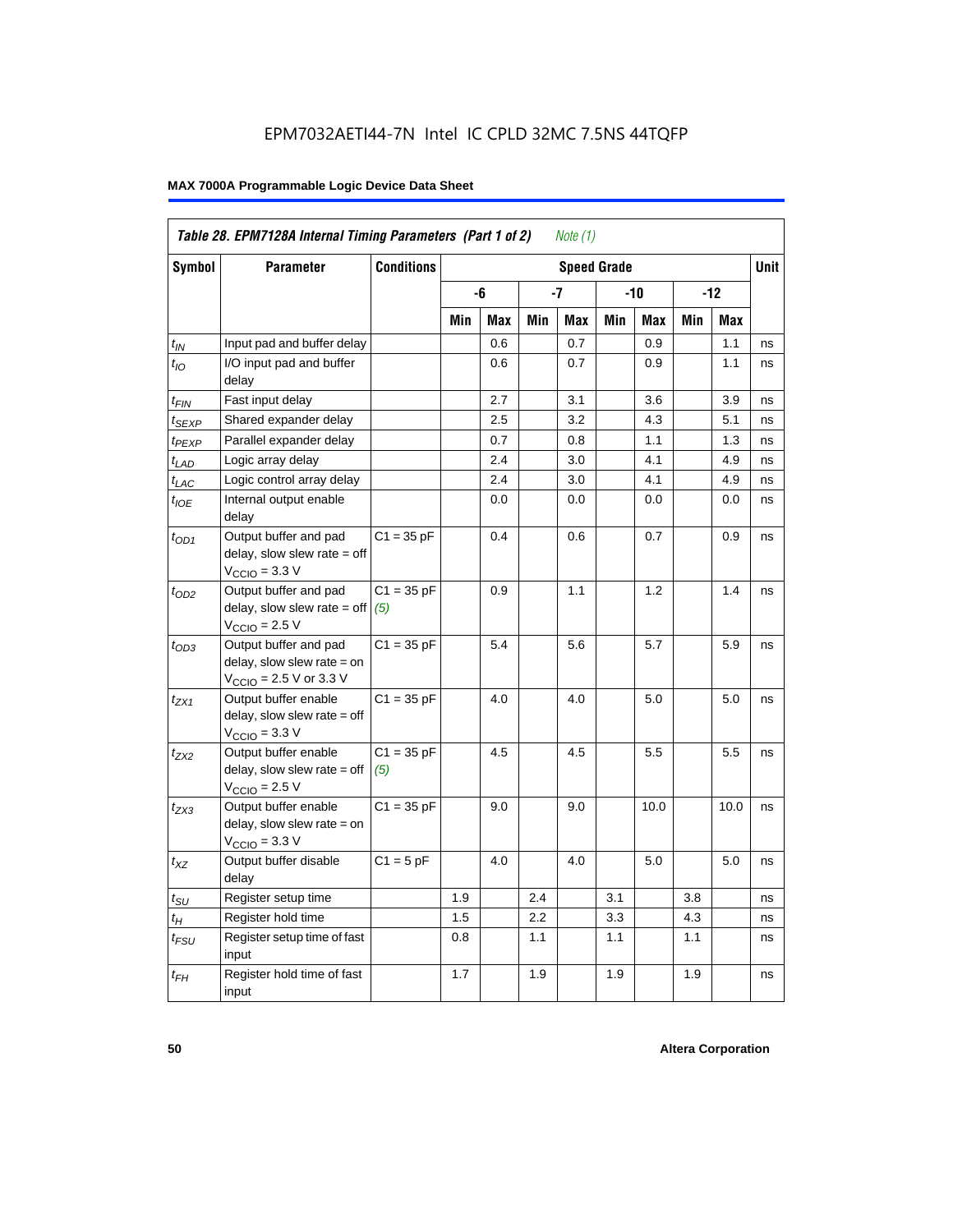EPM7032AETI44-7N Intel IC CPLD 32MC 7.5NS 44TQFP

## MAX 7000A Programmable Logic Device Data Sheet

| *Table 28. EPM7128A Internal Timing Parameters (Part 1 of 2) Note (1)* | | | | | | | | | | | |
|---|---|---|---|---|---|---|---|---|---|---|---|
| **Symbol** | **Parameter** | **Conditions** | **Speed Grade** | | | | | | | | **Unit** |
| | | | **-6** | | **-7** | | **-10** | | **-12** | | |
| | | | **Min** | **Max** | **Min** | **Max** | **Min** | **Max** | **Min** | **Max** | |
| $t_{IN}$ | Input pad and buffer delay | | | 0.6 | | 0.7 | | 0.9 | | 1.1 | ns |
| $t_{IO}$ | I/O input pad and buffer delay | | | 0.6 | | 0.7 | | 0.9 | | 1.1 | ns |
| $t_{FIN}$ | Fast input delay | | | 2.7 | | 3.1 | | 3.6 | | 3.9 | ns |
| $t_{SEXP}$ | Shared expander delay | | | 2.5 | | 3.2 | | 4.3 | | 5.1 | ns |
| $t_{PEXP}$ | Parallel expander delay | | | 0.7 | | 0.8 | | 1.1 | | 1.3 | ns |
| $t_{LAD}$ | Logic array delay | | | 2.4 | | 3.0 | | 4.1 | | 4.9 | ns |
| $t_{LAC}$ | Logic control array delay | | | 2.4 | | 3.0 | | 4.1 | | 4.9 | ns |
| $t_{IOE}$ | Internal output enable delay | | | 0.0 | | 0.0 | | 0.0 | | 0.0 | ns |
| $t_{OD1}$ | Output buffer and pad delay, slow slew rate = off $V_{CCIO}$ = 3.3 V | C1 = 35 pF | | 0.4 | | 0.6 | | 0.7 | | 0.9 | ns |
| $t_{OD2}$ | Output buffer and pad delay, slow slew rate = off $V_{CCIO}$ = 2.5 V | C1 = 35 pF *(5)* | | 0.9 | | 1.1 | | 1.2 | | 1.4 | ns |
| $t_{OD3}$ | Output buffer and pad delay, slow slew rate = on $V_{CCIO}$ = 2.5 V or 3.3 V | C1 = 35 pF | | 5.4 | | 5.6 | | 5.7 | | 5.9 | ns |
| $t_{ZX1}$ | Output buffer enable delay, slow slew rate = off $V_{CCIO}$ = 3.3 V | C1 = 35 pF | | 4.0 | | 4.0 | | 5.0 | | 5.0 | ns |
| $t_{ZX2}$ | Output buffer enable delay, slow slew rate = off $V_{CCIO}$ = 2.5 V | C1 = 35 pF *(5)* | | 4.5 | | 4.5 | | 5.5 | | 5.5 | ns |
| $t_{ZX3}$ | Output buffer enable delay, slow slew rate = on $V_{CCIO}$ = 3.3 V | C1 = 35 pF | | 9.0 | | 9.0 | | 10.0 | | 10.0 | ns |
| $t_{XZ}$ | Output buffer disable delay | C1 = 5 pF | | 4.0 | | 4.0 | | 5.0 | | 5.0 | ns |
| $t_{SU}$ | Register setup time | | 1.9 | | 2.4 | | 3.1 | | 3.8 | | ns |
| $t_{H}$ | Register hold time | | 1.5 | | 2.2 | | 3.3 | | 4.3 | | ns |
| $t_{FSU}$ | Register setup time of fast input | | 0.8 | | 1.1 | | 1.1 | | 1.1 | | ns |
| $t_{FH}$ | Register hold time of fast input | | 1.7 | | 1.9 | | 1.9 | | 1.9 | | ns |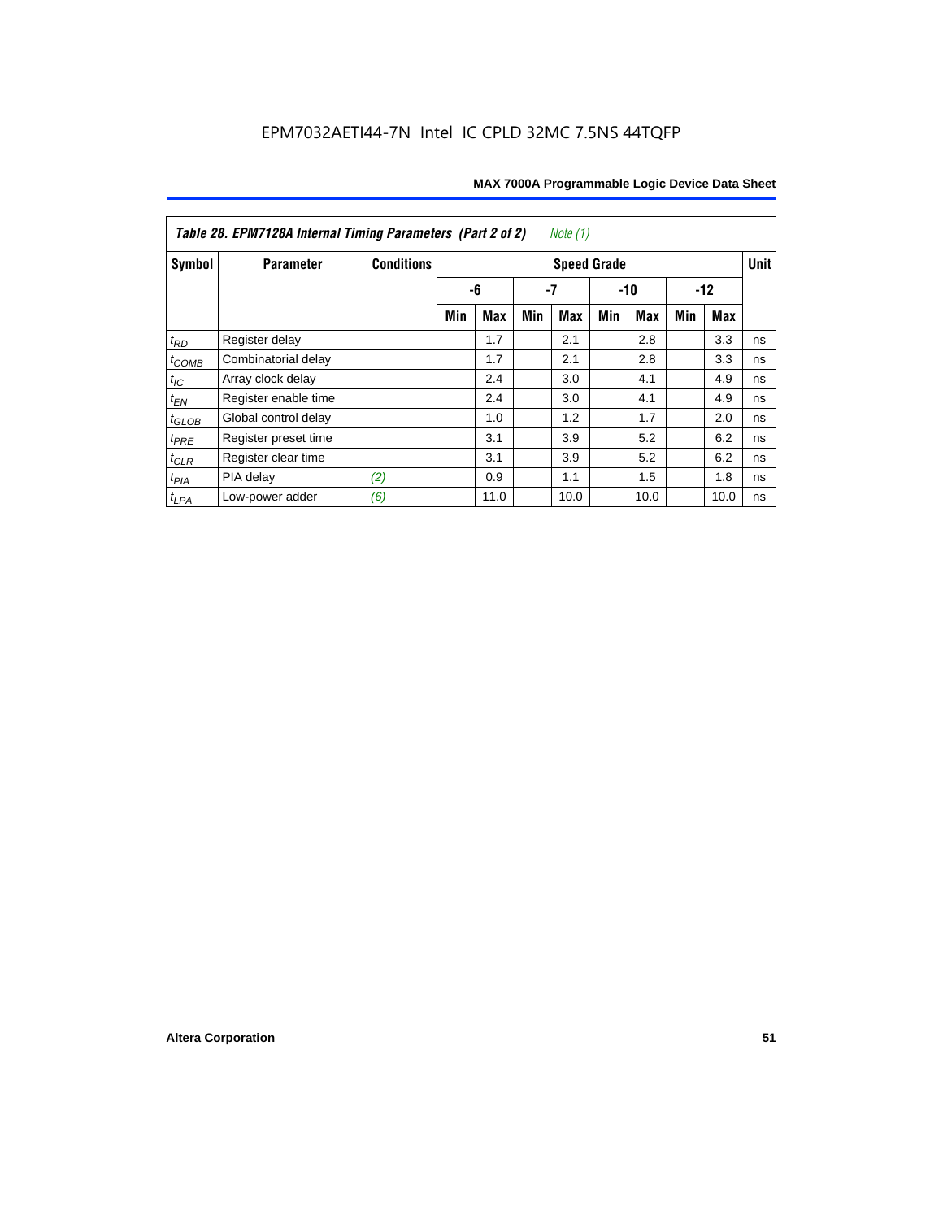EPM7032AETI44-7N Intel IC CPLD 32MC 7.5NS 44TQFP

**Table 28. EPM7128A Internal Timing Parameters (Part 2 of 2)** *Note (1)*

| Symbol | Parameter | Conditions | Speed Grade | | | | | | | | Unit |
|---|---|---|---|---|---|---|---|---|---|---|---|
| | | | -6 | | -7 | | -10 | | -12 | | |
| | | | Min | Max | Min | Max | Min | Max | Min | Max | |
| $t_{RD}$ | Register delay | | | 1.7 | | 2.1 | | 2.8 | | 3.3 | ns |
| $t_{COMB}$ | Combinatorial delay | | | 1.7 | | 2.1 | | 2.8 | | 3.3 | ns |
| $t_{IC}$ | Array clock delay | | | 2.4 | | 3.0 | | 4.1 | | 4.9 | ns |
| $t_{EN}$ | Register enable time | | | 2.4 | | 3.0 | | 4.1 | | 4.9 | ns |
| $t_{GLOB}$ | Global control delay | | | 1.0 | | 1.2 | | 1.7 | | 2.0 | ns |
| $t_{PRE}$ | Register preset time | | | 3.1 | | 3.9 | | 5.2 | | 6.2 | ns |
| $t_{CLR}$ | Register clear time | | | 3.1 | | 3.9 | | 5.2 | | 6.2 | ns |
| $t_{PIA}$ | PIA delay | *(2)* | | 0.9 | | 1.1 | | 1.5 | | 1.8 | ns |
| $t_{LPA}$ | Low-power adder | *(6)* | | 11.0 | | 10.0 | | 10.0 | | 10.0 | ns |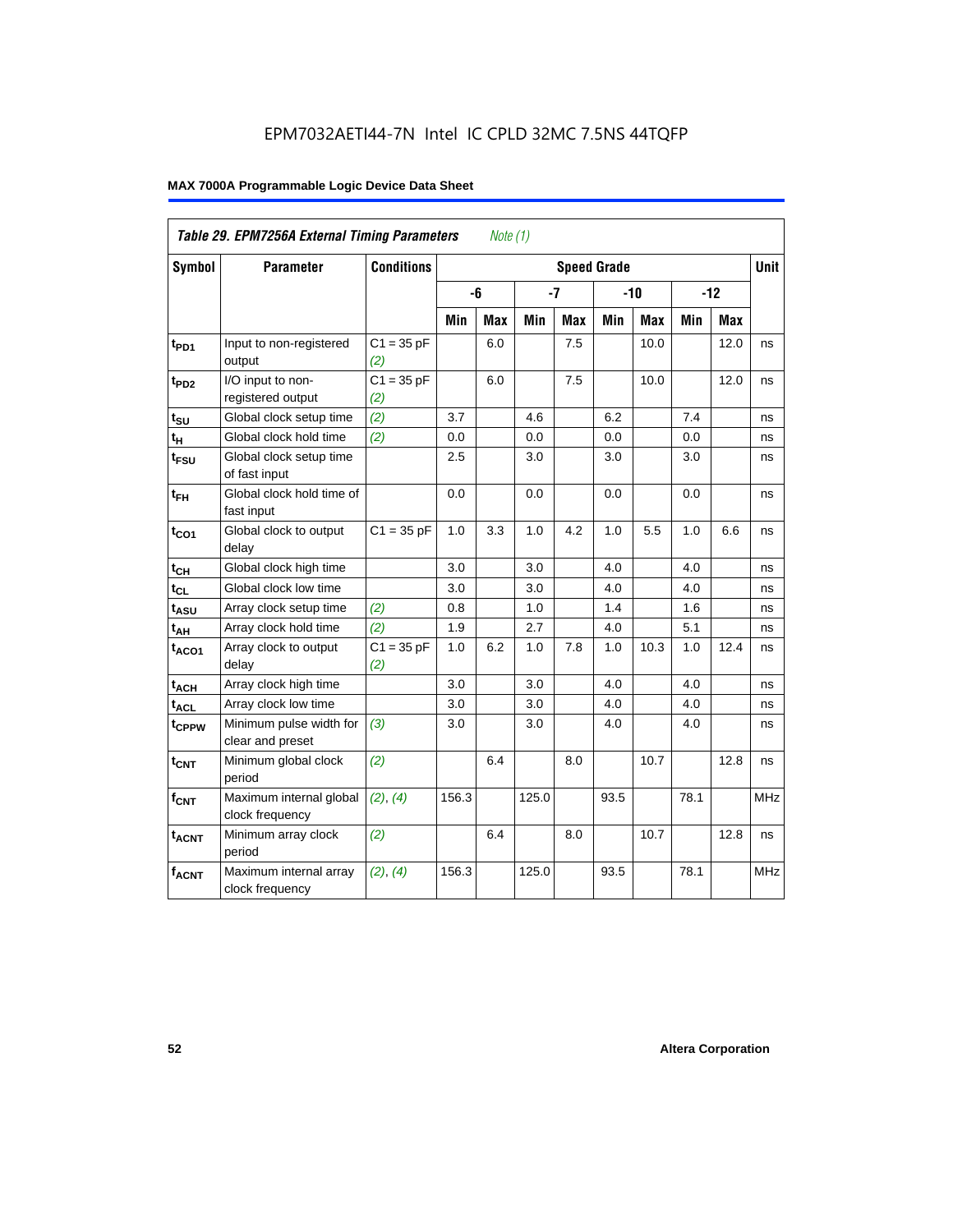EPM7032AETI44-7N Intel IC CPLD 32MC 7.5NS 44TQFP

**MAX 7000A Programmable Logic Device Data Sheet**

| *Table 29. EPM7256A External Timing Parameters* *Note (1)* | | | | | | | | | | | |
|---|---|---|---|---|---|---|---|---|---|---|---|
| **Symbol** | **Parameter** | **Conditions** | **Speed Grade** | | | | | | | | **Unit** |
| | | | **-6** | | **-7** | | **-10** | | **-12** | | |
| | | | **Min** | **Max** | **Min** | **Max** | **Min** | **Max** | **Min** | **Max** | |
| $t_{PD1}$ | Input to non-registered output | C1 = 35 pF *(2)* | | 6.0 | | 7.5 | | 10.0 | | 12.0 | ns |
| $t_{PD2}$ | I/O input to non-registered output | C1 = 35 pF *(2)* | | 6.0 | | 7.5 | | 10.0 | | 12.0 | ns |
| $t_{SU}$ | Global clock setup time | *(2)* | 3.7 | | 4.6 | | 6.2 | | 7.4 | | ns |
| $t_{H}$ | Global clock hold time | *(2)* | 0.0 | | 0.0 | | 0.0 | | 0.0 | | ns |
| $t_{FSU}$ | Global clock setup time of fast input | | 2.5 | | 3.0 | | 3.0 | | 3.0 | | ns |
| $t_{FH}$ | Global clock hold time of fast input | | 0.0 | | 0.0 | | 0.0 | | 0.0 | | ns |
| $t_{CO1}$ | Global clock to output delay | C1 = 35 pF | 1.0 | 3.3 | 1.0 | 4.2 | 1.0 | 5.5 | 1.0 | 6.6 | ns |
| $t_{CH}$ | Global clock high time | | 3.0 | | 3.0 | | 4.0 | | 4.0 | | ns |
| $t_{CL}$ | Global clock low time | | 3.0 | | 3.0 | | 4.0 | | 4.0 | | ns |
| $t_{ASU}$ | Array clock setup time | *(2)* | 0.8 | | 1.0 | | 1.4 | | 1.6 | | ns |
| $t_{AH}$ | Array clock hold time | *(2)* | 1.9 | | 2.7 | | 4.0 | | 5.1 | | ns |
| $t_{ACO1}$ | Array clock to output delay | C1 = 35 pF *(2)* | 1.0 | 6.2 | 1.0 | 7.8 | 1.0 | 10.3 | 1.0 | 12.4 | ns |
| $t_{ACH}$ | Array clock high time | | 3.0 | | 3.0 | | 4.0 | | 4.0 | | ns |
| $t_{ACL}$ | Array clock low time | | 3.0 | | 3.0 | | 4.0 | | 4.0 | | ns |
| $t_{CPPW}$ | Minimum pulse width for clear and preset | *(3)* | 3.0 | | 3.0 | | 4.0 | | 4.0 | | ns |
| $t_{CNT}$ | Minimum global clock period | *(2)* | | 6.4 | | 8.0 | | 10.7 | | 12.8 | ns |
| $f_{CNT}$ | Maximum internal global clock frequency | *(2)*, *(4)* | 156.3 | | 125.0 | | 93.5 | | 78.1 | | MHz |
| $t_{ACNT}$ | Minimum array clock period | *(2)* | | 6.4 | | 8.0 | | 10.7 | | 12.8 | ns |
| $f_{ACNT}$ | Maximum internal array clock frequency | *(2)*, *(4)* | 156.3 | | 125.0 | | 93.5 | | 78.1 | | MHz |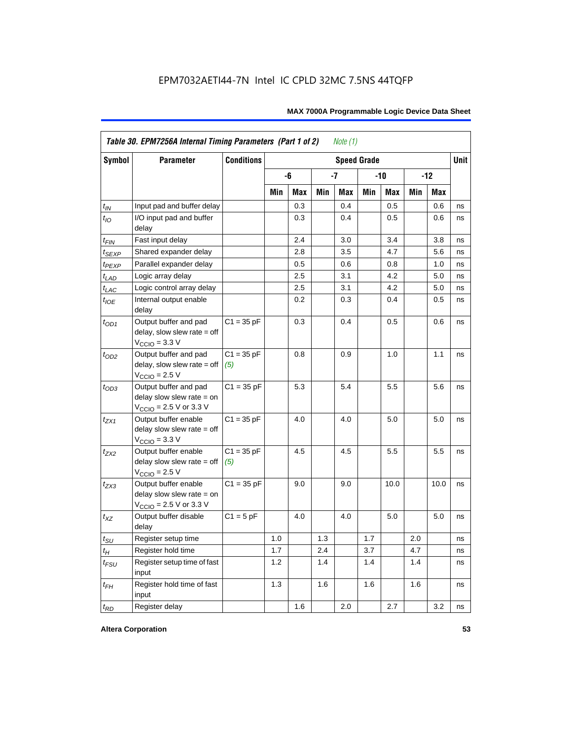**Table 30. EPM7256A Internal Timing Parameters (Part 1 of 2)** *Note (1)*

| Symbol | Parameter | Conditions | Speed Grade | | | | | | | | Unit |
|---|---|---|---|---|---|---|---|---|---|---|---|
| | | | -6 | | -7 | | -10 | | -12 | | |
| | | | Min | Max | Min | Max | Min | Max | Min | Max | |
| $t_{IN}$ | Input pad and buffer delay | | | 0.3 | | 0.4 | | 0.5 | | 0.6 | ns |
| $t_{IO}$ | I/O input pad and buffer delay | | | 0.3 | | 0.4 | | 0.5 | | 0.6 | ns |
| $t_{FIN}$ | Fast input delay | | | 2.4 | | 3.0 | | 3.4 | | 3.8 | ns |
| $t_{SEXP}$ | Shared expander delay | | | 2.8 | | 3.5 | | 4.7 | | 5.6 | ns |
| $t_{PEXP}$ | Parallel expander delay | | | 0.5 | | 0.6 | | 0.8 | | 1.0 | ns |
| $t_{LAD}$ | Logic array delay | | | 2.5 | | 3.1 | | 4.2 | | 5.0 | ns |
| $t_{LAC}$ | Logic control array delay | | | 2.5 | | 3.1 | | 4.2 | | 5.0 | ns |
| $t_{IOE}$ | Internal output enable delay | | | 0.2 | | 0.3 | | 0.4 | | 0.5 | ns |
| $t_{OD1}$ | Output buffer and pad delay, slow slew rate = off $V_{CCIO}$ = 3.3 V | C1 = 35 pF | | 0.3 | | 0.4 | | 0.5 | | 0.6 | ns |
| $t_{OD2}$ | Output buffer and pad delay, slow slew rate = off $V_{CCIO}$ = 2.5 V | C1 = 35 pF *(5)* | | 0.8 | | 0.9 | | 1.0 | | 1.1 | ns |
| $t_{OD3}$ | Output buffer and pad delay slow slew rate = on $V_{CCIO}$ = 2.5 V or 3.3 V | C1 = 35 pF | | 5.3 | | 5.4 | | 5.5 | | 5.6 | ns |
| $t_{ZX1}$ | Output buffer enable delay slow slew rate = off $V_{CCIO}$ = 3.3 V | C1 = 35 pF | | 4.0 | | 4.0 | | 5.0 | | 5.0 | ns |
| $t_{ZX2}$ | Output buffer enable delay slow slew rate = off $V_{CCIO}$ = 2.5 V | C1 = 35 pF *(5)* | | 4.5 | | 4.5 | | 5.5 | | 5.5 | ns |
| $t_{ZX3}$ | Output buffer enable delay slow slew rate = on $V_{CCIO}$ = 2.5 V or 3.3 V | C1 = 35 pF | | 9.0 | | 9.0 | | 10.0 | | 10.0 | ns |
| $t_{XZ}$ | Output buffer disable delay | C1 = 5 pF | | 4.0 | | 4.0 | | 5.0 | | 5.0 | ns |
| $t_{SU}$ | Register setup time | | 1.0 | | 1.3 | | 1.7 | | 2.0 | | ns |
| $t_{H}$ | Register hold time | | 1.7 | | 2.4 | | 3.7 | | 4.7 | | ns |
| $t_{FSU}$ | Register setup time of fast input | | 1.2 | | 1.4 | | 1.4 | | 1.4 | | ns |
| $t_{FH}$ | Register hold time of fast input | | 1.3 | | 1.6 | | 1.6 | | 1.6 | | ns |
| $t_{RD}$ | Register delay | | | 1.6 | | 2.0 | | 2.7 | | 3.2 | ns |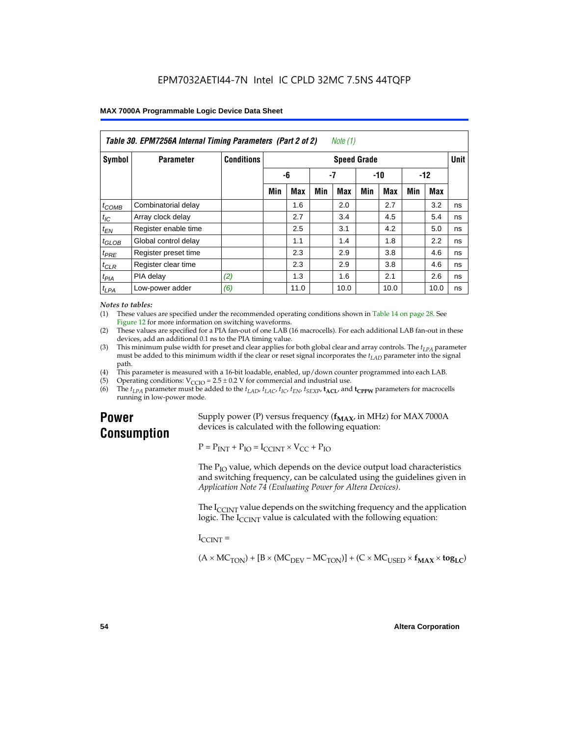| *Table 30. EPM7256A Internal Timing Parameters (Part 2 of 2) Note (1)* | | | | | | | | | | | |
|---|---|---|---|---|---|---|---|---|---|---|---|
| Symbol | Parameter | Conditions | Speed Grade | | | | | | | | Unit |
| | | | -6 | | -7 | | -10 | | -12 | | |
| | | | Min | Max | Min | Max | Min | Max | Min | Max | |
| $t_{COMB}$ | Combinatorial delay | | | 1.6 | | 2.0 | | 2.7 | | 3.2 | ns |
| $t_{IC}$ | Array clock delay | | | 2.7 | | 3.4 | | 4.5 | | 5.4 | ns |
| $t_{EN}$ | Register enable time | | | 2.5 | | 3.1 | | 4.2 | | 5.0 | ns |
| $t_{GLOB}$ | Global control delay | | | 1.1 | | 1.4 | | 1.8 | | 2.2 | ns |
| $t_{PRE}$ | Register preset time | | | 2.3 | | 2.9 | | 3.8 | | 4.6 | ns |
| $t_{CLR}$ | Register clear time | | | 2.3 | | 2.9 | | 3.8 | | 4.6 | ns |
| $t_{PIA}$ | PIA delay | *(2)* | | 1.3 | | 1.6 | | 2.1 | | 2.6 | ns |
| $t_{LPA}$ | Low-power adder | *(6)* | | 11.0 | | 10.0 | | 10.0 | | 10.0 | ns |

*Notes to tables:*

(1) These values are specified under the recommended operating conditions shown in Table 14 on page 28. See Figure 12 for more information on switching waveforms.

(2) These values are specified for a PIA fan-out of one LAB (16 macrocells). For each additional LAB fan-out in these devices, add an additional 0.1 ns to the PIA timing value.

(3) This minimum pulse width for preset and clear applies for both global clear and array controls. The $t_{LPA}$ parameter must be added to this minimum width if the clear or reset signal incorporates the $t_{LAD}$ parameter into the signal path.

(4) This parameter is measured with a 16-bit loadable, enabled, up/down counter programmed into each LAB.

(5) Operating conditions: $V_{CCIO} = 2.5 \pm 0.2$ V for commercial and industrial use.

(6) The $t_{LPA}$ parameter must be added to the $t_{LAD}$, $t_{LAC}$, $t_{IC}$, $t_{EN}$, $t_{SEXP}$, $\mathbf{t_{ACL}}$, and $\mathbf{t_{CPPW}}$ parameters for macrocells running in low-power mode.

## Power Consumption

Supply power (P) versus frequency ($\mathbf{f_{MAX}}$, in MHz) for MAX 7000A devices is calculated with the following equation:

$$P = P_{INT} + P_{IO} = I_{CCINT} \times V_{CC} + P_{IO}$$

The $P_{IO}$ value, which depends on the device output load characteristics and switching frequency, can be calculated using the guidelines given in *Application Note 74 (Evaluating Power for Altera Devices)*.

The $I_{CCINT}$ value depends on the switching frequency and the application logic. The $I_{CCINT}$ value is calculated with the following equation:

$I_{CCINT}$ =

$$(A \times MC_{TON}) + [B \times (MC_{DEV} - MC_{TON})] + (C \times MC_{USED} \times \mathbf{f_{MAX}} \times \mathbf{tog_{LC}})$$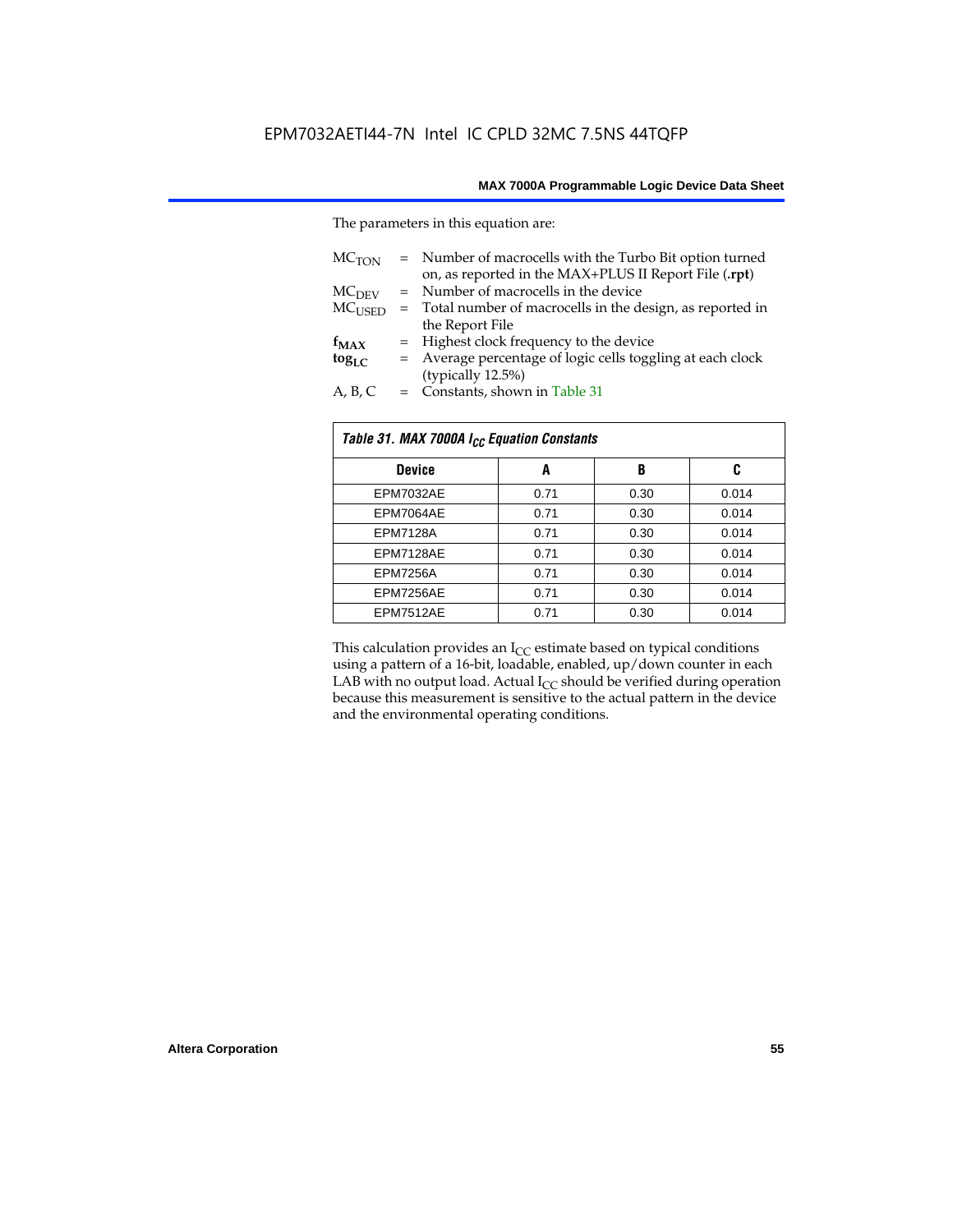The parameters in this equation are:

$MC_{TON}$ = Number of macrocells with the Turbo Bit option turned on, as reported in the MAX+PLUS II Report File (**.rpt**)
$MC_{DEV}$ = Number of macrocells in the device
$MC_{USED}$ = Total number of macrocells in the design, as reported in the Report File
$f_{MAX}$ = Highest clock frequency to the device
$tog_{LC}$ = Average percentage of logic cells toggling at each clock (typically 12.5%)
A, B, C = Constants, shown in Table 31

| *Table 31. MAX 7000A $I_{CC}$ Equation Constants* | | | |
|---|---|---|---|
| **Device** | **A** | **B** | **C** |
| EPM7032AE | 0.71 | 0.30 | 0.014 |
| EPM7064AE | 0.71 | 0.30 | 0.014 |
| EPM7128A | 0.71 | 0.30 | 0.014 |
| EPM7128AE | 0.71 | 0.30 | 0.014 |
| EPM7256A | 0.71 | 0.30 | 0.014 |
| EPM7256AE | 0.71 | 0.30 | 0.014 |
| EPM7512AE | 0.71 | 0.30 | 0.014 |

This calculation provides an $I_{CC}$ estimate based on typical conditions using a pattern of a 16-bit, loadable, enabled, up/down counter in each LAB with no output load. Actual $I_{CC}$ should be verified during operation because this measurement is sensitive to the actual pattern in the device and the environmental operating conditions.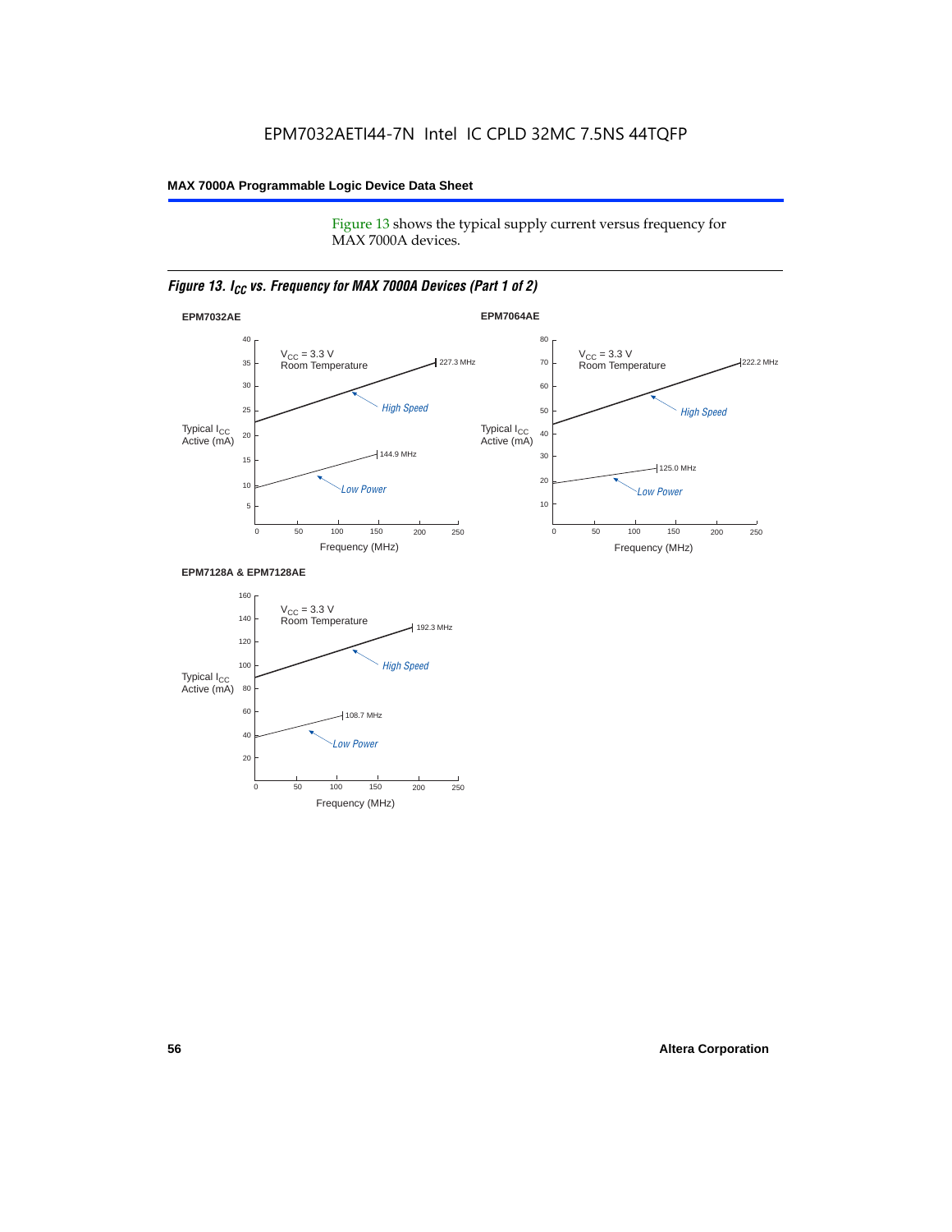EPM7032AETI44-7N Intel IC CPLD 32MC 7.5NS 44TQFP

Figure 13 shows the typical supply current versus frequency for MAX 7000A devices.

*Figure 13. $I_{CC}$ vs. Frequency for MAX 7000A Devices (Part 1 of 2)*

**EPM7032AE**

$V_{CC}$ = 3.3 V
Room Temperature

Typical $I_{CC}$ Active (mA)

Frequency (MHz)

High Speed: 227.3 MHz

Low Power: 144.9 MHz

**EPM7064AE**

$V_{CC}$ = 3.3 V
Room Temperature

Typical $I_{CC}$ Active (mA)

Frequency (MHz)

High Speed: 222.2 MHz

Low Power: 125.0 MHz

**EPM7128A & EPM7128AE**

$V_{CC}$ = 3.3 V
Room Temperature

Typical $I_{CC}$ Active (mA)

Frequency (MHz)

High Speed: 192.3 MHz

Low Power: 108.7 MHz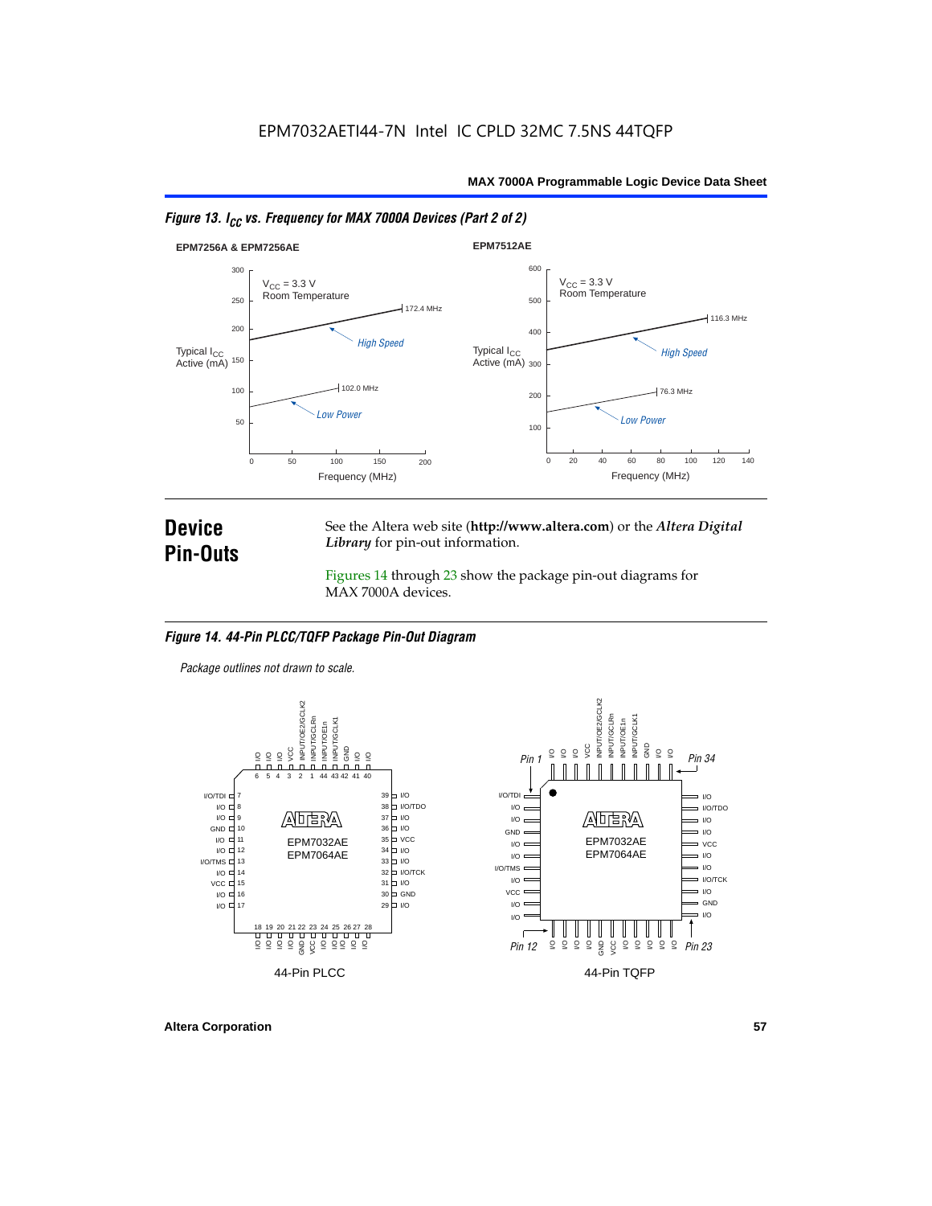EPM7032AETI44-7N Intel IC CPLD 32MC 7.5NS 44TQFP

*Figure 13. $I_{CC}$ vs. Frequency for MAX 7000A Devices (Part 2 of 2)*

**EPM7256A & EPM7256AE**

$V_{CC}$ = 3.3 V
Room Temperature

Typical $I_{CC}$ Active (mA)

High Speed — 172.4 MHz

Low Power — 102.0 MHz

Frequency (MHz)

**EPM7512AE**

$V_{CC}$ = 3.3 V
Room Temperature

Typical $I_{CC}$ Active (mA)

High Speed — 116.3 MHz

Low Power — 76.3 MHz

Frequency (MHz)

# Device Pin-Outs

See the Altera web site (**http://www.altera.com**) or the ***Altera Digital Library*** for pin-out information.

Figures 14 through 23 show the package pin-out diagrams for MAX 7000A devices.

*Figure 14. 44-Pin PLCC/TQFP Package Pin-Out Diagram*

*Package outlines not drawn to scale.*

EPM7032AE
EPM7064AE

44-Pin PLCC

44-Pin TQFP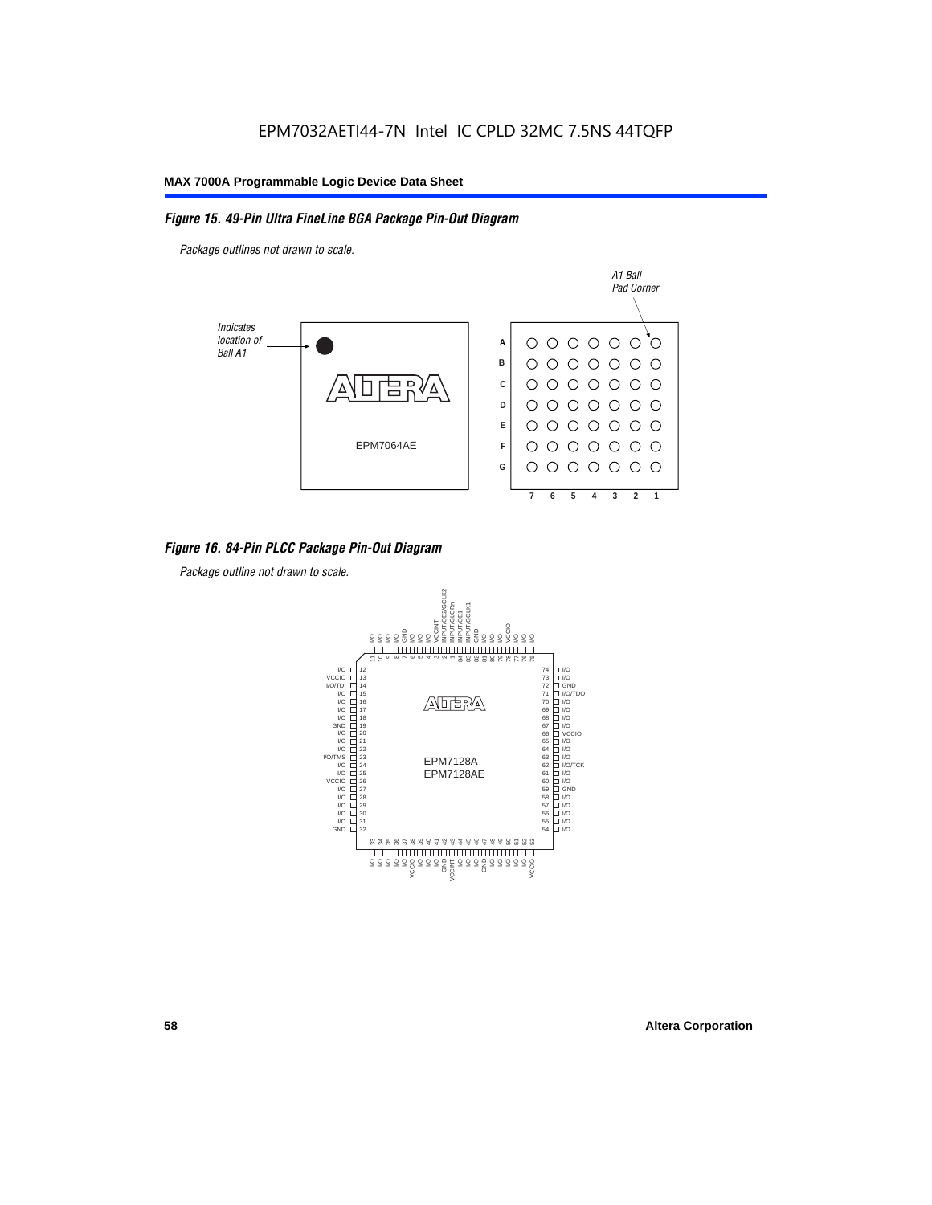EPM7032AETI44-7N Intel IC CPLD 32MC 7.5NS 44TQFP

*Figure 15. 49-Pin Ultra FineLine BGA Package Pin-Out Diagram*

*Package outlines not drawn to scale.*

*Indicates location of Ball A1*

EPM7064AE

*A1 Ball Pad Corner*

A B C D E F G

7 6 5 4 3 2 1

*Figure 16. 84-Pin PLCC Package Pin-Out Diagram*

*Package outline not drawn to scale.*

EPM7128A
EPM7128AE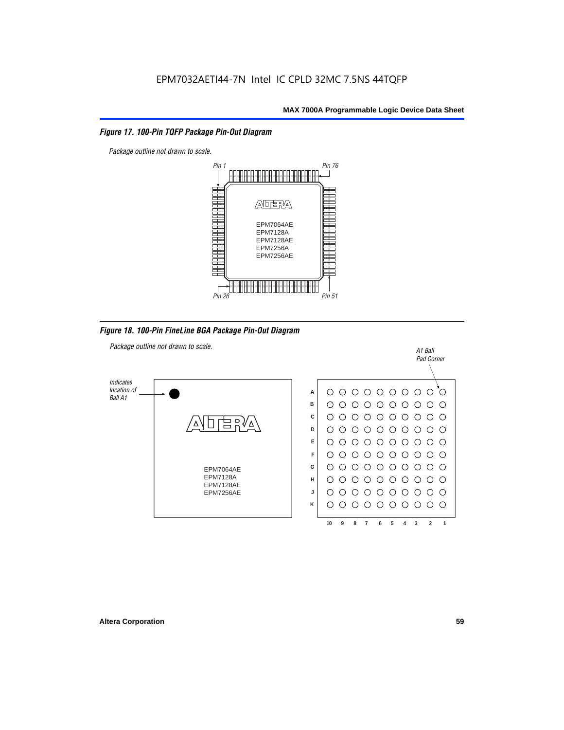## Figure 17. 100-Pin TQFP Package Pin-Out Diagram

*Package outline not drawn to scale.*

Pin 1 | Pin 76 | Pin 26 | Pin 51

EPM7064AE
EPM7128A
EPM7128AE
EPM7256A
EPM7256AE

## Figure 18. 100-Pin FineLine BGA Package Pin-Out Diagram

*Package outline not drawn to scale.*

*Indicates location of Ball A1*

*A1 Ball Pad Corner*

EPM7064AE
EPM7128A
EPM7128AE
EPM7256AE

Rows: A B C D E F G H J K

Columns: 10 9 8 7 6 5 4 3 2 1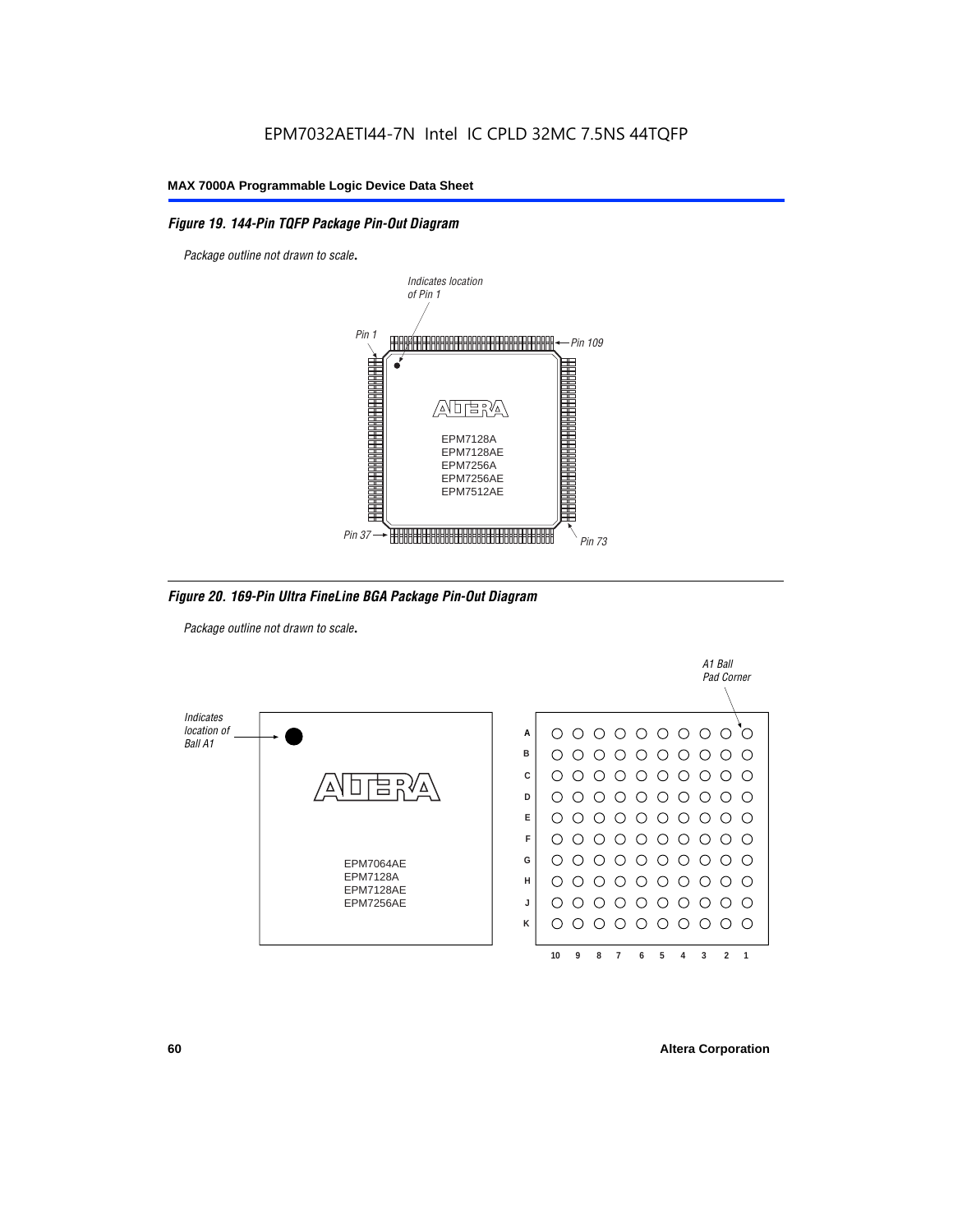### *Figure 19. 144-Pin TQFP Package Pin-Out Diagram*

*Package outline not drawn to scale.*

*Indicates location of Pin 1*

*Pin 1*

*Pin 109*

EPM7128A
EPM7128AE
EPM7256A
EPM7256AE
EPM7512AE

*Pin 37*

*Pin 73*

### *Figure 20. 169-Pin Ultra FineLine BGA Package Pin-Out Diagram*

*Package outline not drawn to scale.*

*Indicates location of Ball A1*

EPM7064AE
EPM7128A
EPM7128AE
EPM7256AE

*A1 Ball Pad Corner*

A B C D E F G H J K

10 9 8 7 6 5 4 3 2 1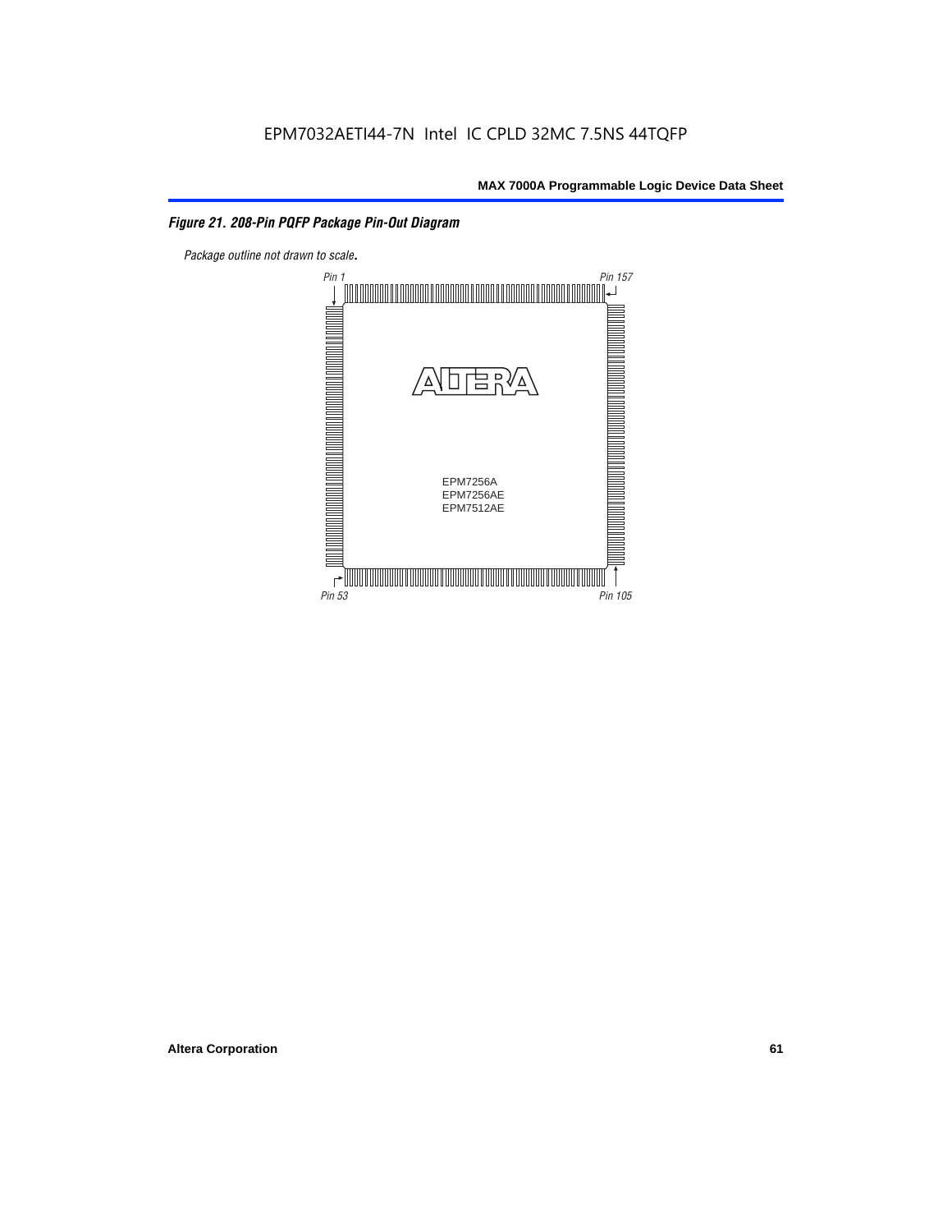EPM7032AETI44-7N Intel IC CPLD 32MC 7.5NS 44TQFP

*Figure 21. 208-Pin PQFP Package Pin-Out Diagram*

*Package outline not drawn to scale.*

Pin 1

Pin 157

EPM7256A
EPM7256AE
EPM7512AE

Pin 53

Pin 105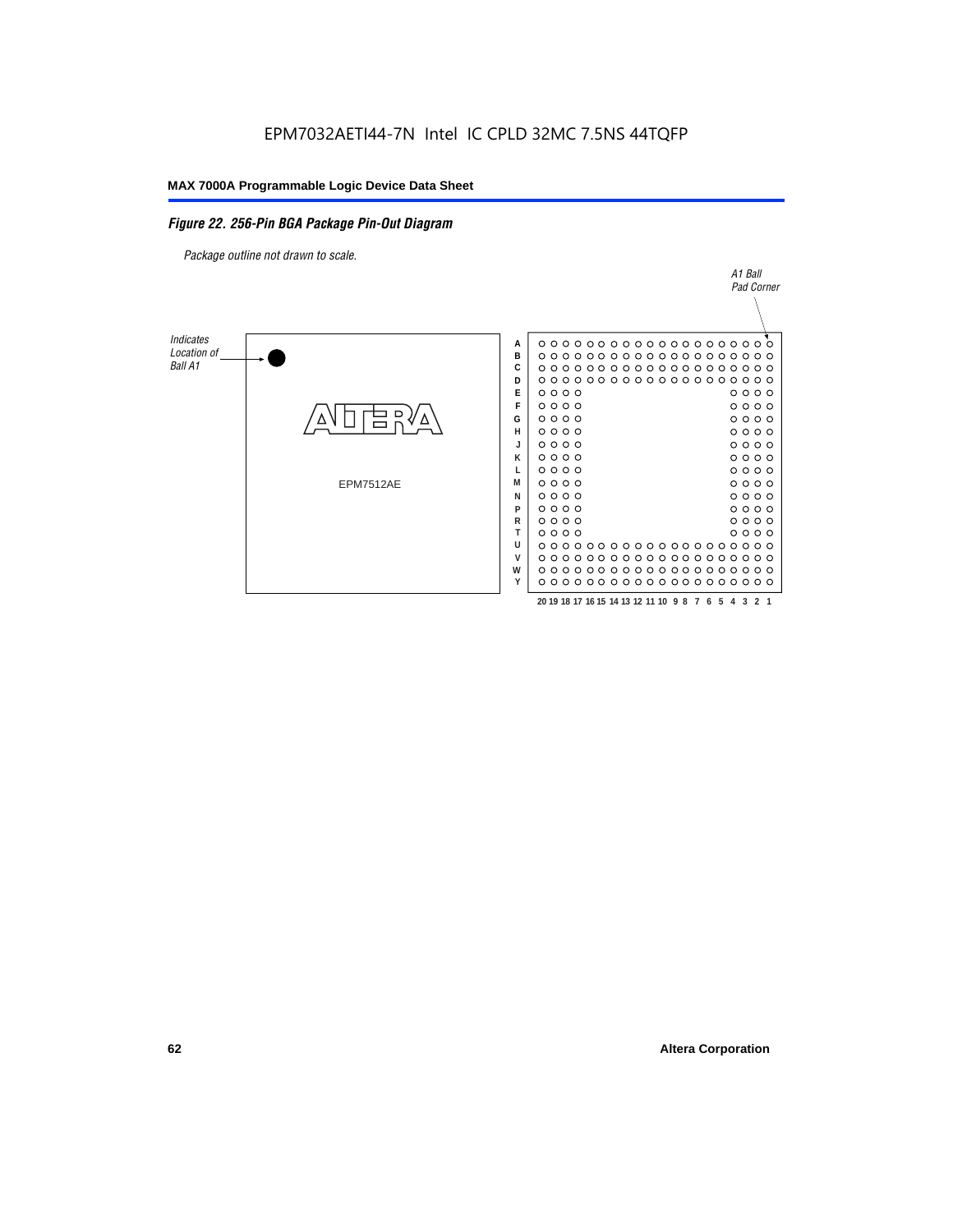EPM7032AETI44-7N Intel IC CPLD 32MC 7.5NS 44TQFP

*Figure 22. 256-Pin BGA Package Pin-Out Diagram*

*Package outline not drawn to scale.*

*A1 Ball Pad Corner*

*Indicates Location of Ball A1*

EPM7512AE

A B C D E F G H J K L M N P R T U V W Y

20 19 18 17 16 15 14 13 12 11 10 9 8 7 6 5 4 3 2 1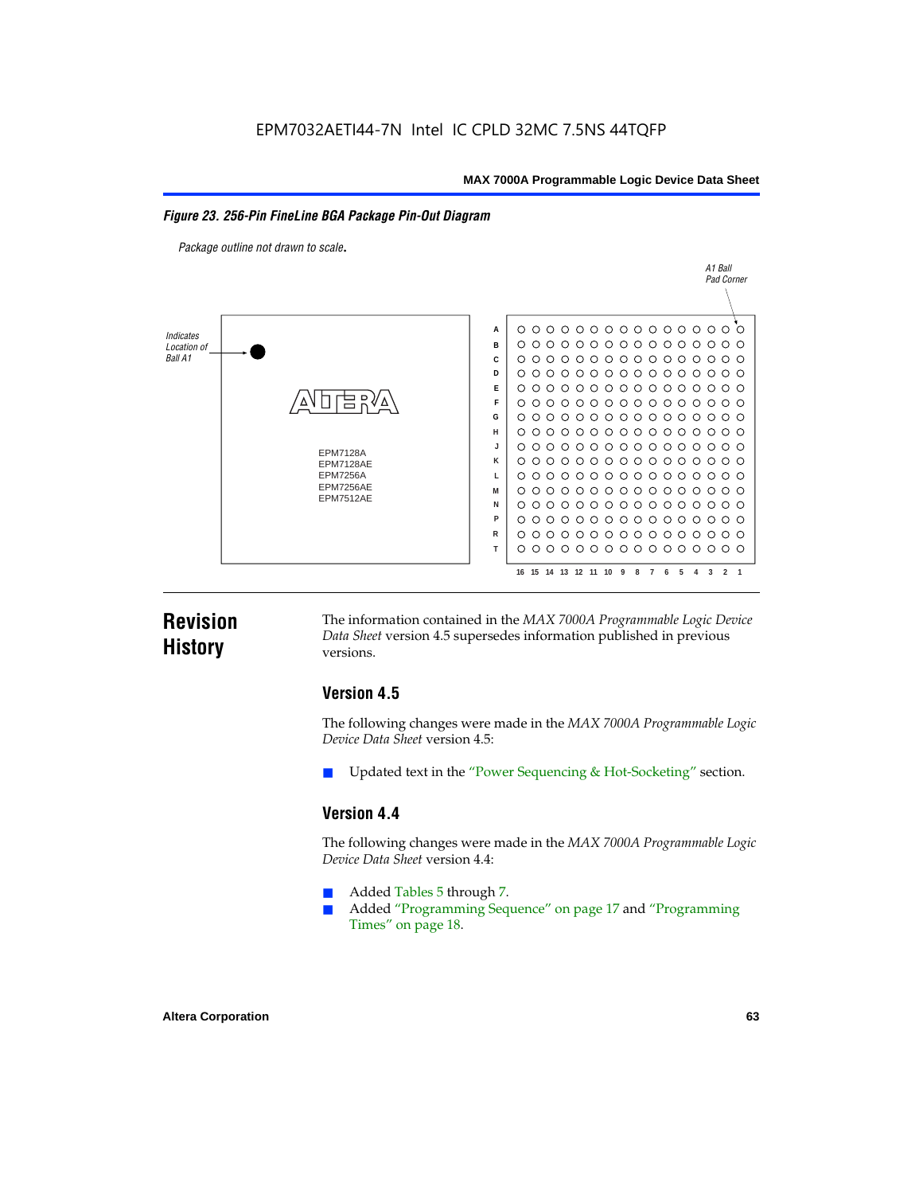**Figure 23. 256-Pin FineLine BGA Package Pin-Out Diagram**

*Package outline not drawn to scale.*

Indicates Location of Ball A1

EPM7128A
EPM7128AE
EPM7256A
EPM7256AE
EPM7512AE

A1 Ball Pad Corner

# Revision History

The information contained in the *MAX 7000A Programmable Logic Device Data Sheet* version 4.5 supersedes information published in previous versions.

## Version 4.5

The following changes were made in the *MAX 7000A Programmable Logic Device Data Sheet* version 4.5:

- Updated text in the "Power Sequencing & Hot-Socketing" section.

## Version 4.4

The following changes were made in the *MAX 7000A Programmable Logic Device Data Sheet* version 4.4:

- Added Tables 5 through 7.
- Added "Programming Sequence" on page 17 and "Programming Times" on page 18.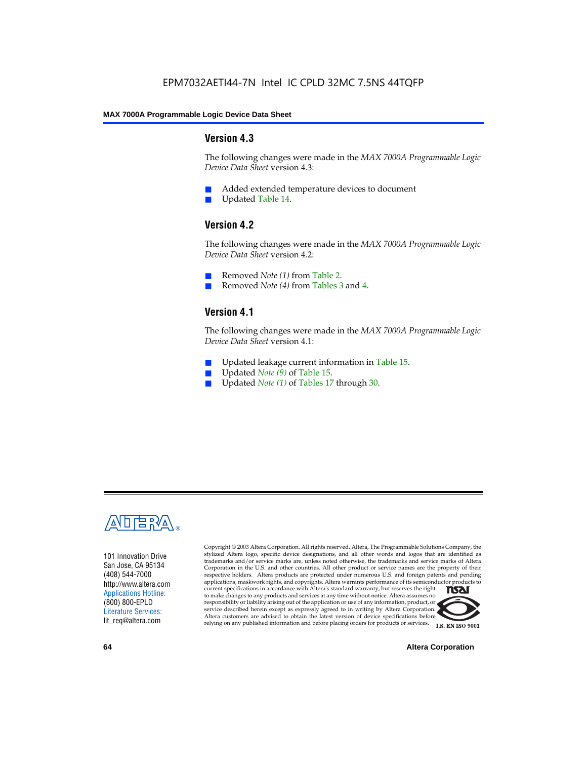## Version 4.3

The following changes were made in the *MAX 7000A Programmable Logic Device Data Sheet* version 4.3:

- Added extended temperature devices to document
- Updated Table 14.

## Version 4.2

The following changes were made in the *MAX 7000A Programmable Logic Device Data Sheet* version 4.2:

- Removed *Note (1)* from Table 2.
- Removed *Note (4)* from Tables 3 and 4.

## Version 4.1

The following changes were made in the *MAX 7000A Programmable Logic Device Data Sheet* version 4.1:

- Updated leakage current information in Table 15.
- Updated *Note (9)* of Table 15.
- Updated *Note (1)* of Tables 17 through 30.

101 Innovation Drive
San Jose, CA 95134
(408) 544-7000
http://www.altera.com
Applications Hotline:
(800) 800-EPLD
Literature Services:
lit_req@altera.com

Copyright © 2003 Altera Corporation. All rights reserved. Altera, The Programmable Solutions Company, the stylized Altera logo, specific device designations, and all other words and logos that are identified as trademarks and/or service marks are, unless noted otherwise, the trademarks and service marks of Altera Corporation in the U.S. and other countries. All other product or service names are the property of their respective holders. Altera products are protected under numerous U.S. and foreign patents and pending applications, maskwork rights, and copyrights. Altera warrants performance of its semiconductor products to current specifications in accordance with Altera's standard warranty, but reserves the right to make changes to any products and services at any time without notice. Altera assumes no responsibility or liability arising out of the application or use of any information, product, or service described herein except as expressly agreed to in writing by Altera Corporation. Altera customers are advised to obtain the latest version of device specifications before relying on any published information and before placing orders for products or services.

I.S. EN ISO 9001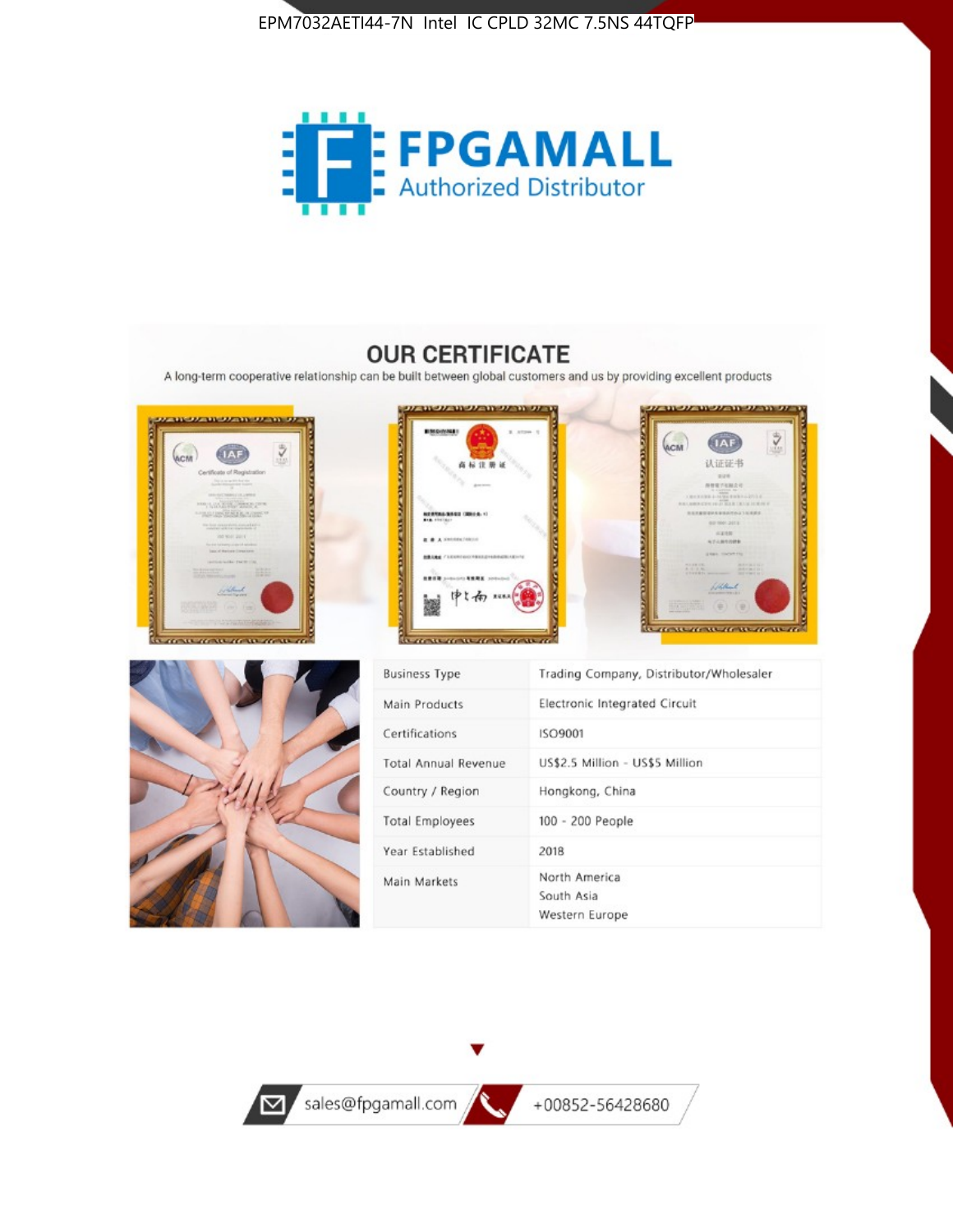FPGAMALL
Authorized Distributor

## OUR CERTIFICATE

A long-term cooperative relationship can be built between global customers and us by providing excellent products

| | |
|---|---|
| Business Type | Trading Company, Distributor/Wholesaler |
| Main Products | Electronic Integrated Circuit |
| Certifications | ISO9001 |
| Total Annual Revenue | US$2.5 Million - US$5 Million |
| Country / Region | Hongkong, China |
| Total Employees | 100 - 200 People |
| Year Established | 2018 |
| Main Markets | North America<br>South Asia<br>Western Europe |

sales@fpgamall.com
+00852-56428680